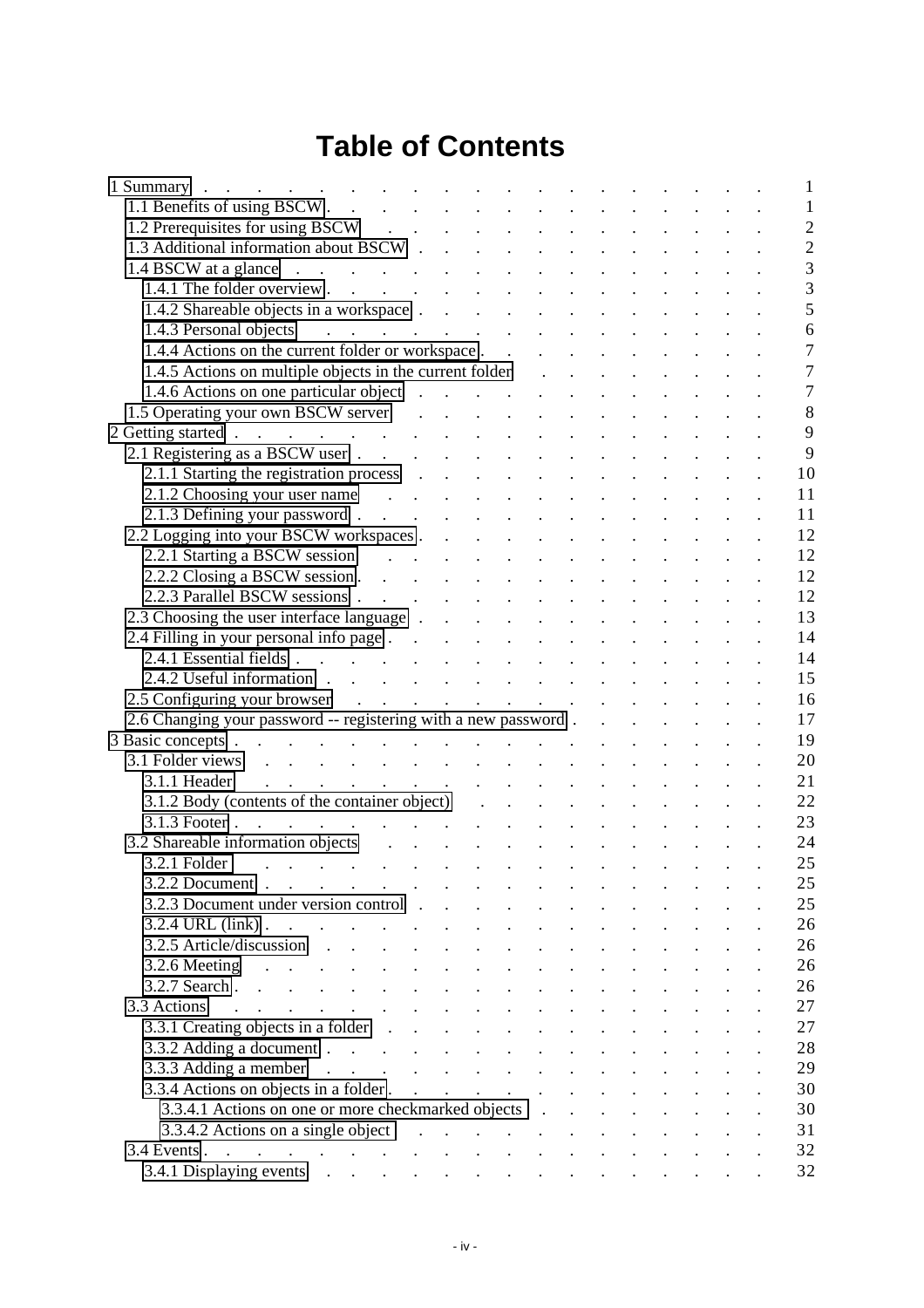# Table of Contents

- 1 Summary . . . 1
  - 1.1 Benefits of using BSCW . . . 1
  - 1.2 Prerequisites for using BSCW . . . 2
  - 1.3 Additional information about BSCW . . . 2
  - 1.4 BSCW at a glance . . . 3
    - 1.4.1 The folder overview . . . 3
    - 1.4.2 Shareable objects in a workspace . . . 5
    - 1.4.3 Personal objects . . . 6
    - 1.4.4 Actions on the current folder or workspace . . . 7
    - 1.4.5 Actions on multiple objects in the current folder . . . 7
    - 1.4.6 Actions on one particular object . . . 7
  - 1.5 Operating your own BSCW server . . . 8
- 2 Getting started . . . 9
  - 2.1 Registering as a BSCW user . . . 9
    - 2.1.1 Starting the registration process . . . 10
    - 2.1.2 Choosing your user name . . . 11
    - 2.1.3 Defining your password . . . 11
  - 2.2 Logging into your BSCW workspaces . . . 12
    - 2.2.1 Starting a BSCW session . . . 12
    - 2.2.2 Closing a BSCW session . . . 12
    - 2.2.3 Parallel BSCW sessions . . . 12
  - 2.3 Choosing the user interface language . . . 13
  - 2.4 Filling in your personal info page . . . 14
    - 2.4.1 Essential fields . . . 14
    - 2.4.2 Useful information . . . 15
  - 2.5 Configuring your browser . . . 16
  - 2.6 Changing your password -- registering with a new password . . . 17
- 3 Basic concepts . . . 19
  - 3.1 Folder views . . . 20
    - 3.1.1 Header . . . 21
    - 3.1.2 Body (contents of the container object) . . . 22
    - 3.1.3 Footer . . . 23
  - 3.2 Shareable information objects . . . 24
    - 3.2.1 Folder . . . 25
    - 3.2.2 Document . . . 25
    - 3.2.3 Document under version control . . . 25
    - 3.2.4 URL (link) . . . 26
    - 3.2.5 Article/discussion . . . 26
    - 3.2.6 Meeting . . . 26
    - 3.2.7 Search . . . 26
  - 3.3 Actions . . . 27
    - 3.3.1 Creating objects in a folder . . . 27
    - 3.3.2 Adding a document . . . 28
    - 3.3.3 Adding a member . . . 29
    - 3.3.4 Actions on objects in a folder . . . 30
      - 3.3.4.1 Actions on one or more checkmarked objects . . . 30
      - 3.3.4.2 Actions on a single object . . . 31
  - 3.4 Events . . . 32
    - 3.4.1 Displaying events . . . 32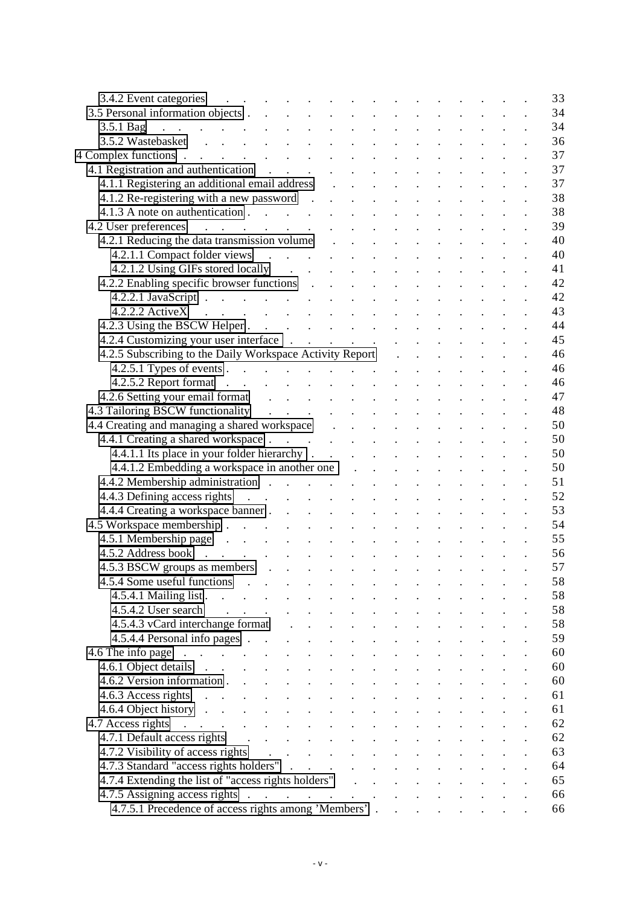- 3.4.2 Event categories . . . 33
- 3.5 Personal information objects . . . 34
  - 3.5.1 Bag . . . 34
  - 3.5.2 Wastebasket . . . 36
- 4 Complex functions . . . 37
  - 4.1 Registration and authentication . . . 37
    - 4.1.1 Registering an additional email address . . . 37
    - 4.1.2 Re-registering with a new password . . . 38
    - 4.1.3 A note on authentication . . . 38
  - 4.2 User preferences . . . 39
    - 4.2.1 Reducing the data transmission volume . . . 40
      - 4.2.1.1 Compact folder views . . . 40
      - 4.2.1.2 Using GIFs stored locally . . . 41
    - 4.2.2 Enabling specific browser functions . . . 42
      - 4.2.2.1 JavaScript . . . 42
      - 4.2.2.2 ActiveX . . . 43
    - 4.2.3 Using the BSCW Helper . . . 44
    - 4.2.4 Customizing your user interface . . . 45
    - 4.2.5 Subscribing to the Daily Workspace Activity Report . . . 46
      - 4.2.5.1 Types of events . . . 46
      - 4.2.5.2 Report format . . . 46
    - 4.2.6 Setting your email format . . . 47
  - 4.3 Tailoring BSCW functionality . . . 48
  - 4.4 Creating and managing a shared workspace . . . 50
    - 4.4.1 Creating a shared workspace . . . 50
      - 4.4.1.1 Its place in your folder hierarchy . . . 50
      - 4.4.1.2 Embedding a workspace in another one . . . 50
    - 4.4.2 Membership administration . . . 51
    - 4.4.3 Defining access rights . . . 52
    - 4.4.4 Creating a workspace banner . . . 53
  - 4.5 Workspace membership . . . 54
    - 4.5.1 Membership page . . . 55
    - 4.5.2 Address book . . . 56
    - 4.5.3 BSCW groups as members . . . 57
    - 4.5.4 Some useful functions . . . 58
      - 4.5.4.1 Mailing list . . . 58
      - 4.5.4.2 User search . . . 58
      - 4.5.4.3 vCard interchange format . . . 58
      - 4.5.4.4 Personal info pages . . . 59
  - 4.6 The info page . . . 60
    - 4.6.1 Object details . . . 60
    - 4.6.2 Version information . . . 60
    - 4.6.3 Access rights . . . 61
    - 4.6.4 Object history . . . 61
  - 4.7 Access rights . . . 62
    - 4.7.1 Default access rights . . . 62
    - 4.7.2 Visibility of access rights . . . 63
    - 4.7.3 Standard "access rights holders" . . . 64
    - 4.7.4 Extending the list of "access rights holders" . . . 65
    - 4.7.5 Assigning access rights . . . 66
      - 4.7.5.1 Precedence of access rights among 'Members' . . . 66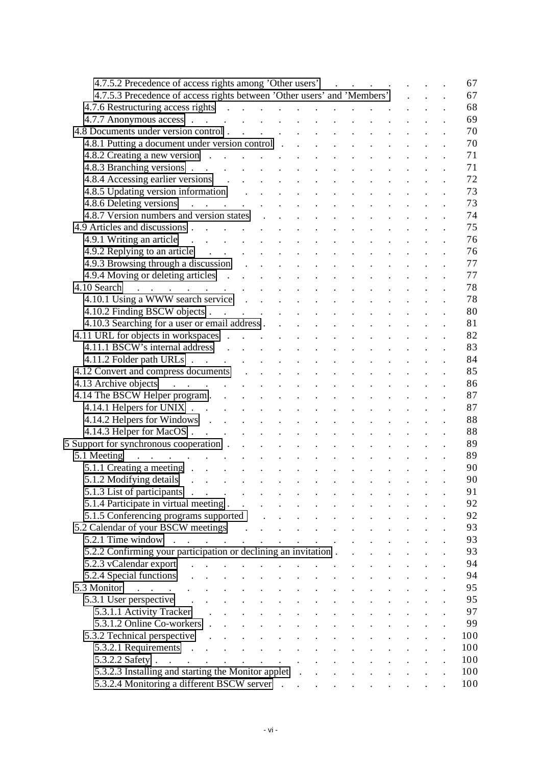4.7.5.2 Precedence of access rights among 'Other users' . . . . . . . . 67
4.7.5.3 Precedence of access rights between 'Other users' and 'Members' . . . 67
4.7.6 Restructuring access rights . . . . . . . . . . . . . . . . 68
4.7.7 Anonymous access . . . . . . . . . . . . . . . . . . . 69
4.8 Documents under version control . . . . . . . . . . . . . . . . 70
4.8.1 Putting a document under version control . . . . . . . . . . . . 70
4.8.2 Creating a new version . . . . . . . . . . . . . . . . . 71
4.8.3 Branching versions . . . . . . . . . . . . . . . . . . . 71
4.8.4 Accessing earlier versions . . . . . . . . . . . . . . . . . 72
4.8.5 Updating version information . . . . . . . . . . . . . . . 73
4.8.6 Deleting versions . . . . . . . . . . . . . . . . . . . 73
4.8.7 Version numbers and version states . . . . . . . . . . . . . 74
4.9 Articles and discussions . . . . . . . . . . . . . . . . . . . 75
4.9.1 Writing an article . . . . . . . . . . . . . . . . . . . 76
4.9.2 Replying to an article . . . . . . . . . . . . . . . . . . 76
4.9.3 Browsing through a discussion . . . . . . . . . . . . . . . 77
4.9.4 Moving or deleting articles . . . . . . . . . . . . . . . . 77
4.10 Search . . . . . . . . . . . . . . . . . . . . . . . . 78
4.10.1 Using a WWW search service . . . . . . . . . . . . . . . 78
4.10.2 Finding BSCW objects . . . . . . . . . . . . . . . . . 80
4.10.3 Searching for a user or email address . . . . . . . . . . . . 81
4.11 URL for objects in workspaces . . . . . . . . . . . . . . . . 82
4.11.1 BSCW's internal address . . . . . . . . . . . . . . . . 83
4.11.2 Folder path URLs . . . . . . . . . . . . . . . . . . . 84
4.12 Convert and compress documents . . . . . . . . . . . . . . . 85
4.13 Archive objects . . . . . . . . . . . . . . . . . . . . . 86
4.14 The BSCW Helper program . . . . . . . . . . . . . . . . . 87
4.14.1 Helpers for UNIX . . . . . . . . . . . . . . . . . . . 87
4.14.2 Helpers for Windows . . . . . . . . . . . . . . . . . . 88
4.14.3 Helper for MacOS . . . . . . . . . . . . . . . . . . . 88
5 Support for synchronous cooperation . . . . . . . . . . . . . . . . 89
5.1 Meeting . . . . . . . . . . . . . . . . . . . . . . . . 89
5.1.1 Creating a meeting . . . . . . . . . . . . . . . . . . . 90
5.1.2 Modifying details . . . . . . . . . . . . . . . . . . . 90
5.1.3 List of participants . . . . . . . . . . . . . . . . . . . 91
5.1.4 Participate in virtual meeting . . . . . . . . . . . . . . . 92
5.1.5 Conferencing programs supported . . . . . . . . . . . . . . 92
5.2 Calendar of your BSCW meetings . . . . . . . . . . . . . . . . 93
5.2.1 Time window . . . . . . . . . . . . . . . . . . . . . 93
5.2.2 Confirming your participation or declining an invitation . . . . . . . 93
5.2.3 vCalendar export . . . . . . . . . . . . . . . . . . . 94
5.2.4 Special functions . . . . . . . . . . . . . . . . . . . 94
5.3 Monitor . . . . . . . . . . . . . . . . . . . . . . . . 95
5.3.1 User perspective . . . . . . . . . . . . . . . . . . . . 95
5.3.1.1 Activity Tracker . . . . . . . . . . . . . . . . . . 97
5.3.1.2 Online Co-workers . . . . . . . . . . . . . . . . . 99
5.3.2 Technical perspective . . . . . . . . . . . . . . . . . . 100
5.3.2.1 Requirements . . . . . . . . . . . . . . . . . . . 100
5.3.2.2 Safety . . . . . . . . . . . . . . . . . . . . . . 100
5.3.2.3 Installing and starting the Monitor applet . . . . . . . . . . 100
5.3.2.4 Monitoring a different BSCW server . . . . . . . . . . . . 100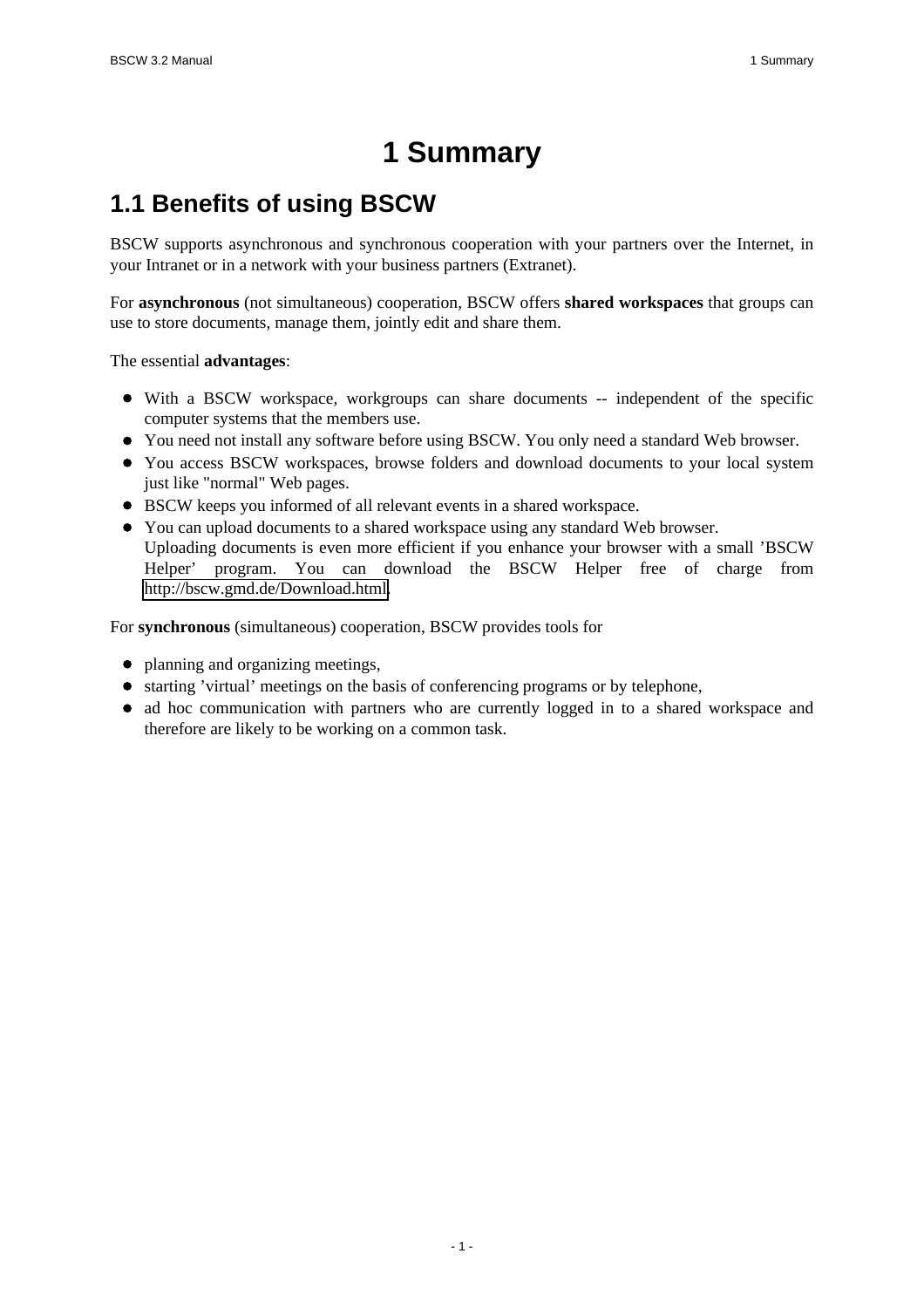# 1 Summary

## 1.1 Benefits of using BSCW

BSCW supports asynchronous and synchronous cooperation with your partners over the Internet, in your Intranet or in a network with your business partners (Extranet).

For **asynchronous** (not simultaneous) cooperation, BSCW offers **shared workspaces** that groups can use to store documents, manage them, jointly edit and share them.

The essential **advantages**:

- With a BSCW workspace, workgroups can share documents -- independent of the specific computer systems that the members use.
- You need not install any software before using BSCW. You only need a standard Web browser.
- You access BSCW workspaces, browse folders and download documents to your local system just like "normal" Web pages.
- BSCW keeps you informed of all relevant events in a shared workspace.
- You can upload documents to a shared workspace using any standard Web browser.
  Uploading documents is even more efficient if you enhance your browser with a small 'BSCW Helper' program. You can download the BSCW Helper free of charge from http://bscw.gmd.de/Download.html.

For **synchronous** (simultaneous) cooperation, BSCW provides tools for

- planning and organizing meetings,
- starting 'virtual' meetings on the basis of conferencing programs or by telephone,
- ad hoc communication with partners who are currently logged in to a shared workspace and therefore are likely to be working on a common task.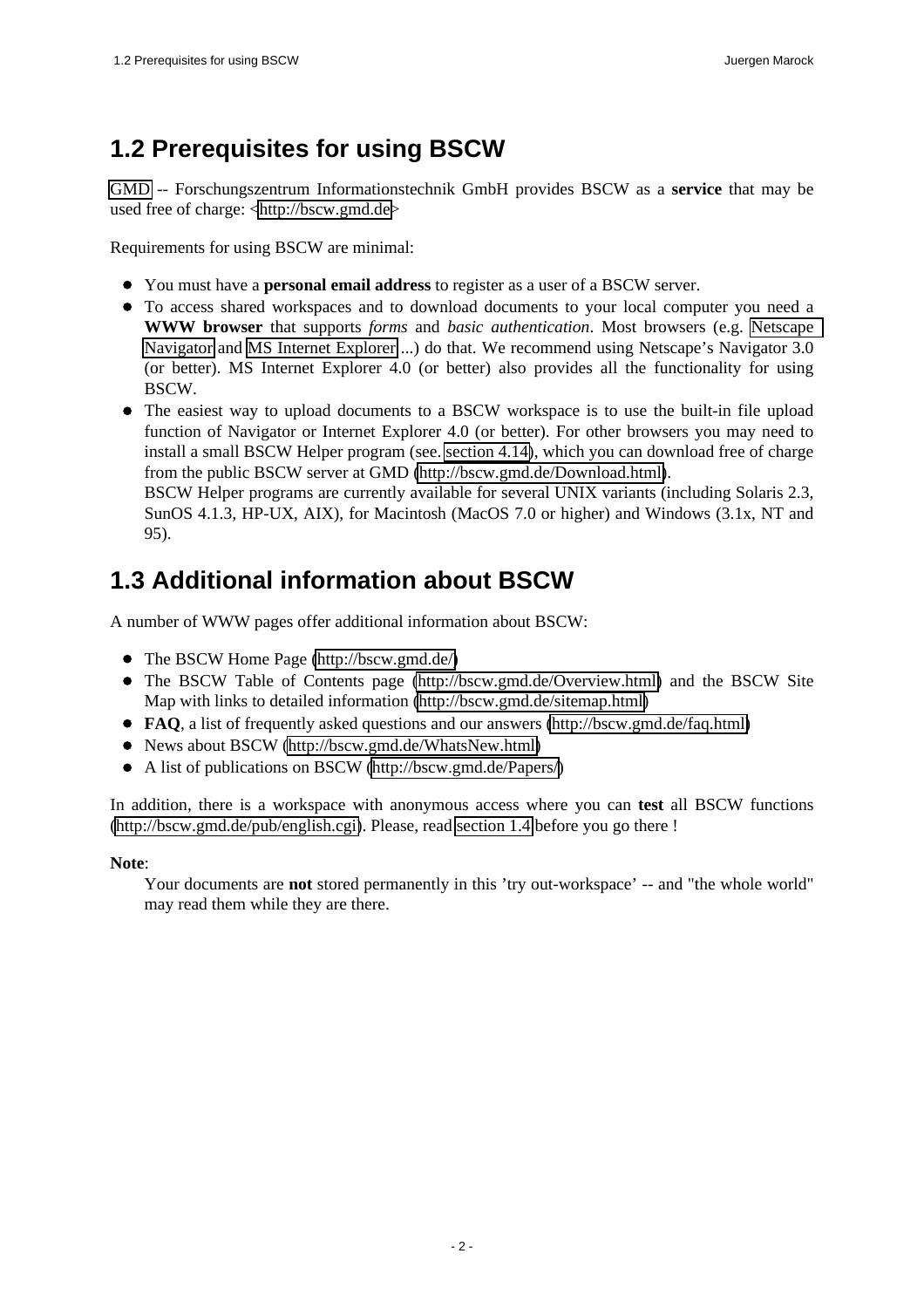## 1.2 Prerequisites for using BSCW

GMD -- Forschungszentrum Informationstechnik GmbH provides BSCW as a **service** that may be used free of charge: <http://bscw.gmd.de>

Requirements for using BSCW are minimal:

- You must have a **personal email address** to register as a user of a BSCW server.
- To access shared workspaces and to download documents to your local computer you need a **WWW browser** that supports *forms* and *basic authentication*. Most browsers (e.g. Netscape Navigator and MS Internet Explorer ...) do that. We recommend using Netscape's Navigator 3.0 (or better). MS Internet Explorer 4.0 (or better) also provides all the functionality for using BSCW.
- The easiest way to upload documents to a BSCW workspace is to use the built-in file upload function of Navigator or Internet Explorer 4.0 (or better). For other browsers you may need to install a small BSCW Helper program (see. section 4.14), which you can download free of charge from the public BSCW server at GMD (http://bscw.gmd.de/Download.html).
  BSCW Helper programs are currently available for several UNIX variants (including Solaris 2.3, SunOS 4.1.3, HP-UX, AIX), for Macintosh (MacOS 7.0 or higher) and Windows (3.1x, NT and 95).

## 1.3 Additional information about BSCW

A number of WWW pages offer additional information about BSCW:

- The BSCW Home Page (http://bscw.gmd.de/)
- The BSCW Table of Contents page (http://bscw.gmd.de/Overview.html) and the BSCW Site Map with links to detailed information (http://bscw.gmd.de/sitemap.html)
- **FAQ**, a list of frequently asked questions and our answers (http://bscw.gmd.de/faq.html)
- News about BSCW (http://bscw.gmd.de/WhatsNew.html)
- A list of publications on BSCW (http://bscw.gmd.de/Papers/)

In addition, there is a workspace with anonymous access where you can **test** all BSCW functions (http://bscw.gmd.de/pub/english.cgi). Please, read section 1.4 before you go there !

**Note**:

Your documents are **not** stored permanently in this 'try out-workspace' -- and "the whole world" may read them while they are there.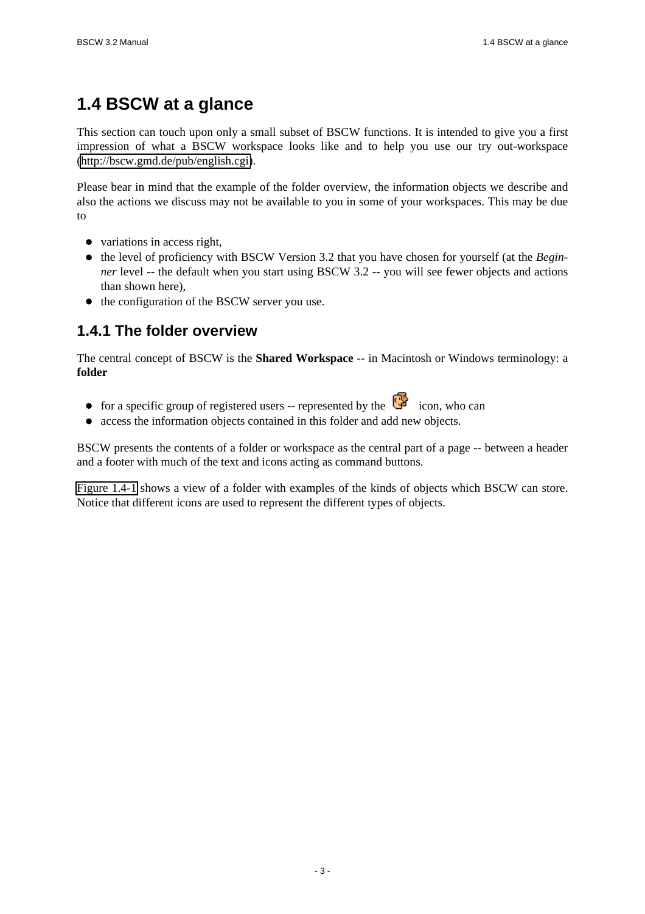# 1.4 BSCW at a glance

This section can touch upon only a small subset of BSCW functions. It is intended to give you a first impression of what a BSCW workspace looks like and to help you use our try out-workspace (http://bscw.gmd.de/pub/english.cgi).

Please bear in mind that the example of the folder overview, the information objects we describe and also the actions we discuss may not be available to you in some of your workspaces. This may be due to

- variations in access right,
- the level of proficiency with BSCW Version 3.2 that you have chosen for yourself (at the *Beginner* level -- the default when you start using BSCW 3.2 -- you will see fewer objects and actions than shown here),
- the configuration of the BSCW server you use.

## 1.4.1 The folder overview

The central concept of BSCW is the **Shared Workspace** -- in Macintosh or Windows terminology: a **folder**

- for a specific group of registered users -- represented by the icon, who can
- access the information objects contained in this folder and add new objects.

BSCW presents the contents of a folder or workspace as the central part of a page -- between a header and a footer with much of the text and icons acting as command buttons.

Figure 1.4-1 shows a view of a folder with examples of the kinds of objects which BSCW can store. Notice that different icons are used to represent the different types of objects.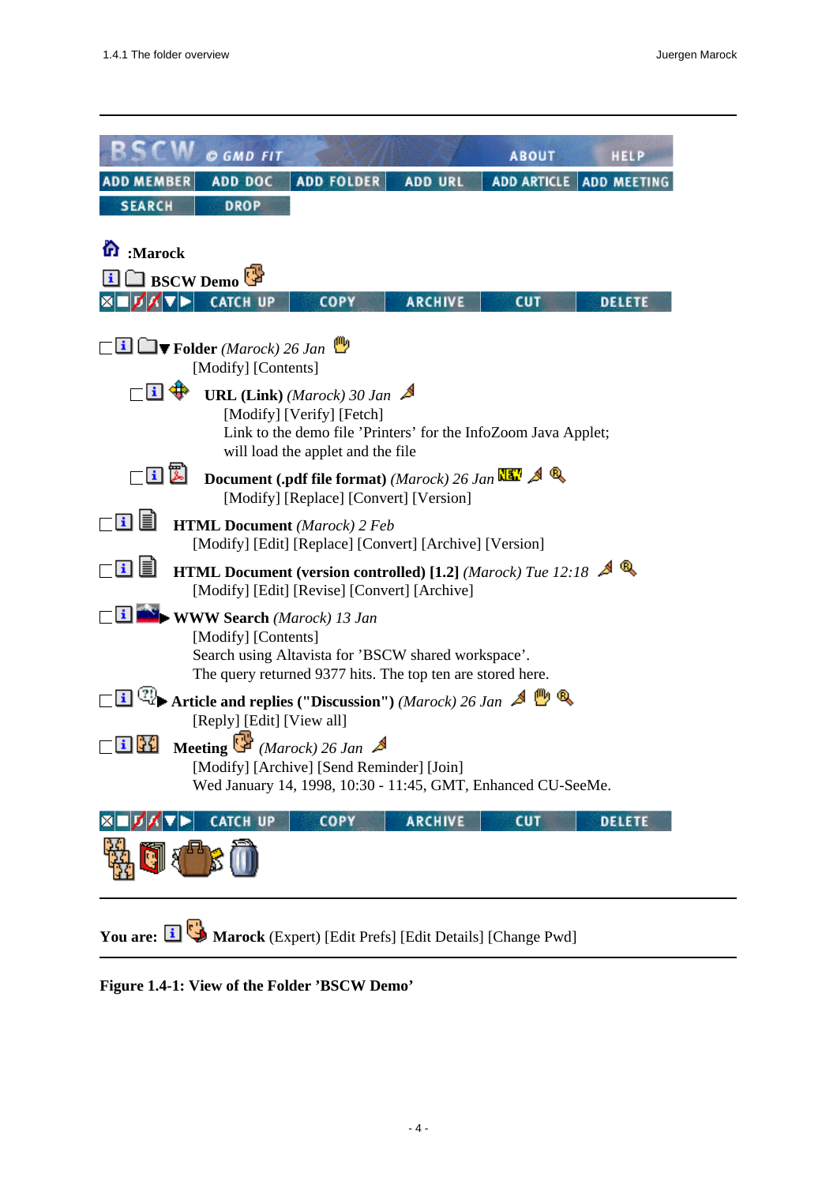BSCW © GMD FIT ABOUT HELP

ADD MEMBER | ADD DOC | ADD FOLDER | ADD URL | ADD ARTICLE | ADD MEETING

SEARCH | DROP

:Marock

**BSCW Demo**

CATCH UP | COPY | ARCHIVE | CUT | DELETE

**Folder** *(Marock) 26 Jan*
[Modify] [Contents]

**URL (Link)** *(Marock) 30 Jan*
[Modify] [Verify] [Fetch]
Link to the demo file 'Printers' for the InfoZoom Java Applet; will load the applet and the file

**Document (.pdf file format)** *(Marock) 26 Jan* NEW
[Modify] [Replace] [Convert] [Version]

**HTML Document** *(Marock) 2 Feb*
[Modify] [Edit] [Replace] [Convert] [Archive] [Version]

**HTML Document (version controlled) [1.2]** *(Marock) Tue 12:18*
[Modify] [Edit] [Revise] [Convert] [Archive]

**WWW Search** *(Marock) 13 Jan*
[Modify] [Contents]
Search using Altavista for 'BSCW shared workspace'.
The query returned 9377 hits. The top ten are stored here.

**Article and replies ("Discussion")** *(Marock) 26 Jan*
[Reply] [Edit] [View all]

**Meeting** *(Marock) 26 Jan*
[Modify] [Archive] [Send Reminder] [Join]
Wed January 14, 1998, 10:30 - 11:45, GMT, Enhanced CU-SeeMe.

CATCH UP | COPY | ARCHIVE | CUT | DELETE

**You are:** **Marock** (Expert) [Edit Prefs] [Edit Details] [Change Pwd]

**Figure 1.4-1: View of the Folder 'BSCW Demo'**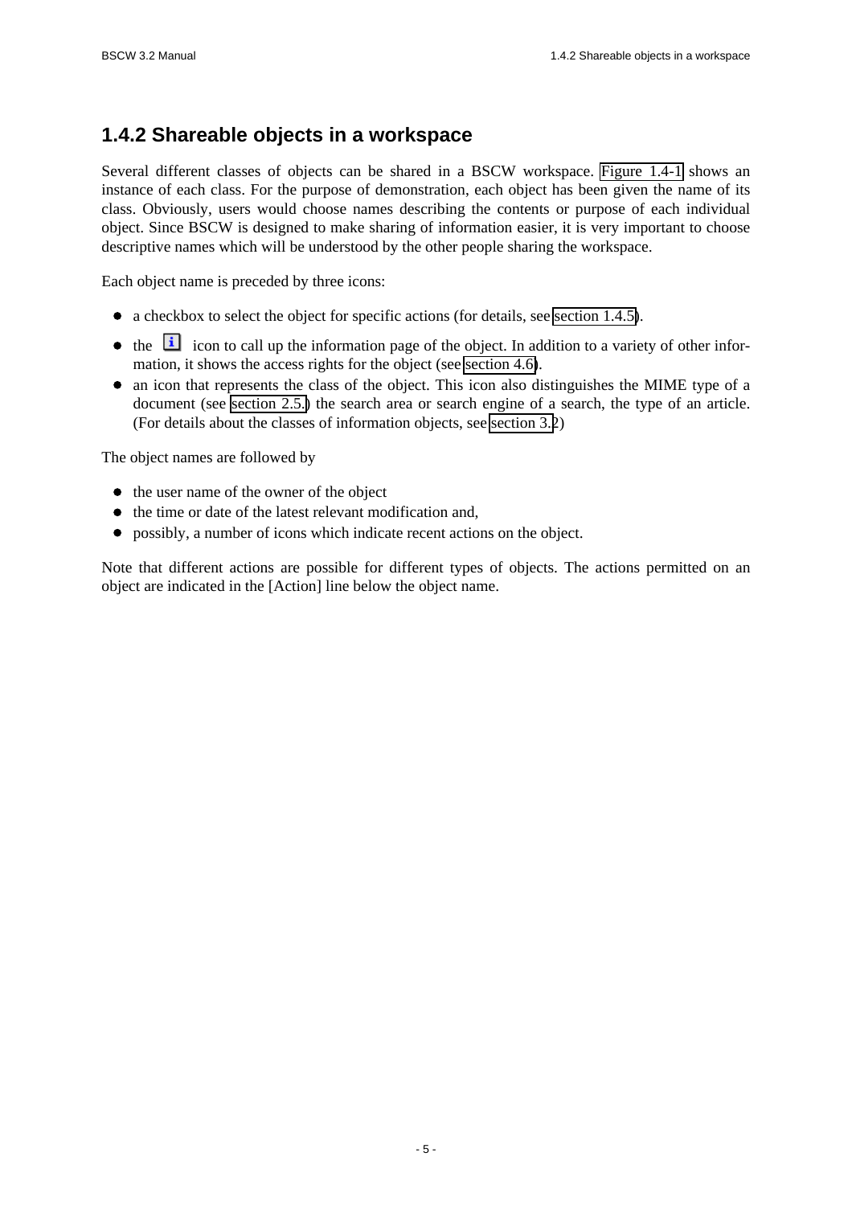## 1.4.2 Shareable objects in a workspace

Several different classes of objects can be shared in a BSCW workspace. Figure 1.4-1 shows an instance of each class. For the purpose of demonstration, each object has been given the name of its class. Obviously, users would choose names describing the contents or purpose of each individual object. Since BSCW is designed to make sharing of information easier, it is very important to choose descriptive names which will be understood by the other people sharing the workspace.

Each object name is preceded by three icons:

- a checkbox to select the object for specific actions (for details, see section 1.4.5).
- the icon to call up the information page of the object. In addition to a variety of other information, it shows the access rights for the object (see section 4.6).
- an icon that represents the class of the object. This icon also distinguishes the MIME type of a document (see section 2.5.) the search area or search engine of a search, the type of an article. (For details about the classes of information objects, see section 3.2)

The object names are followed by

- the user name of the owner of the object
- the time or date of the latest relevant modification and,
- possibly, a number of icons which indicate recent actions on the object.

Note that different actions are possible for different types of objects. The actions permitted on an object are indicated in the [Action] line below the object name.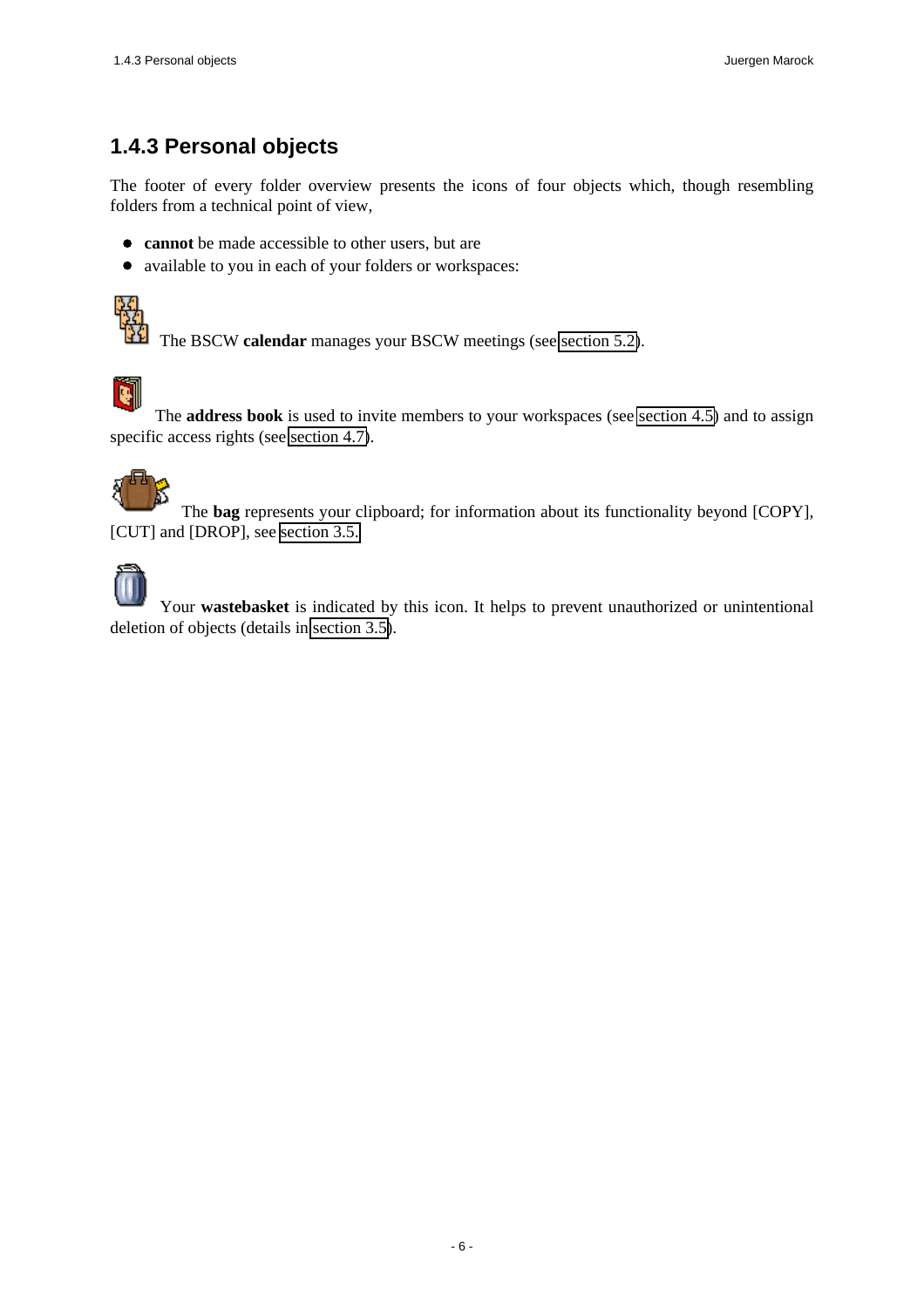### 1.4.3 Personal objects

The footer of every folder overview presents the icons of four objects which, though resembling folders from a technical point of view,

- **cannot** be made accessible to other users, but are
- available to you in each of your folders or workspaces:

The BSCW **calendar** manages your BSCW meetings (see section 5.2).

The **address book** is used to invite members to your workspaces (see section 4.5) and to assign specific access rights (see section 4.7).

The **bag** represents your clipboard; for information about its functionality beyond [COPY], [CUT] and [DROP], see section 3.5.

Your **wastebasket** is indicated by this icon. It helps to prevent unauthorized or unintentional deletion of objects (details in section 3.5).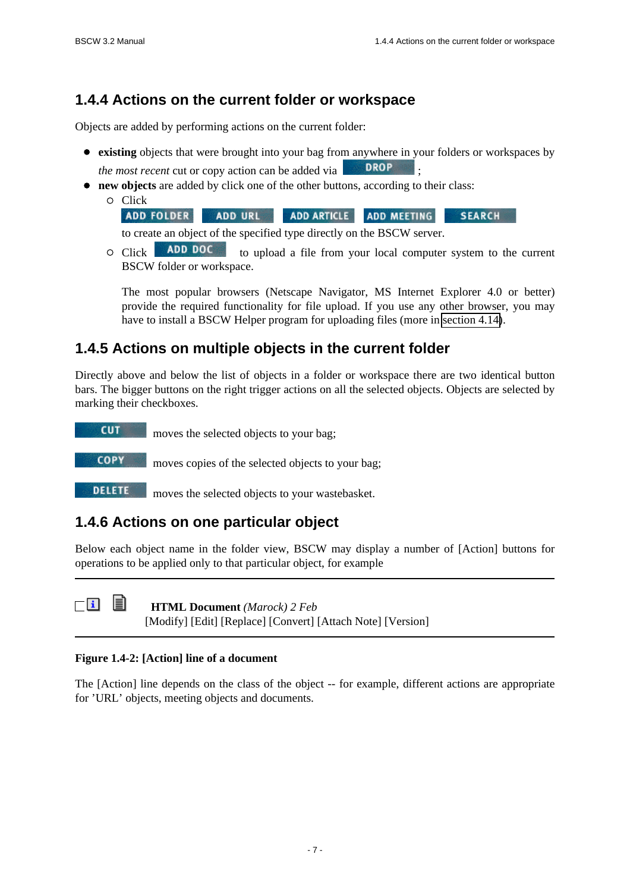## 1.4.4 Actions on the current folder or workspace

Objects are added by performing actions on the current folder:

- **existing** objects that were brought into your bag from anywhere in your folders or workspaces by *the most recent* cut or copy action can be added via DROP ;
- **new objects** are added by click one of the other buttons, according to their class:
  - Click
    ADD FOLDER ADD URL ADD ARTICLE ADD MEETING SEARCH
    to create an object of the specified type directly on the BSCW server.
  - Click ADD DOC to upload a file from your local computer system to the current BSCW folder or workspace.

    The most popular browsers (Netscape Navigator, MS Internet Explorer 4.0 or better) provide the required functionality for file upload. If you use any other browser, you may have to install a BSCW Helper program for uploading files (more in section 4.14).

## 1.4.5 Actions on multiple objects in the current folder

Directly above and below the list of objects in a folder or workspace there are two identical button bars. The bigger buttons on the right trigger actions on all the selected objects. Objects are selected by marking their checkboxes.

CUT moves the selected objects to your bag;

COPY moves copies of the selected objects to your bag;

DELETE moves the selected objects to your wastebasket.

## 1.4.6 Actions on one particular object

Below each object name in the folder view, BSCW may display a number of [Action] buttons for operations to be applied only to that particular object, for example

---

**HTML Document** *(Marock) 2 Feb*
[Modify] [Edit] [Replace] [Convert] [Attach Note] [Version]

---

**Figure 1.4-2: [Action] line of a document**

The [Action] line depends on the class of the object -- for example, different actions are appropriate for 'URL' objects, meeting objects and documents.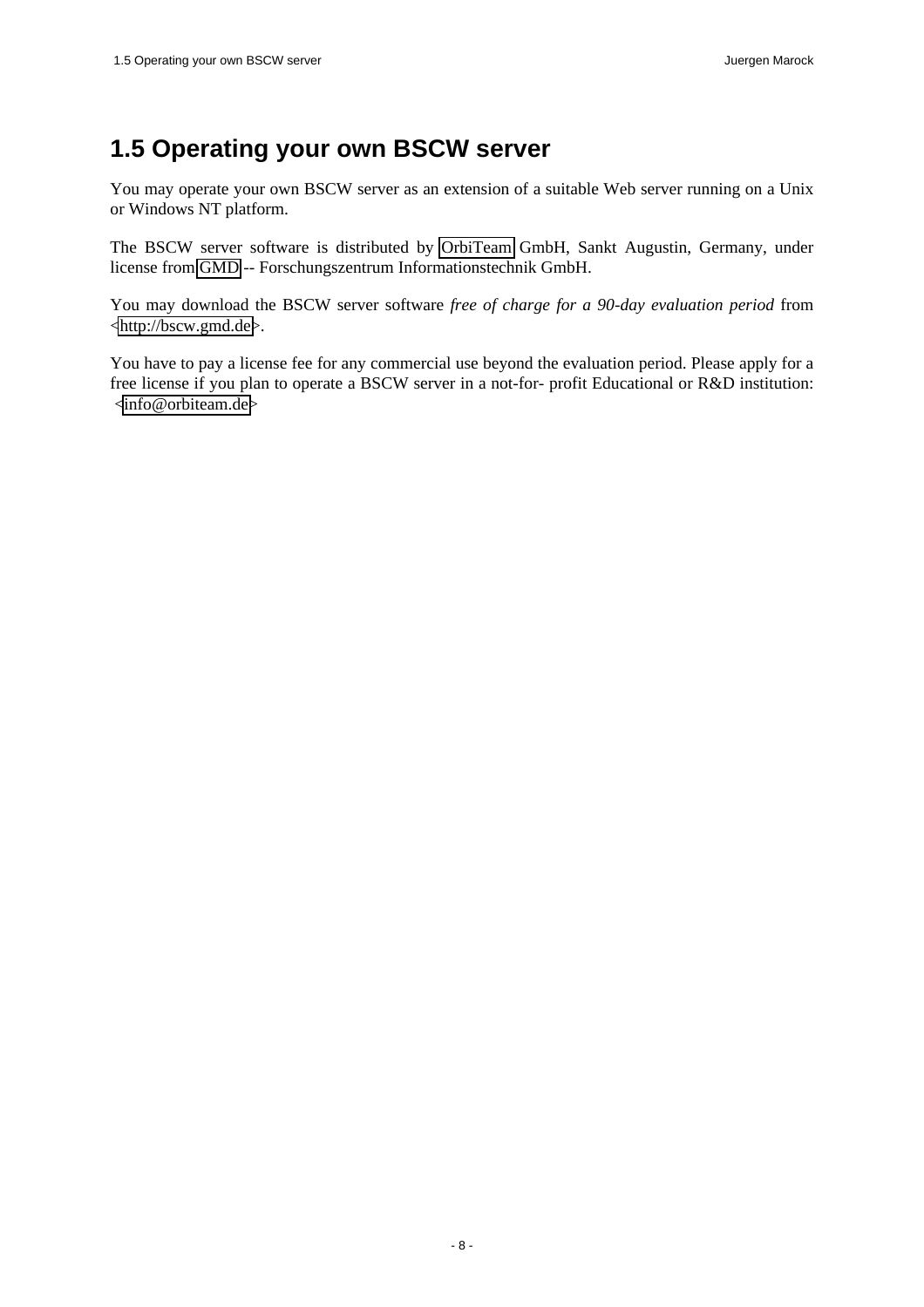# 1.5 Operating your own BSCW server

You may operate your own BSCW server as an extension of a suitable Web server running on a Unix or Windows NT platform.

The BSCW server software is distributed by OrbiTeam GmbH, Sankt Augustin, Germany, under license from GMD -- Forschungszentrum Informationstechnik GmbH.

You may download the BSCW server software *free of charge for a 90-day evaluation period* from <http://bscw.gmd.de>.

You have to pay a license fee for any commercial use beyond the evaluation period. Please apply for a free license if you plan to operate a BSCW server in a not-for- profit Educational or R&D institution: <info@orbiteam.de>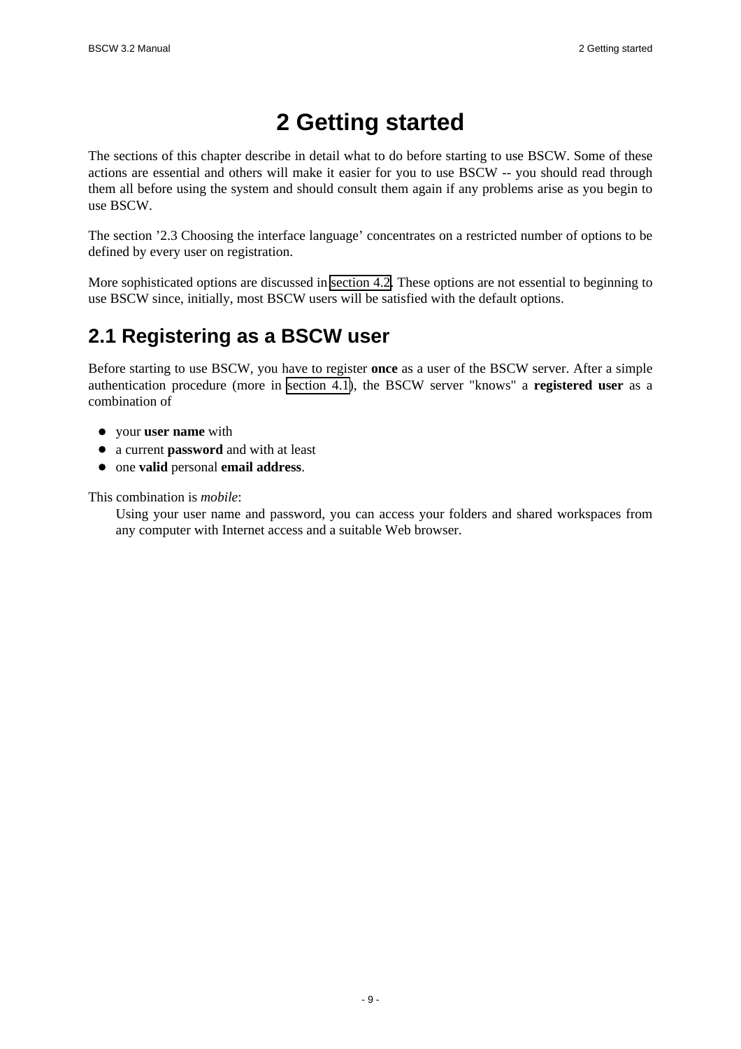# 2 Getting started

The sections of this chapter describe in detail what to do before starting to use BSCW. Some of these actions are essential and others will make it easier for you to use BSCW -- you should read through them all before using the system and should consult them again if any problems arise as you begin to use BSCW.

The section '2.3 Choosing the interface language' concentrates on a restricted number of options to be defined by every user on registration.

More sophisticated options are discussed in section 4.2. These options are not essential to beginning to use BSCW since, initially, most BSCW users will be satisfied with the default options.

## 2.1 Registering as a BSCW user

Before starting to use BSCW, you have to register **once** as a user of the BSCW server. After a simple authentication procedure (more in section 4.1), the BSCW server "knows" a **registered user** as a combination of

- your **user name** with
- a current **password** and with at least
- one **valid** personal **email address**.

This combination is *mobile*:

Using your user name and password, you can access your folders and shared workspaces from any computer with Internet access and a suitable Web browser.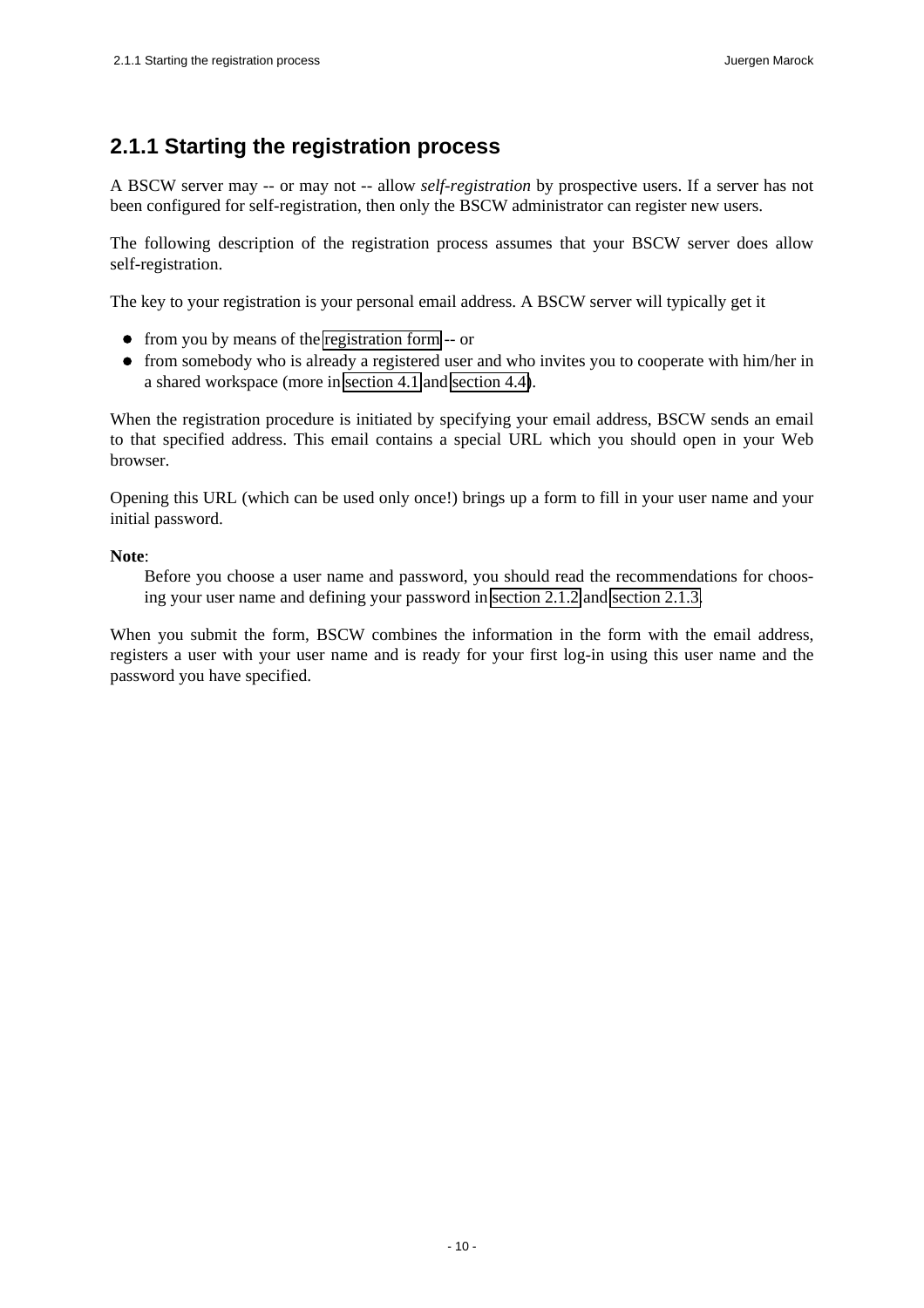## 2.1.1 Starting the registration process

A BSCW server may -- or may not -- allow *self-registration* by prospective users. If a server has not been configured for self-registration, then only the BSCW administrator can register new users.

The following description of the registration process assumes that your BSCW server does allow self-registration.

The key to your registration is your personal email address. A BSCW server will typically get it

- from you by means of the registration form -- or
- from somebody who is already a registered user and who invites you to cooperate with him/her in a shared workspace (more in section 4.1 and section 4.4).

When the registration procedure is initiated by specifying your email address, BSCW sends an email to that specified address. This email contains a special URL which you should open in your Web browser.

Opening this URL (which can be used only once!) brings up a form to fill in your user name and your initial password.

**Note**:

Before you choose a user name and password, you should read the recommendations for choosing your user name and defining your password in section 2.1.2 and section 2.1.3.

When you submit the form, BSCW combines the information in the form with the email address, registers a user with your user name and is ready for your first log-in using this user name and the password you have specified.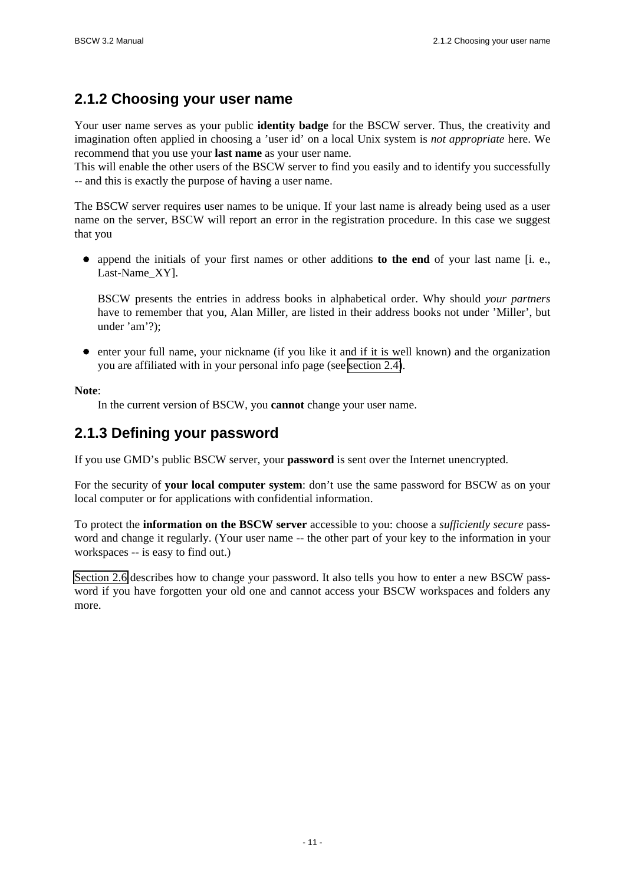## 2.1.2 Choosing your user name

Your user name serves as your public **identity badge** for the BSCW server. Thus, the creativity and imagination often applied in choosing a 'user id' on a local Unix system is *not appropriate* here. We recommend that you use your **last name** as your user name.
This will enable the other users of the BSCW server to find you easily and to identify you successfully -- and this is exactly the purpose of having a user name.

The BSCW server requires user names to be unique. If your last name is already being used as a user name on the server, BSCW will report an error in the registration procedure. In this case we suggest that you

- append the initials of your first names or other additions **to the end** of your last name [i. e., Last-Name_XY].

  BSCW presents the entries in address books in alphabetical order. Why should *your partners* have to remember that you, Alan Miller, are listed in their address books not under 'Miller', but under 'am'?);

- enter your full name, your nickname (if you like it and if it is well known) and the organization you are affiliated with in your personal info page (see section 2.4).

**Note**:
In the current version of BSCW, you **cannot** change your user name.

## 2.1.3 Defining your password

If you use GMD's public BSCW server, your **password** is sent over the Internet unencrypted.

For the security of **your local computer system**: don't use the same password for BSCW as on your local computer or for applications with confidential information.

To protect the **information on the BSCW server** accessible to you: choose a *sufficiently secure* password and change it regularly. (Your user name -- the other part of your key to the information in your workspaces -- is easy to find out.)

Section 2.6 describes how to change your password. It also tells you how to enter a new BSCW password if you have forgotten your old one and cannot access your BSCW workspaces and folders any more.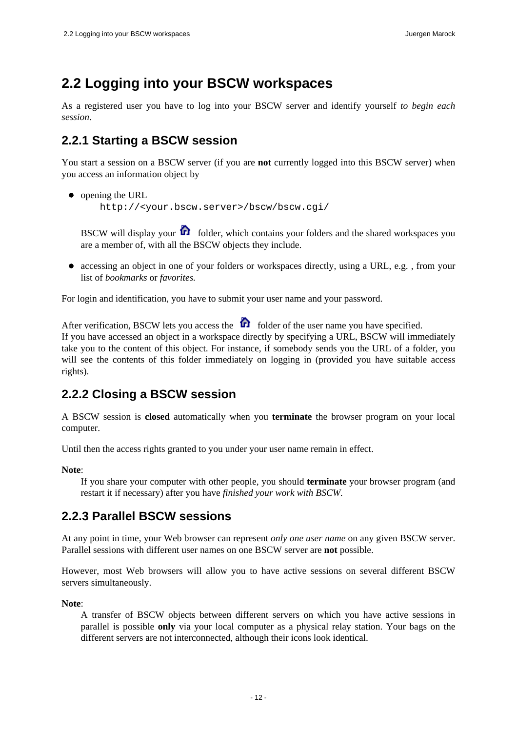## 2.2 Logging into your BSCW workspaces

As a registered user you have to log into your BSCW server and identify yourself *to begin each session*.

### 2.2.1 Starting a BSCW session

You start a session on a BSCW server (if you are **not** currently logged into this BSCW server) when you access an information object by

- opening the URL
  ```
  http://<your.bscw.server>/bscw/bscw.cgi/
  ```
  BSCW will display your folder, which contains your folders and the shared workspaces you are a member of, with all the BSCW objects they include.

- accessing an object in one of your folders or workspaces directly, using a URL, e.g. , from your list of *bookmarks* or *favorites.*

For login and identification, you have to submit your user name and your password.

After verification, BSCW lets you access the folder of the user name you have specified.
If you have accessed an object in a workspace directly by specifying a URL, BSCW will immediately take you to the content of this object. For instance, if somebody sends you the URL of a folder, you will see the contents of this folder immediately on logging in (provided you have suitable access rights).

### 2.2.2 Closing a BSCW session

A BSCW session is **closed** automatically when you **terminate** the browser program on your local computer.

Until then the access rights granted to you under your user name remain in effect.

**Note**:

If you share your computer with other people, you should **terminate** your browser program (and restart it if necessary) after you have *finished your work with BSCW.*

### 2.2.3 Parallel BSCW sessions

At any point in time, your Web browser can represent *only one user name* on any given BSCW server. Parallel sessions with different user names on one BSCW server are **not** possible.

However, most Web browsers will allow you to have active sessions on several different BSCW servers simultaneously.

**Note**:

A transfer of BSCW objects between different servers on which you have active sessions in parallel is possible **only** via your local computer as a physical relay station. Your bags on the different servers are not interconnected, although their icons look identical.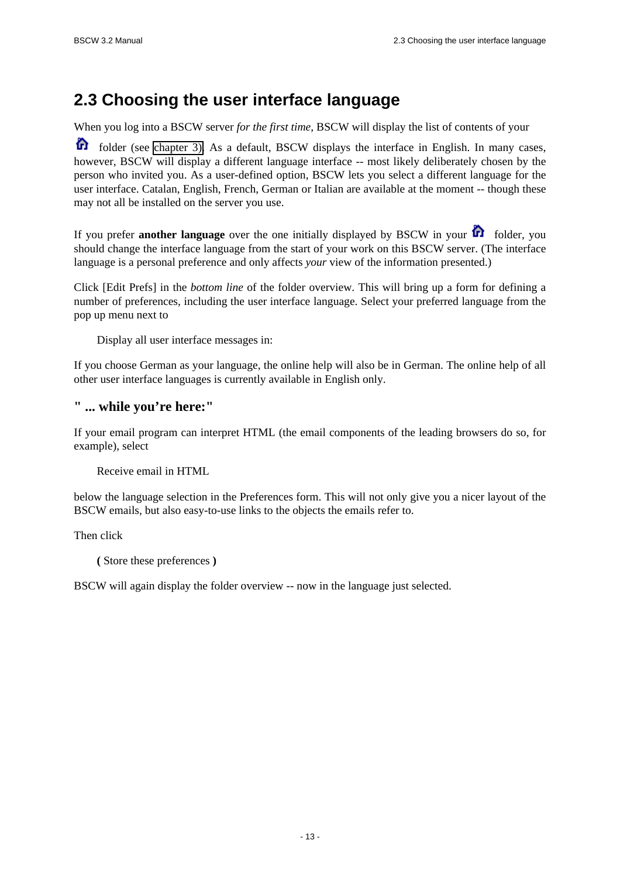## 2.3 Choosing the user interface language

When you log into a BSCW server *for the first time*, BSCW will display the list of contents of your folder (see chapter 3). As a default, BSCW displays the interface in English. In many cases, however, BSCW will display a different language interface -- most likely deliberately chosen by the person who invited you. As a user-defined option, BSCW lets you select a different language for the user interface. Catalan, English, French, German or Italian are available at the moment -- though these may not all be installed on the server you use.

If you prefer **another language** over the one initially displayed by BSCW in your folder, you should change the interface language from the start of your work on this BSCW server. (The interface language is a personal preference and only affects *your* view of the information presented.)

Click [Edit Prefs] in the *bottom line* of the folder overview. This will bring up a form for defining a number of preferences, including the user interface language. Select your preferred language from the pop up menu next to

Display all user interface messages in:

If you choose German as your language, the online help will also be in German. The online help of all other user interface languages is currently available in English only.

### " ... while you're here:"

If your email program can interpret HTML (the email components of the leading browsers do so, for example), select

Receive email in HTML

below the language selection in the Preferences form. This will not only give you a nicer layout of the BSCW emails, but also easy-to-use links to the objects the emails refer to.

Then click

**(** Store these preferences **)**

BSCW will again display the folder overview -- now in the language just selected.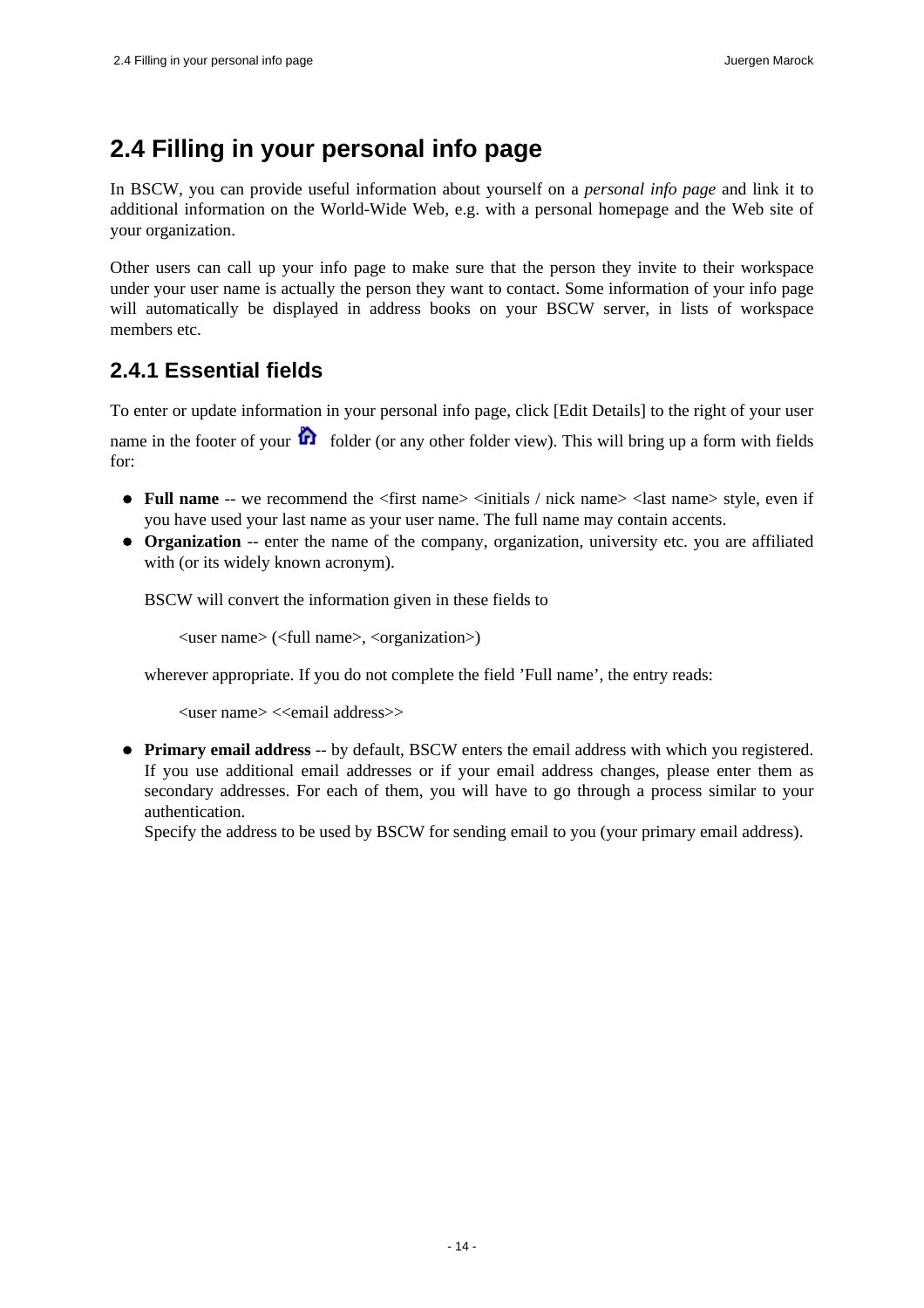## 2.4 Filling in your personal info page

In BSCW, you can provide useful information about yourself on a *personal info page* and link it to additional information on the World-Wide Web, e.g. with a personal homepage and the Web site of your organization.

Other users can call up your info page to make sure that the person they invite to their workspace under your user name is actually the person they want to contact. Some information of your info page will automatically be displayed in address books on your BSCW server, in lists of workspace members etc.

### 2.4.1 Essential fields

To enter or update information in your personal info page, click [Edit Details] to the right of your user name in the footer of your folder (or any other folder view). This will bring up a form with fields for:

- **Full name** -- we recommend the <first name> <initials / nick name> <last name> style, even if you have used your last name as your user name. The full name may contain accents.
- **Organization** -- enter the name of the company, organization, university etc. you are affiliated with (or its widely known acronym).

  BSCW will convert the information given in these fields to

  <user name> (<full name>, <organization>)

  wherever appropriate. If you do not complete the field 'Full name', the entry reads:

  <user name> <<email address>>

- **Primary email address** -- by default, BSCW enters the email address with which you registered. If you use additional email addresses or if your email address changes, please enter them as secondary addresses. For each of them, you will have to go through a process similar to your authentication.
  Specify the address to be used by BSCW for sending email to you (your primary email address).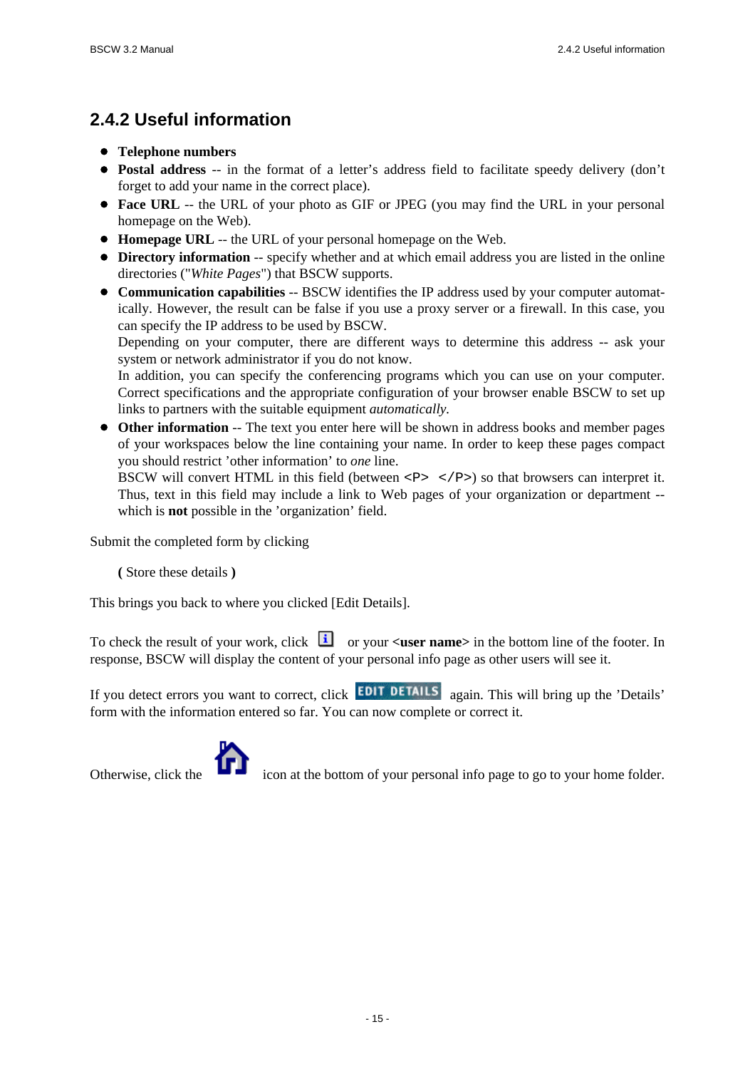## 2.4.2 Useful information

- **Telephone numbers**
- **Postal address** -- in the format of a letter's address field to facilitate speedy delivery (don't forget to add your name in the correct place).
- **Face URL** -- the URL of your photo as GIF or JPEG (you may find the URL in your personal homepage on the Web).
- **Homepage URL** -- the URL of your personal homepage on the Web.
- **Directory information** -- specify whether and at which email address you are listed in the online directories ("*White Pages*") that BSCW supports.
- **Communication capabilities** -- BSCW identifies the IP address used by your computer automatically. However, the result can be false if you use a proxy server or a firewall. In this case, you can specify the IP address to be used by BSCW.
  Depending on your computer, there are different ways to determine this address -- ask your system or network administrator if you do not know.
  In addition, you can specify the conferencing programs which you can use on your computer. Correct specifications and the appropriate configuration of your browser enable BSCW to set up links to partners with the suitable equipment *automatically.*
- **Other information** -- The text you enter here will be shown in address books and member pages of your workspaces below the line containing your name. In order to keep these pages compact you should restrict 'other information' to *one* line.
  BSCW will convert HTML in this field (between `<P>` `</P>`) so that browsers can interpret it. Thus, text in this field may include a link to Web pages of your organization or department -- which is **not** possible in the 'organization' field.

Submit the completed form by clicking

**(** Store these details **)**

This brings you back to where you clicked [Edit Details].

To check the result of your work, click [i] or your **<user name>** in the bottom line of the footer. In response, BSCW will display the content of your personal info page as other users will see it.

If you detect errors you want to correct, click EDIT DETAILS again. This will bring up the 'Details' form with the information entered so far. You can now complete or correct it.

Otherwise, click the icon at the bottom of your personal info page to go to your home folder.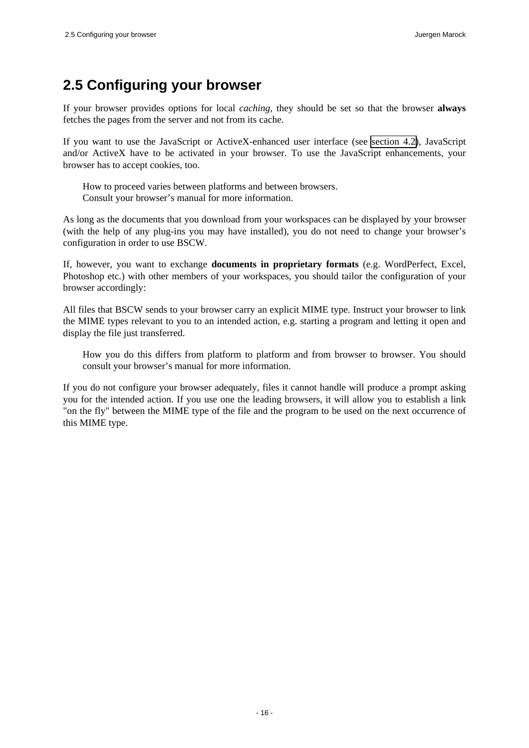## 2.5 Configuring your browser

If your browser provides options for local *caching*, they should be set so that the browser **always** fetches the pages from the server and not from its cache.

If you want to use the JavaScript or ActiveX-enhanced user interface (see section 4.2), JavaScript and/or ActiveX have to be activated in your browser. To use the JavaScript enhancements, your browser has to accept cookies, too.

> How to proceed varies between platforms and between browsers.
> Consult your browser's manual for more information.

As long as the documents that you download from your workspaces can be displayed by your browser (with the help of any plug-ins you may have installed), you do not need to change your browser's configuration in order to use BSCW.

If, however, you want to exchange **documents in proprietary formats** (e.g. WordPerfect, Excel, Photoshop etc.) with other members of your workspaces, you should tailor the configuration of your browser accordingly:

All files that BSCW sends to your browser carry an explicit MIME type. Instruct your browser to link the MIME types relevant to you to an intended action, e.g. starting a program and letting it open and display the file just transferred.

> How you do this differs from platform to platform and from browser to browser. You should consult your browser's manual for more information.

If you do not configure your browser adequately, files it cannot handle will produce a prompt asking you for the intended action. If you use one the leading browsers, it will allow you to establish a link "on the fly" between the MIME type of the file and the program to be used on the next occurrence of this MIME type.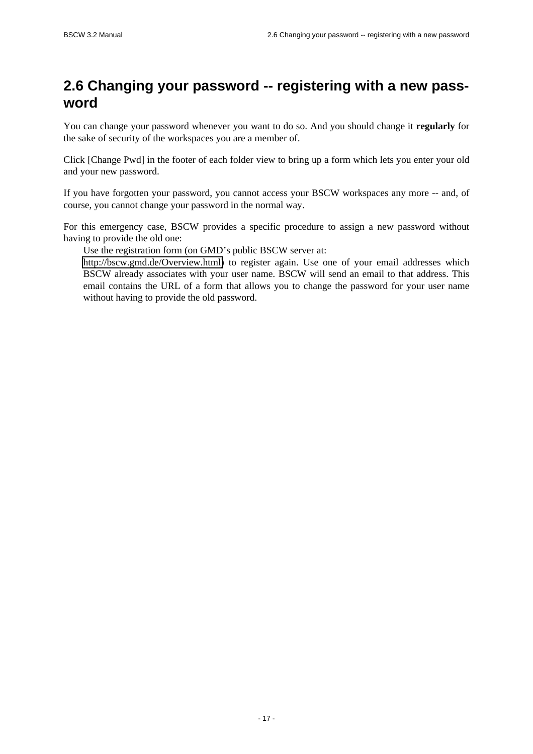## 2.6 Changing your password -- registering with a new password

You can change your password whenever you want to do so. And you should change it **regularly** for the sake of security of the workspaces you are a member of.

Click [Change Pwd] in the footer of each folder view to bring up a form which lets you enter your old and your new password.

If you have forgotten your password, you cannot access your BSCW workspaces any more -- and, of course, you cannot change your password in the normal way.

For this emergency case, BSCW provides a specific procedure to assign a new password without having to provide the old one:

> Use the registration form (on GMD's public BSCW server at: http://bscw.gmd.de/Overview.html) to register again. Use one of your email addresses which BSCW already associates with your user name. BSCW will send an email to that address. This email contains the URL of a form that allows you to change the password for your user name without having to provide the old password.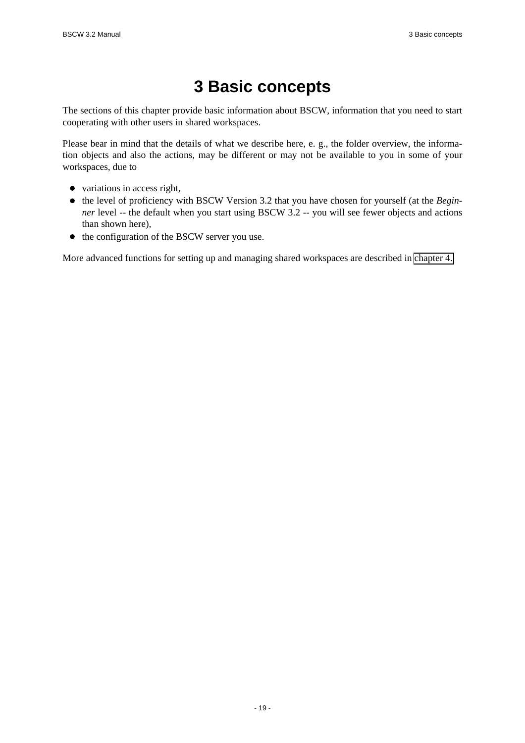# 3 Basic concepts

The sections of this chapter provide basic information about BSCW, information that you need to start cooperating with other users in shared workspaces.

Please bear in mind that the details of what we describe here, e. g., the folder overview, the information objects and also the actions, may be different or may not be available to you in some of your workspaces, due to

- variations in access right,
- the level of proficiency with BSCW Version 3.2 that you have chosen for yourself (at the *Beginner* level -- the default when you start using BSCW 3.2 -- you will see fewer objects and actions than shown here),
- the configuration of the BSCW server you use.

More advanced functions for setting up and managing shared workspaces are described in chapter 4.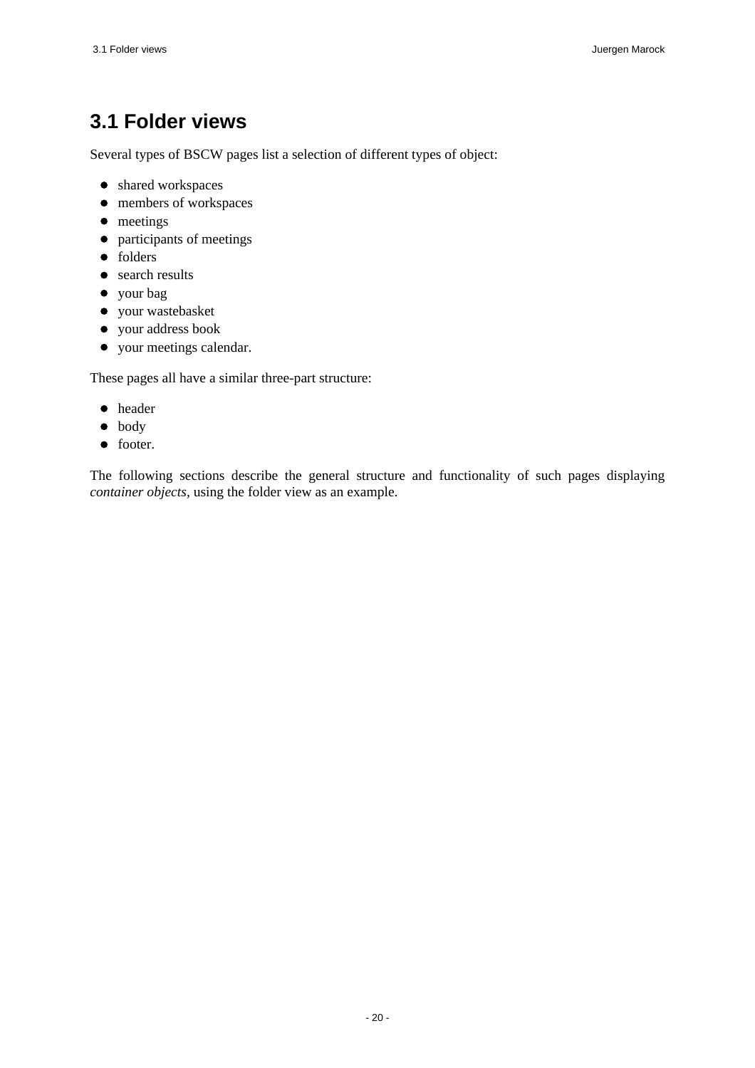# 3.1 Folder views

Several types of BSCW pages list a selection of different types of object:

- shared workspaces
- members of workspaces
- meetings
- participants of meetings
- folders
- search results
- your bag
- your wastebasket
- your address book
- your meetings calendar.

These pages all have a similar three-part structure:

- header
- body
- footer.

The following sections describe the general structure and functionality of such pages displaying *container objects*, using the folder view as an example.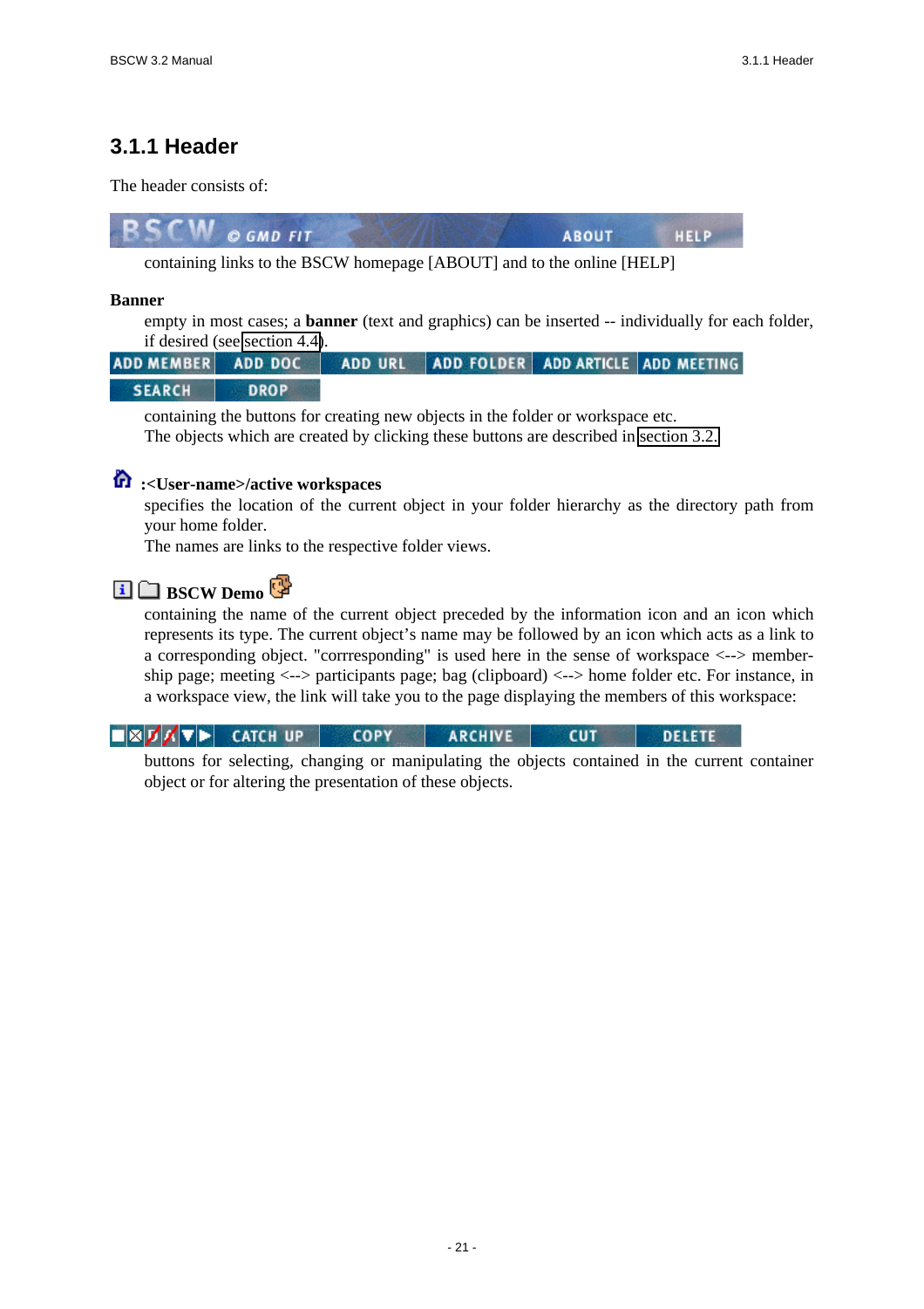### 3.1.1 Header

The header consists of:

BSCW © GMD FIT ABOUT HELP

containing links to the BSCW homepage [ABOUT] and to the online [HELP]

**Banner**

empty in most cases; a **banner** (text and graphics) can be inserted -- individually for each folder, if desired (see section 4.4).

ADD MEMBER | ADD DOC | ADD URL | ADD FOLDER | ADD ARTICLE | ADD MEETING | SEARCH | DROP

containing the buttons for creating new objects in the folder or workspace etc.
The objects which are created by clicking these buttons are described in section 3.2.

**:<User-name>/active workspaces**

specifies the location of the current object in your folder hierarchy as the directory path from your home folder.
The names are links to the respective folder views.

**BSCW Demo**

containing the name of the current object preceded by the information icon and an icon which represents its type. The current object's name may be followed by an icon which acts as a link to a corresponding object. "corrresponding" is used here in the sense of workspace <--> membership page; meeting <--> participants page; bag (clipboard) <--> home folder etc. For instance, in a workspace view, the link will take you to the page displaying the members of this workspace:

CATCH UP | COPY | ARCHIVE | CUT | DELETE

buttons for selecting, changing or manipulating the objects contained in the current container object or for altering the presentation of these objects.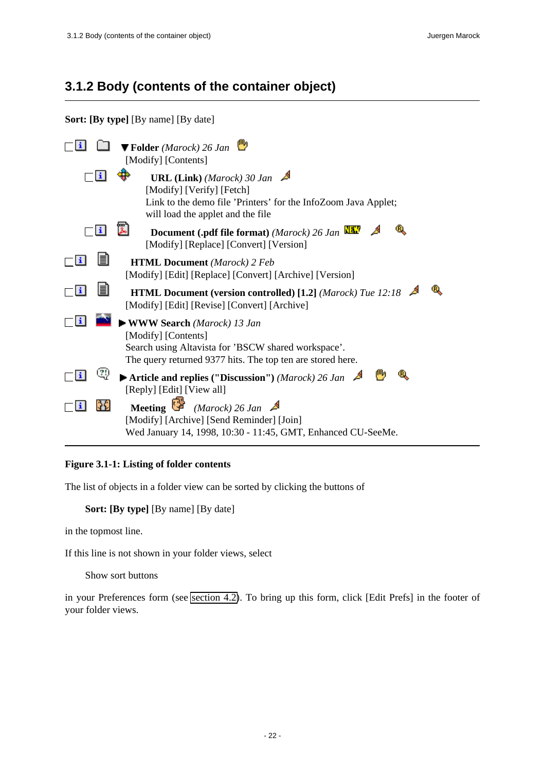## 3.1.2 Body (contents of the container object)

**Sort: [By type]** [By name] [By date]

**Folder** *(Marock) 26 Jan*
[Modify] [Contents]

**URL (Link)** *(Marock) 30 Jan*
[Modify] [Verify] [Fetch]
Link to the demo file 'Printers' for the InfoZoom Java Applet; will load the applet and the file

**Document (.pdf file format)** *(Marock) 26 Jan*
[Modify] [Replace] [Convert] [Version]

**HTML Document** *(Marock) 2 Feb*
[Modify] [Edit] [Replace] [Convert] [Archive] [Version]

**HTML Document (version controlled) [1.2]** *(Marock) Tue 12:18*
[Modify] [Edit] [Revise] [Convert] [Archive]

**WWW Search** *(Marock) 13 Jan*
[Modify] [Contents]
Search using Altavista for 'BSCW shared workspace'.
The query returned 9377 hits. The top ten are stored here.

**Article and replies ("Discussion")** *(Marock) 26 Jan*
[Reply] [Edit] [View all]

**Meeting** *(Marock) 26 Jan*
[Modify] [Archive] [Send Reminder] [Join]
Wed January 14, 1998, 10:30 - 11:45, GMT, Enhanced CU-SeeMe.

**Figure 3.1-1: Listing of folder contents**

The list of objects in a folder view can be sorted by clicking the buttons of

**Sort: [By type]** [By name] [By date]

in the topmost line.

If this line is not shown in your folder views, select

Show sort buttons

in your Preferences form (see section 4.2). To bring up this form, click [Edit Prefs] in the footer of your folder views.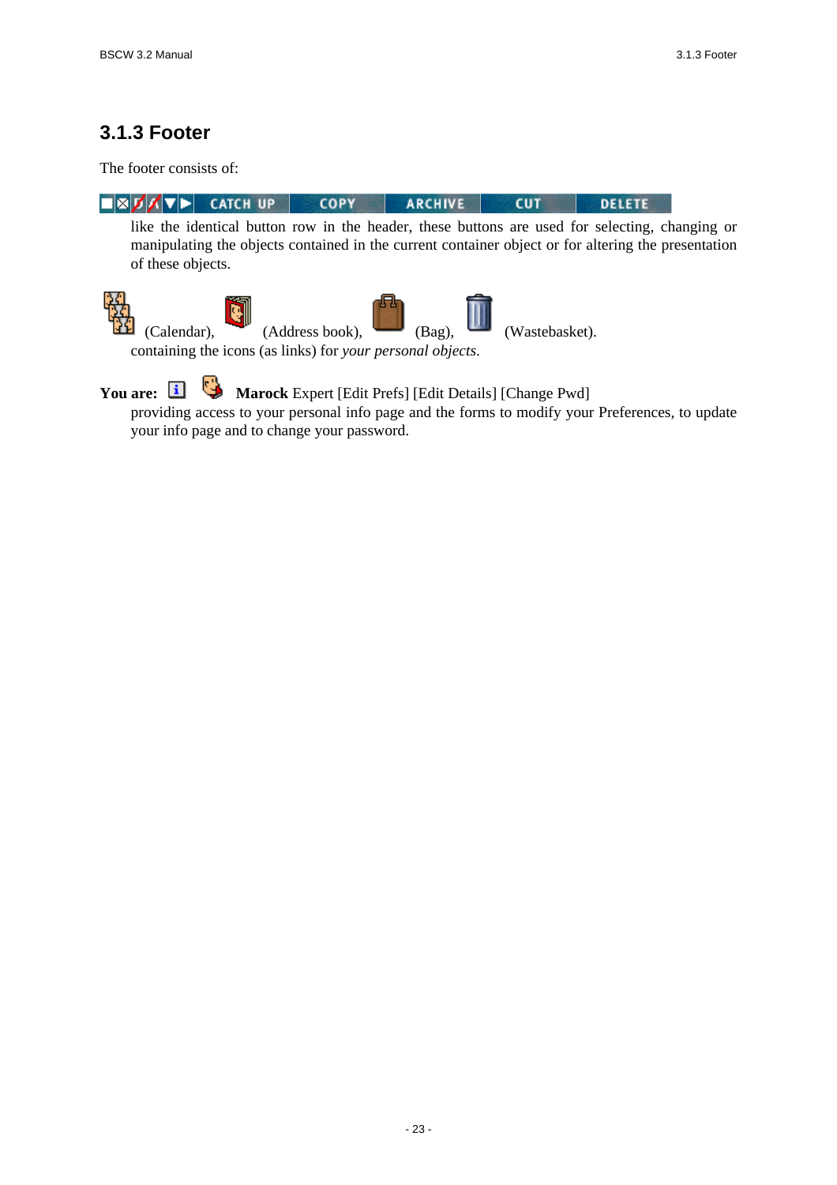### 3.1.3 Footer

The footer consists of:

CATCH UP COPY ARCHIVE CUT DELETE

like the identical button row in the header, these buttons are used for selecting, changing or manipulating the objects contained in the current container object or for altering the presentation of these objects.

(Calendar), (Address book), (Bag), (Wastebasket).

containing the icons (as links) for *your personal objects*.

**You are:** **Marock** Expert [Edit Prefs] [Edit Details] [Change Pwd]

providing access to your personal info page and the forms to modify your Preferences, to update your info page and to change your password.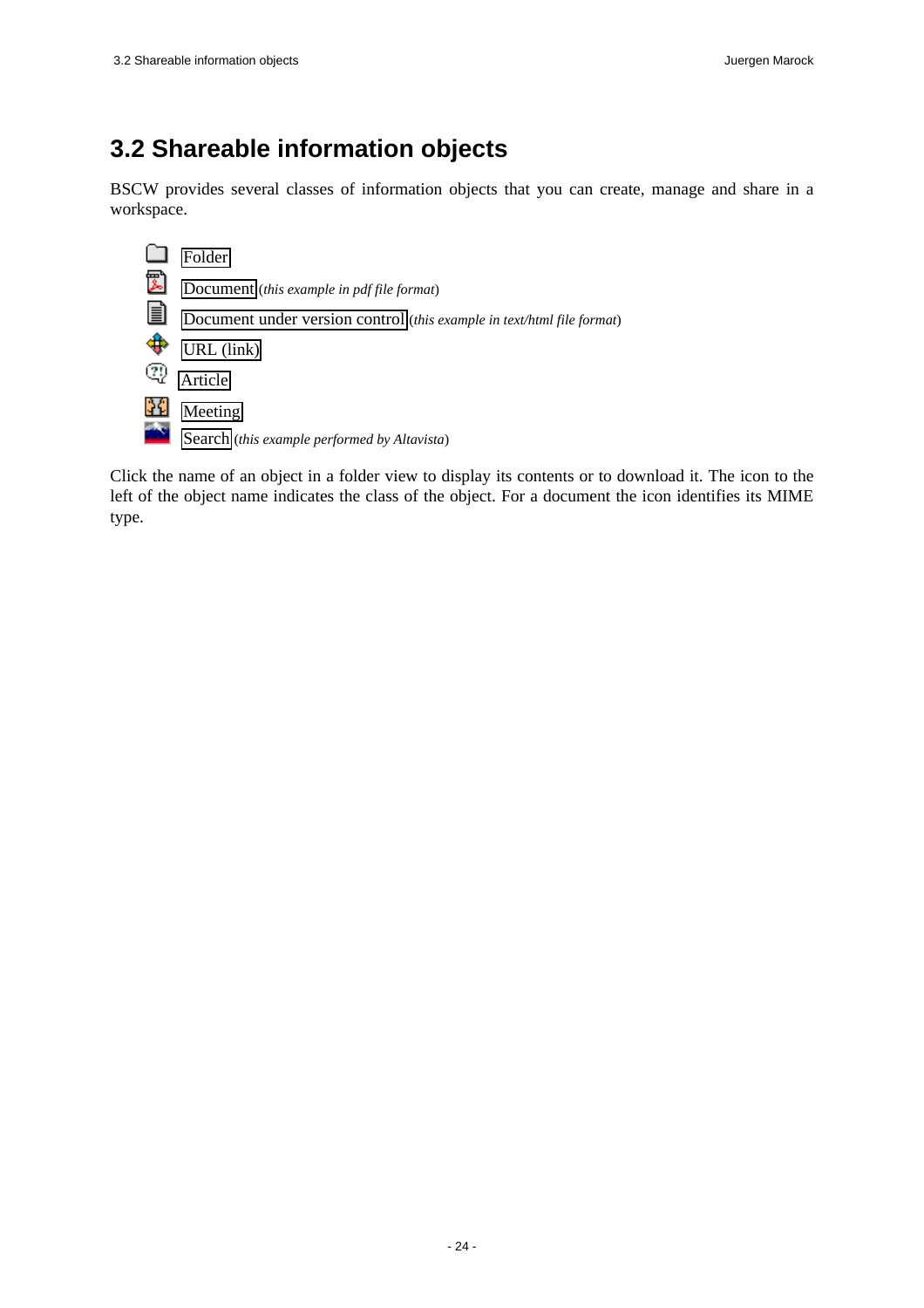## 3.2 Shareable information objects

BSCW provides several classes of information objects that you can create, manage and share in a workspace.

- Folder
- Document (*this example in pdf file format*)
- Document under version control (*this example in text/html file format*)
- URL (link)
- Article
- Meeting
- Search (*this example performed by Altavista*)

Click the name of an object in a folder view to display its contents or to download it. The icon to the left of the object name indicates the class of the object. For a document the icon identifies its MIME type.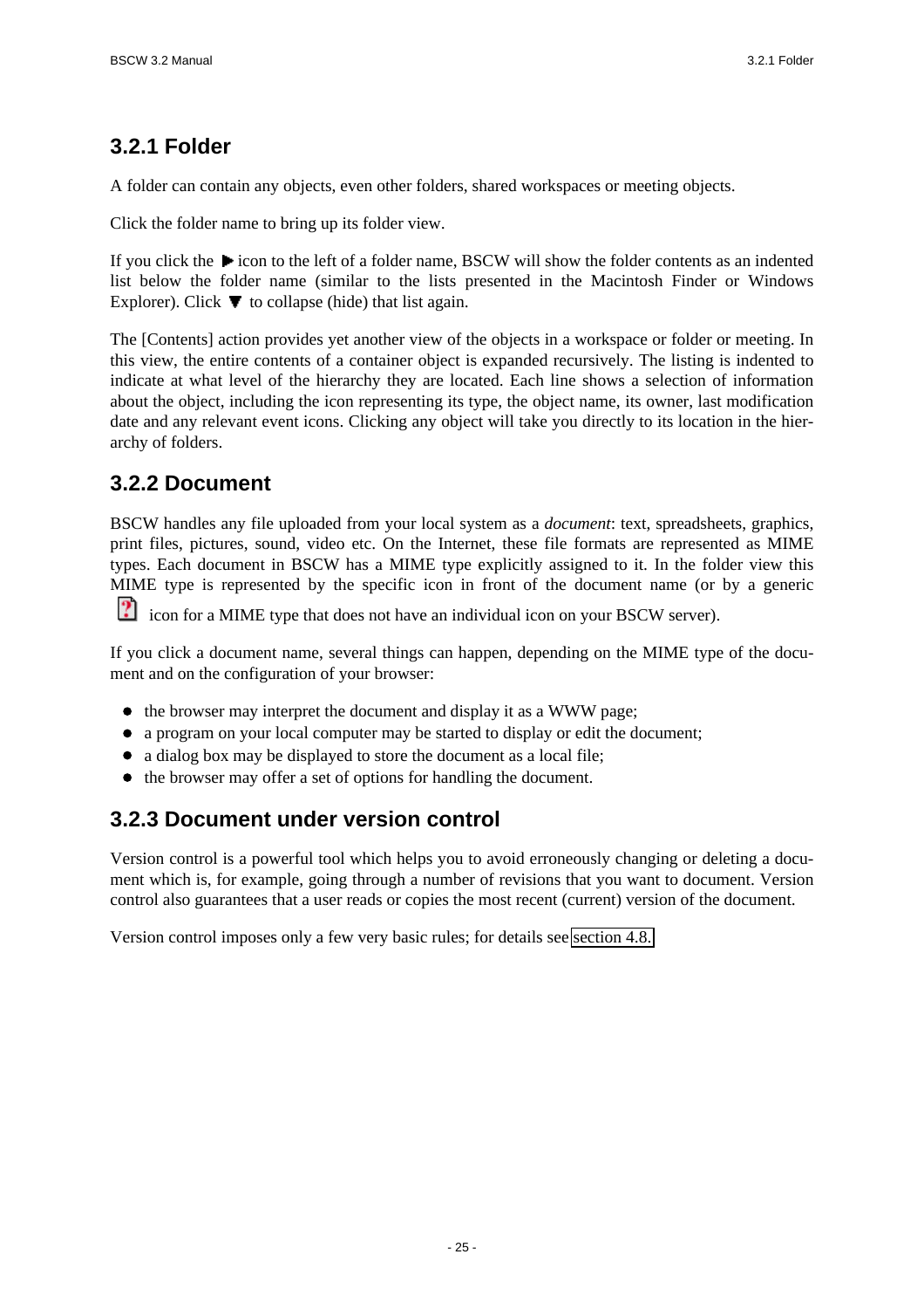### 3.2.1 Folder

A folder can contain any objects, even other folders, shared workspaces or meeting objects.

Click the folder name to bring up its folder view.

If you click the ▶ icon to the left of a folder name, BSCW will show the folder contents as an indented list below the folder name (similar to the lists presented in the Macintosh Finder or Windows Explorer). Click ▼ to collapse (hide) that list again.

The [Contents] action provides yet another view of the objects in a workspace or folder or meeting. In this view, the entire contents of a container object is expanded recursively. The listing is indented to indicate at what level of the hierarchy they are located. Each line shows a selection of information about the object, including the icon representing its type, the object name, its owner, last modification date and any relevant event icons. Clicking any object will take you directly to its location in the hierarchy of folders.

### 3.2.2 Document

BSCW handles any file uploaded from your local system as a *document*: text, spreadsheets, graphics, print files, pictures, sound, video etc. On the Internet, these file formats are represented as MIME types. Each document in BSCW has a MIME type explicitly assigned to it. In the folder view this MIME type is represented by the specific icon in front of the document name (or by a generic icon for a MIME type that does not have an individual icon on your BSCW server).

If you click a document name, several things can happen, depending on the MIME type of the document and on the configuration of your browser:

- the browser may interpret the document and display it as a WWW page;
- a program on your local computer may be started to display or edit the document;
- a dialog box may be displayed to store the document as a local file;
- the browser may offer a set of options for handling the document.

### 3.2.3 Document under version control

Version control is a powerful tool which helps you to avoid erroneously changing or deleting a document which is, for example, going through a number of revisions that you want to document. Version control also guarantees that a user reads or copies the most recent (current) version of the document.

Version control imposes only a few very basic rules; for details see section 4.8.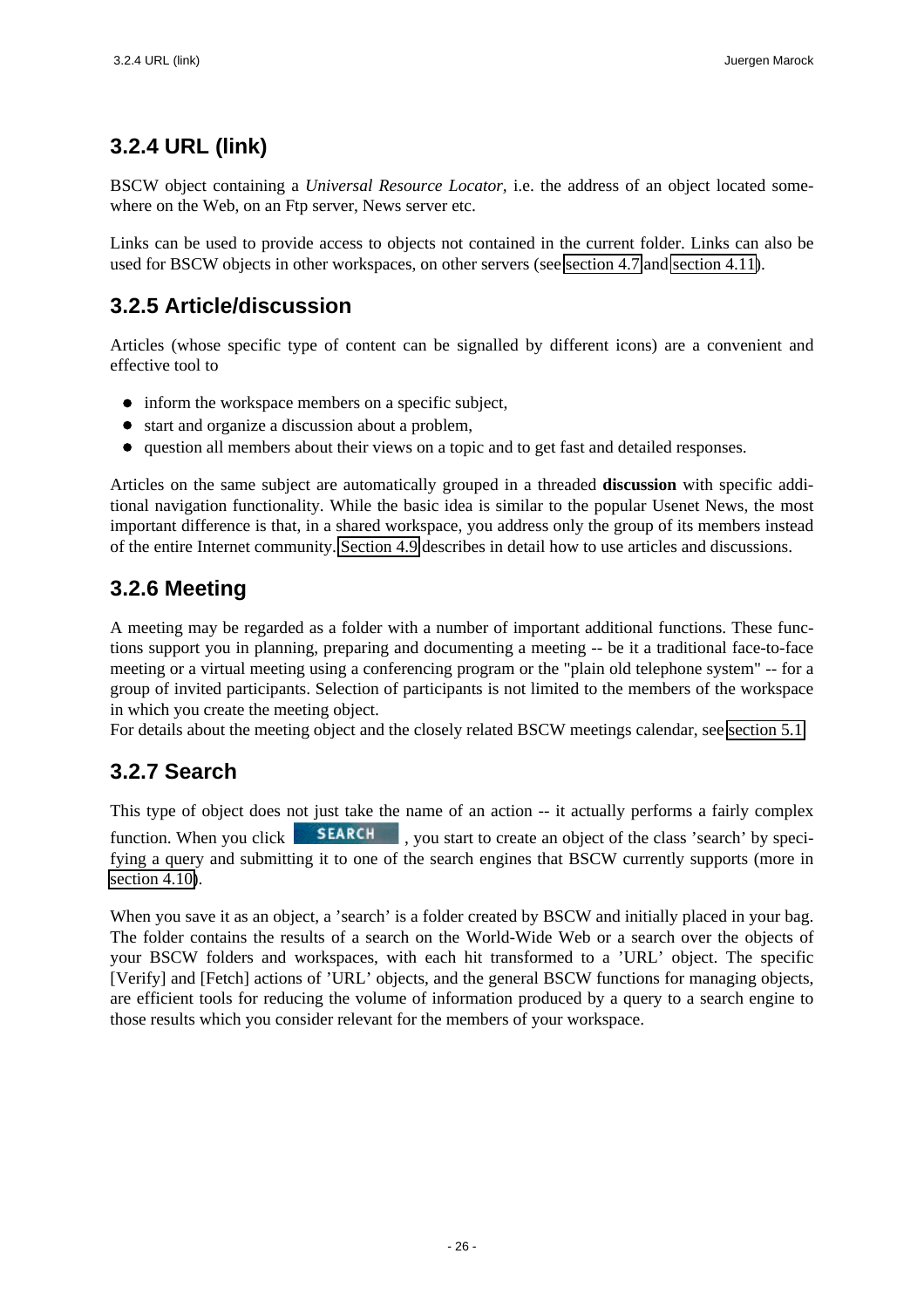### 3.2.4 URL (link)

BSCW object containing a *Universal Resource Locator*, i.e. the address of an object located somewhere on the Web, on an Ftp server, News server etc.

Links can be used to provide access to objects not contained in the current folder. Links can also be used for BSCW objects in other workspaces, on other servers (see section 4.7 and section 4.11).

### 3.2.5 Article/discussion

Articles (whose specific type of content can be signalled by different icons) are a convenient and effective tool to

- inform the workspace members on a specific subject,
- start and organize a discussion about a problem,
- question all members about their views on a topic and to get fast and detailed responses.

Articles on the same subject are automatically grouped in a threaded **discussion** with specific additional navigation functionality. While the basic idea is similar to the popular Usenet News, the most important difference is that, in a shared workspace, you address only the group of its members instead of the entire Internet community. Section 4.9 describes in detail how to use articles and discussions.

### 3.2.6 Meeting

A meeting may be regarded as a folder with a number of important additional functions. These functions support you in planning, preparing and documenting a meeting -- be it a traditional face-to-face meeting or a virtual meeting using a conferencing program or the "plain old telephone system" -- for a group of invited participants. Selection of participants is not limited to the members of the workspace in which you create the meeting object.
For details about the meeting object and the closely related BSCW meetings calendar, see section 5.1.

### 3.2.7 Search

This type of object does not just take the name of an action -- it actually performs a fairly complex function. When you click SEARCH , you start to create an object of the class 'search' by specifying a query and submitting it to one of the search engines that BSCW currently supports (more in section 4.10).

When you save it as an object, a 'search' is a folder created by BSCW and initially placed in your bag. The folder contains the results of a search on the World-Wide Web or a search over the objects of your BSCW folders and workspaces, with each hit transformed to a 'URL' object. The specific [Verify] and [Fetch] actions of 'URL' objects, and the general BSCW functions for managing objects, are efficient tools for reducing the volume of information produced by a query to a search engine to those results which you consider relevant for the members of your workspace.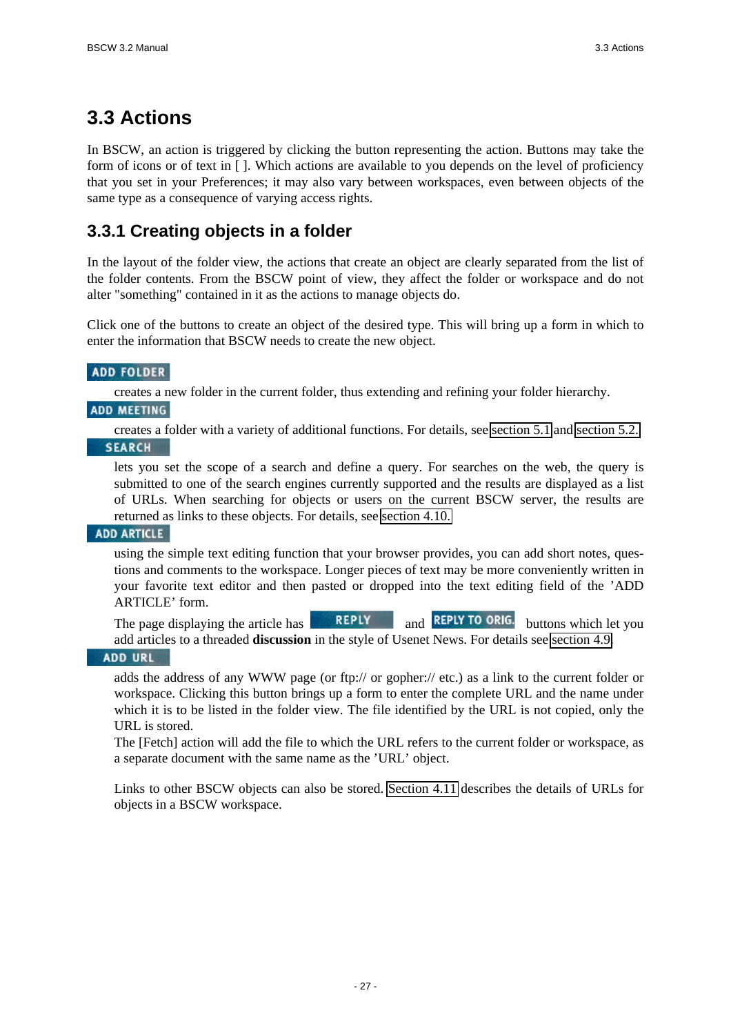## 3.3 Actions

In BSCW, an action is triggered by clicking the button representing the action. Buttons may take the form of icons or of text in [ ]. Which actions are available to you depends on the level of proficiency that you set in your Preferences; it may also vary between workspaces, even between objects of the same type as a consequence of varying access rights.

### 3.3.1 Creating objects in a folder

In the layout of the folder view, the actions that create an object are clearly separated from the list of the folder contents. From the BSCW point of view, they affect the folder or workspace and do not alter "something" contained in it as the actions to manage objects do.

Click one of the buttons to create an object of the desired type. This will bring up a form in which to enter the information that BSCW needs to create the new object.

**ADD FOLDER**

creates a new folder in the current folder, thus extending and refining your folder hierarchy.

**ADD MEETING**

creates a folder with a variety of additional functions. For details, see section 5.1 and section 5.2.

**SEARCH**

lets you set the scope of a search and define a query. For searches on the web, the query is submitted to one of the search engines currently supported and the results are displayed as a list of URLs. When searching for objects or users on the current BSCW server, the results are returned as links to these objects. For details, see section 4.10.

**ADD ARTICLE**

using the simple text editing function that your browser provides, you can add short notes, questions and comments to the workspace. Longer pieces of text may be more conveniently written in your favorite text editor and then pasted or dropped into the text editing field of the 'ADD ARTICLE' form.

The page displaying the article has **REPLY** and **REPLY TO ORIG.** buttons which let you add articles to a threaded **discussion** in the style of Usenet News. For details see section 4.9.

**ADD URL**

adds the address of any WWW page (or ftp:// or gopher:// etc.) as a link to the current folder or workspace. Clicking this button brings up a form to enter the complete URL and the name under which it is to be listed in the folder view. The file identified by the URL is not copied, only the URL is stored.
The [Fetch] action will add the file to which the URL refers to the current folder or workspace, as a separate document with the same name as the 'URL' object.

Links to other BSCW objects can also be stored. Section 4.11 describes the details of URLs for objects in a BSCW workspace.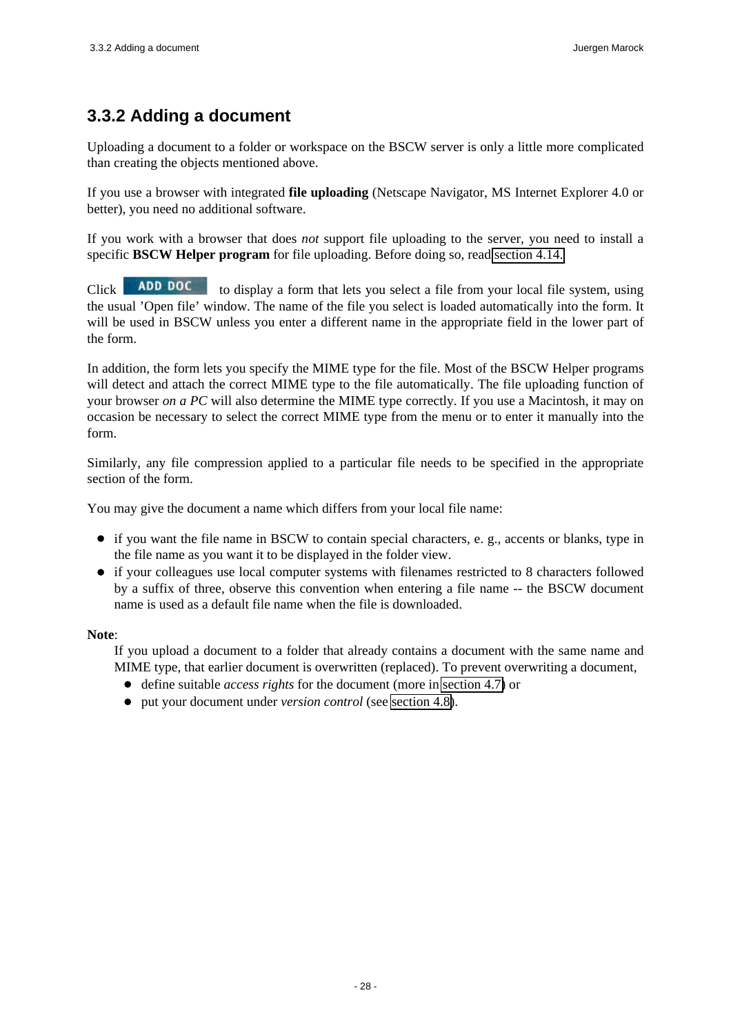### 3.3.2 Adding a document

Uploading a document to a folder or workspace on the BSCW server is only a little more complicated than creating the objects mentioned above.

If you use a browser with integrated **file uploading** (Netscape Navigator, MS Internet Explorer 4.0 or better), you need no additional software.

If you work with a browser that does *not* support file uploading to the server, you need to install a specific **BSCW Helper program** for file uploading. Before doing so, read section 4.14.

Click ADD DOC to display a form that lets you select a file from your local file system, using the usual 'Open file' window. The name of the file you select is loaded automatically into the form. It will be used in BSCW unless you enter a different name in the appropriate field in the lower part of the form.

In addition, the form lets you specify the MIME type for the file. Most of the BSCW Helper programs will detect and attach the correct MIME type to the file automatically. The file uploading function of your browser *on a PC* will also determine the MIME type correctly. If you use a Macintosh, it may on occasion be necessary to select the correct MIME type from the menu or to enter it manually into the form.

Similarly, any file compression applied to a particular file needs to be specified in the appropriate section of the form.

You may give the document a name which differs from your local file name:

- if you want the file name in BSCW to contain special characters, e. g., accents or blanks, type in the file name as you want it to be displayed in the folder view.
- if your colleagues use local computer systems with filenames restricted to 8 characters followed by a suffix of three, observe this convention when entering a file name -- the BSCW document name is used as a default file name when the file is downloaded.

**Note**:

If you upload a document to a folder that already contains a document with the same name and MIME type, that earlier document is overwritten (replaced). To prevent overwriting a document,

- define suitable *access rights* for the document (more in section 4.7) or
- put your document under *version control* (see section 4.8).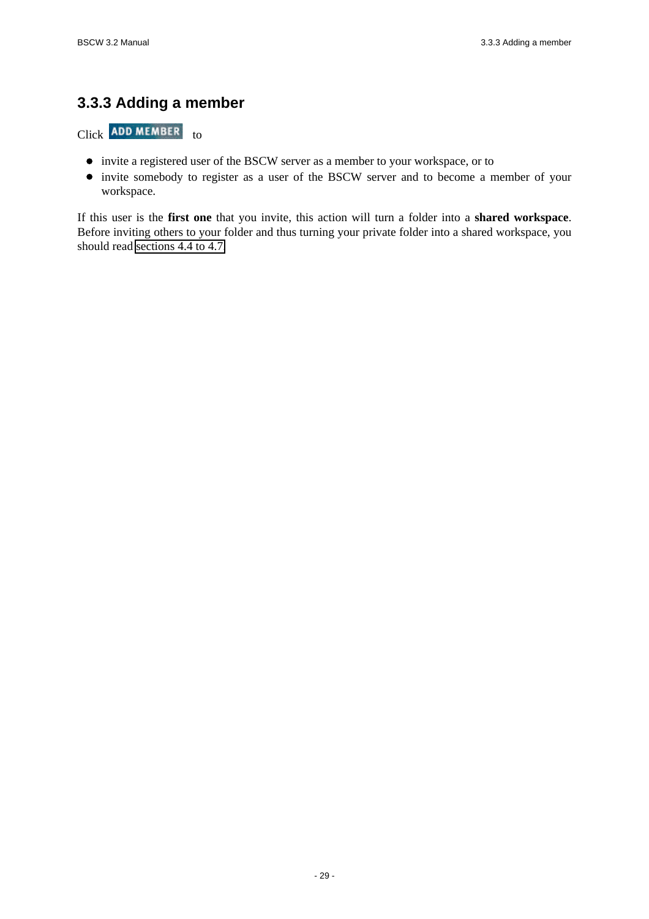### 3.3.3 Adding a member

Click ADD MEMBER to

- invite a registered user of the BSCW server as a member to your workspace, or to
- invite somebody to register as a user of the BSCW server and to become a member of your workspace.

If this user is the **first one** that you invite, this action will turn a folder into a **shared workspace**. Before inviting others to your folder and thus turning your private folder into a shared workspace, you should read sections 4.4 to 4.7.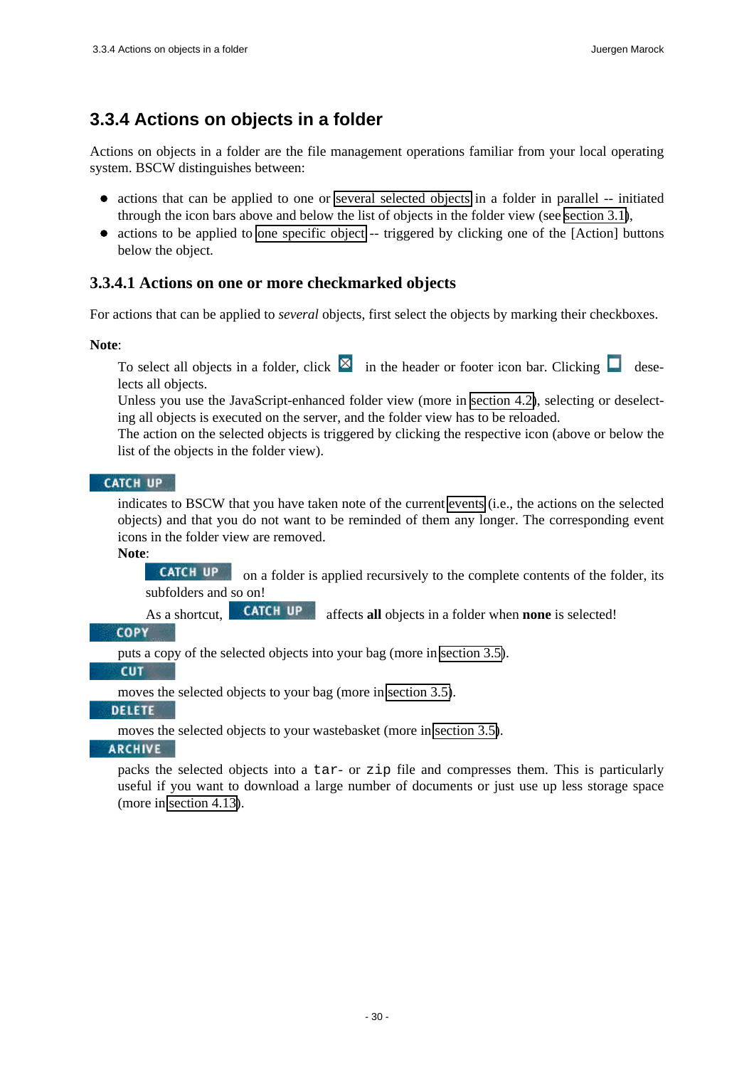## 3.3.4 Actions on objects in a folder

Actions on objects in a folder are the file management operations familiar from your local operating system. BSCW distinguishes between:

- actions that can be applied to one or several selected objects in a folder in parallel -- initiated through the icon bars above and below the list of objects in the folder view (see section 3.1),
- actions to be applied to one specific object -- triggered by clicking one of the [Action] buttons below the object.

### 3.3.4.1 Actions on one or more checkmarked objects

For actions that can be applied to *several* objects, first select the objects by marking their checkboxes.

**Note**:

> To select all objects in a folder, click ☒ in the header or footer icon bar. Clicking ☐ deselects all objects.
> Unless you use the JavaScript-enhanced folder view (more in section 4.2), selecting or deselecting all objects is executed on the server, and the folder view has to be reloaded.
> The action on the selected objects is triggered by clicking the respective icon (above or below the list of the objects in the folder view).

**CATCH UP**

indicates to BSCW that you have taken note of the current events (i.e., the actions on the selected objects) and that you do not want to be reminded of them any longer. The corresponding event icons in the folder view are removed.

**Note**:

> CATCH UP on a folder is applied recursively to the complete contents of the folder, its subfolders and so on!
>
> As a shortcut, CATCH UP affects **all** objects in a folder when **none** is selected!

**COPY**

puts a copy of the selected objects into your bag (more in section 3.5).

**CUT**

moves the selected objects to your bag (more in section 3.5).

**DELETE**

moves the selected objects to your wastebasket (more in section 3.5).

**ARCHIVE**

packs the selected objects into a `tar`- or `zip` file and compresses them. This is particularly useful if you want to download a large number of documents or just use up less storage space (more in section 4.13).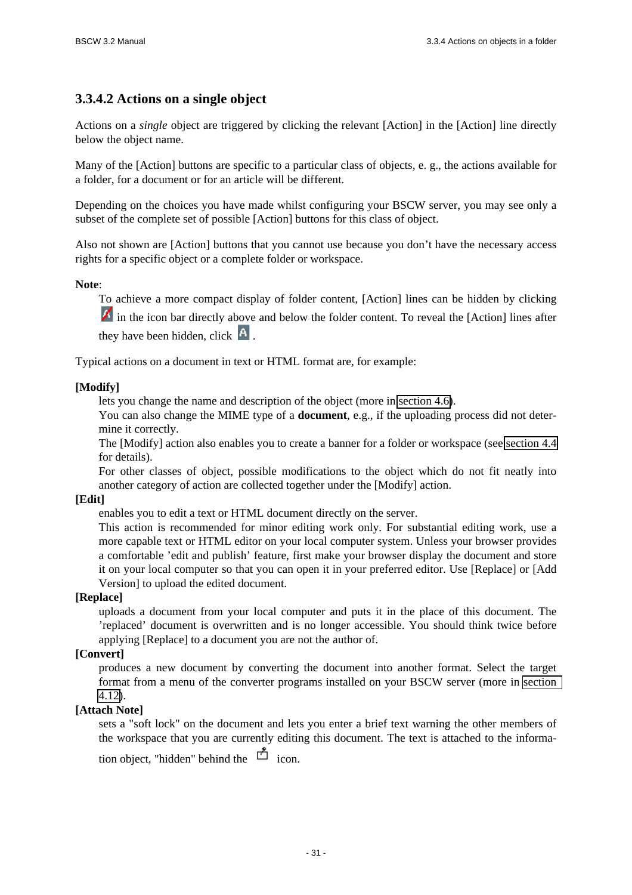### 3.3.4.2 Actions on a single object

Actions on a *single* object are triggered by clicking the relevant [Action] in the [Action] line directly below the object name.

Many of the [Action] buttons are specific to a particular class of objects, e. g., the actions available for a folder, for a document or for an article will be different.

Depending on the choices you have made whilst configuring your BSCW server, you may see only a subset of the complete set of possible [Action] buttons for this class of object.

Also not shown are [Action] buttons that you cannot use because you don't have the necessary access rights for a specific object or a complete folder or workspace.

**Note**:

To achieve a more compact display of folder content, [Action] lines can be hidden by clicking in the icon bar directly above and below the folder content. To reveal the [Action] lines after they have been hidden, click .

Typical actions on a document in text or HTML format are, for example:

**[Modify]**

lets you change the name and description of the object (more in section 4.6).
You can also change the MIME type of a **document**, e.g., if the uploading process did not determine it correctly.
The [Modify] action also enables you to create a banner for a folder or workspace (see section 4.4 for details).
For other classes of object, possible modifications to the object which do not fit neatly into another category of action are collected together under the [Modify] action.

**[Edit]**

enables you to edit a text or HTML document directly on the server.
This action is recommended for minor editing work only. For substantial editing work, use a more capable text or HTML editor on your local computer system. Unless your browser provides a comfortable 'edit and publish' feature, first make your browser display the document and store it on your local computer so that you can open it in your preferred editor. Use [Replace] or [Add Version] to upload the edited document.

**[Replace]**

uploads a document from your local computer and puts it in the place of this document. The 'replaced' document is overwritten and is no longer accessible. You should think twice before applying [Replace] to a document you are not the author of.

**[Convert]**

produces a new document by converting the document into another format. Select the target format from a menu of the converter programs installed on your BSCW server (more in section 4.12).

**[Attach Note]**

sets a "soft lock" on the document and lets you enter a brief text warning the other members of the workspace that you are currently editing this document. The text is attached to the information object, "hidden" behind the icon.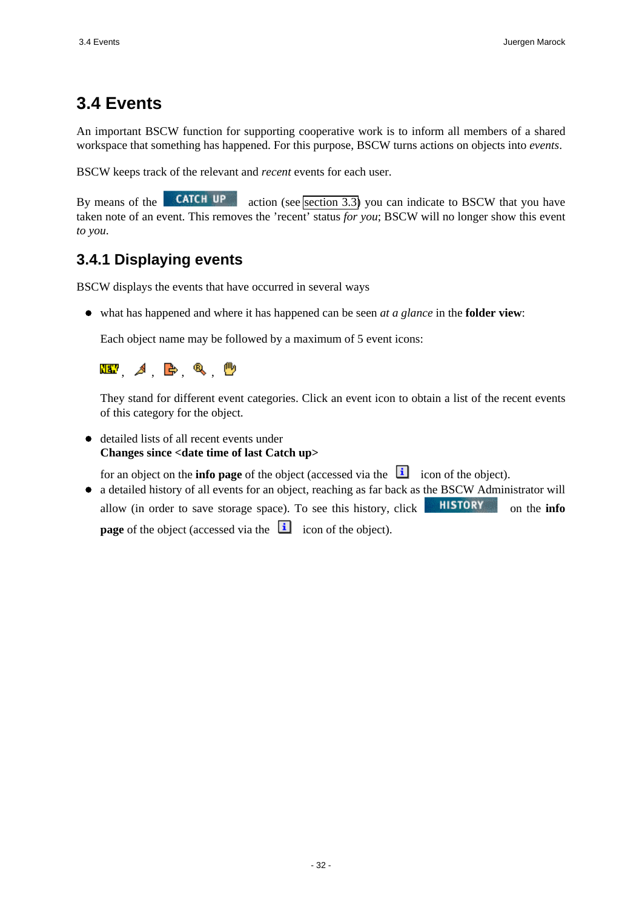# 3.4 Events

An important BSCW function for supporting cooperative work is to inform all members of a shared workspace that something has happened. For this purpose, BSCW turns actions on objects into *events*.

BSCW keeps track of the relevant and *recent* events for each user.

By means of the CATCH UP action (see section 3.3) you can indicate to BSCW that you have taken note of an event. This removes the 'recent' status *for you*; BSCW will no longer show this event *to you*.

## 3.4.1 Displaying events

BSCW displays the events that have occurred in several ways

- what has happened and where it has happened can be seen *at a glance* in the **folder view**:

  Each object name may be followed by a maximum of 5 event icons:

  , , , ,

  They stand for different event categories. Click an event icon to obtain a list of the recent events of this category for the object.

- detailed lists of all recent events under
  **Changes since <date time of last Catch up>**

  for an object on the **info page** of the object (accessed via the icon of the object).
- a detailed history of all events for an object, reaching as far back as the BSCW Administrator will allow (in order to save storage space). To see this history, click HISTORY on the **info page** of the object (accessed via the icon of the object).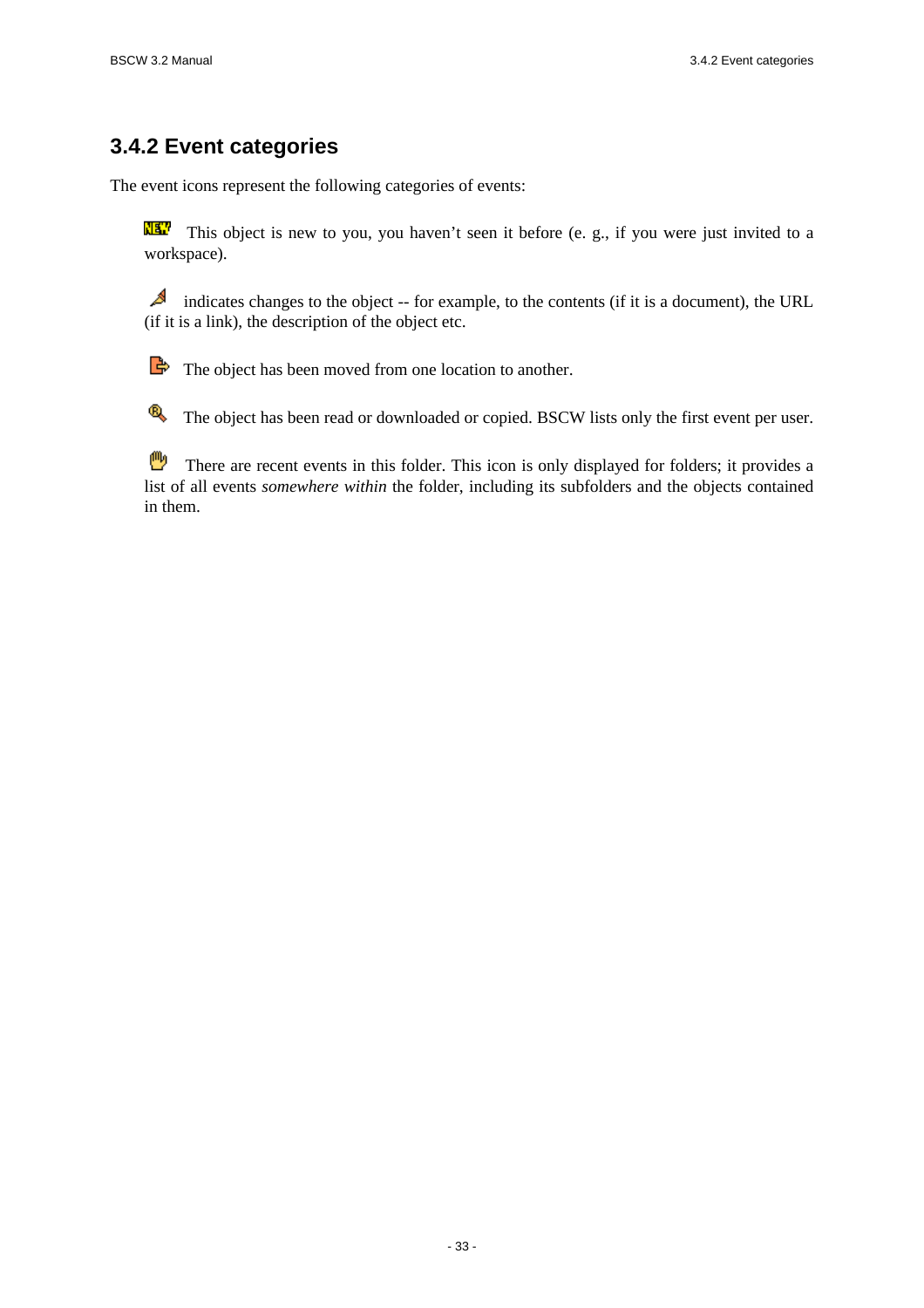### 3.4.2 Event categories

The event icons represent the following categories of events:

This object is new to you, you haven't seen it before (e. g., if you were just invited to a workspace).

indicates changes to the object -- for example, to the contents (if it is a document), the URL (if it is a link), the description of the object etc.

The object has been moved from one location to another.

The object has been read or downloaded or copied. BSCW lists only the first event per user.

There are recent events in this folder. This icon is only displayed for folders; it provides a list of all events *somewhere within* the folder, including its subfolders and the objects contained in them.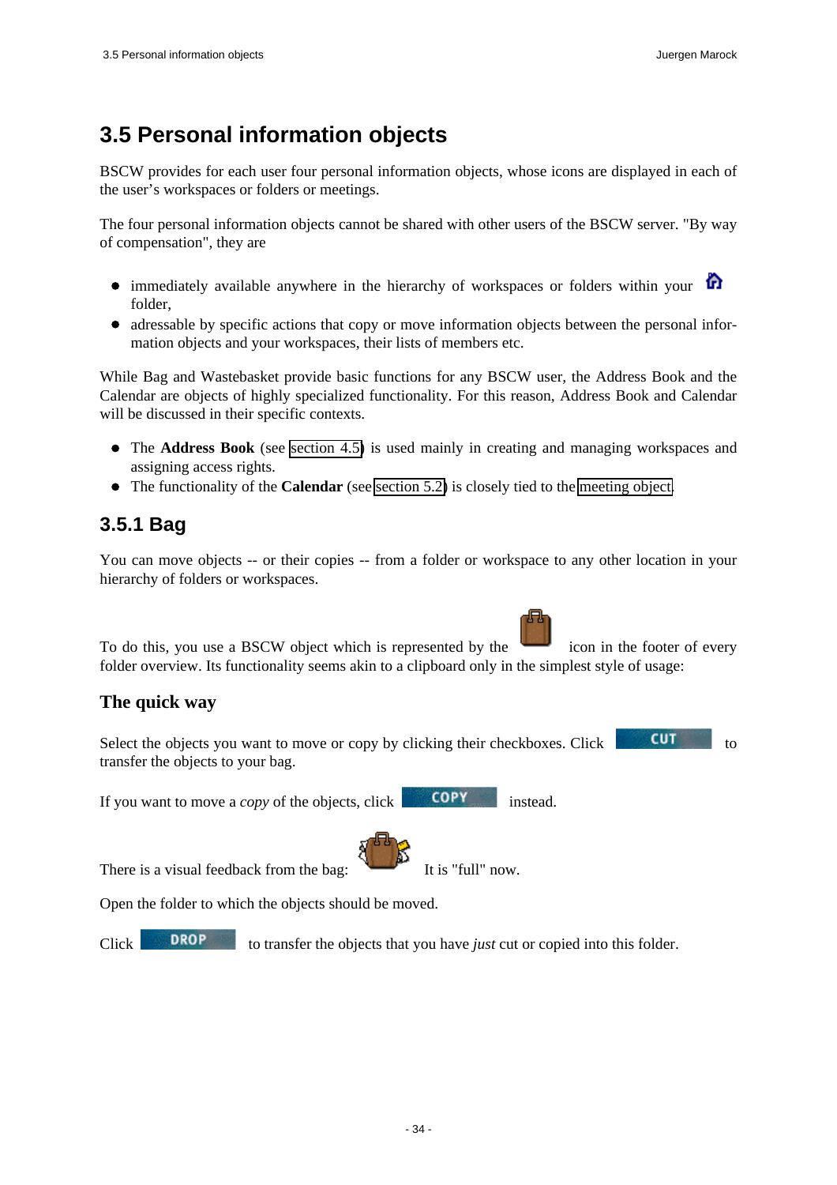# 3.5 Personal information objects

BSCW provides for each user four personal information objects, whose icons are displayed in each of the user's workspaces or folders or meetings.

The four personal information objects cannot be shared with other users of the BSCW server. "By way of compensation", they are

- immediately available anywhere in the hierarchy of workspaces or folders within your folder,
- adressable by specific actions that copy or move information objects between the personal information objects and your workspaces, their lists of members etc.

While Bag and Wastebasket provide basic functions for any BSCW user, the Address Book and the Calendar are objects of highly specialized functionality. For this reason, Address Book and Calendar will be discussed in their specific contexts.

- The **Address Book** (see section 4.5) is used mainly in creating and managing workspaces and assigning access rights.
- The functionality of the **Calendar** (see section 5.2) is closely tied to the meeting object.

## 3.5.1 Bag

You can move objects -- or their copies -- from a folder or workspace to any other location in your hierarchy of folders or workspaces.

To do this, you use a BSCW object which is represented by the icon in the footer of every folder overview. Its functionality seems akin to a clipboard only in the simplest style of usage:

### The quick way

Select the objects you want to move or copy by clicking their checkboxes. Click CUT to transfer the objects to your bag.

If you want to move a *copy* of the objects, click COPY instead.

There is a visual feedback from the bag: It is "full" now.

Open the folder to which the objects should be moved.

Click DROP to transfer the objects that you have *just* cut or copied into this folder.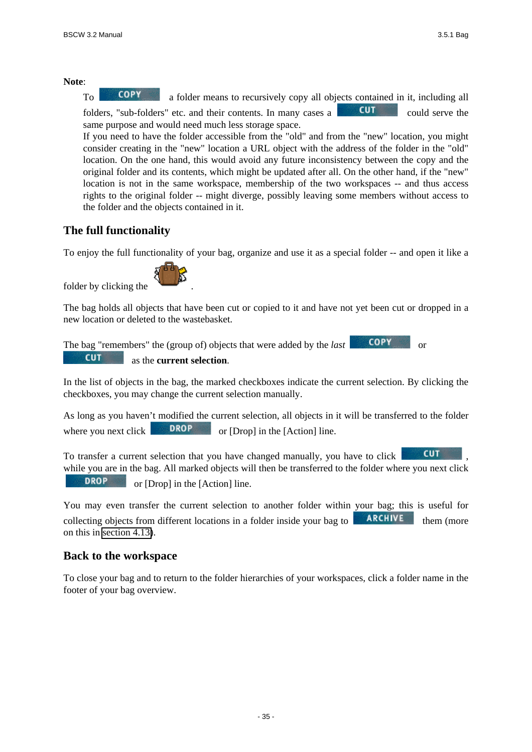**Note**:

To COPY a folder means to recursively copy all objects contained in it, including all folders, "sub-folders" etc. and their contents. In many cases a CUT could serve the same purpose and would need much less storage space.
If you need to have the folder accessible from the "old" and from the "new" location, you might consider creating in the "new" location a URL object with the address of the folder in the "old" location. On the one hand, this would avoid any future inconsistency between the copy and the original folder and its contents, which might be updated after all. On the other hand, if the "new" location is not in the same workspace, membership of the two workspaces -- and thus access rights to the original folder -- might diverge, possibly leaving some members without access to the folder and the objects contained in it.

## The full functionality

To enjoy the full functionality of your bag, organize and use it as a special folder -- and open it like a folder by clicking the .

The bag holds all objects that have been cut or copied to it and have not yet been cut or dropped in a new location or deleted to the wastebasket.

The bag "remembers" the (group of) objects that were added by the *last* COPY or CUT as the **current selection**.

In the list of objects in the bag, the marked checkboxes indicate the current selection. By clicking the checkboxes, you may change the current selection manually.

As long as you haven't modified the current selection, all objects in it will be transferred to the folder where you next click DROP or [Drop] in the [Action] line.

To transfer a current selection that you have changed manually, you have to click CUT, while you are in the bag. All marked objects will then be transferred to the folder where you next click DROP or [Drop] in the [Action] line.

You may even transfer the current selection to another folder within your bag; this is useful for collecting objects from different locations in a folder inside your bag to ARCHIVE them (more on this in section 4.13).

## Back to the workspace

To close your bag and to return to the folder hierarchies of your workspaces, click a folder name in the footer of your bag overview.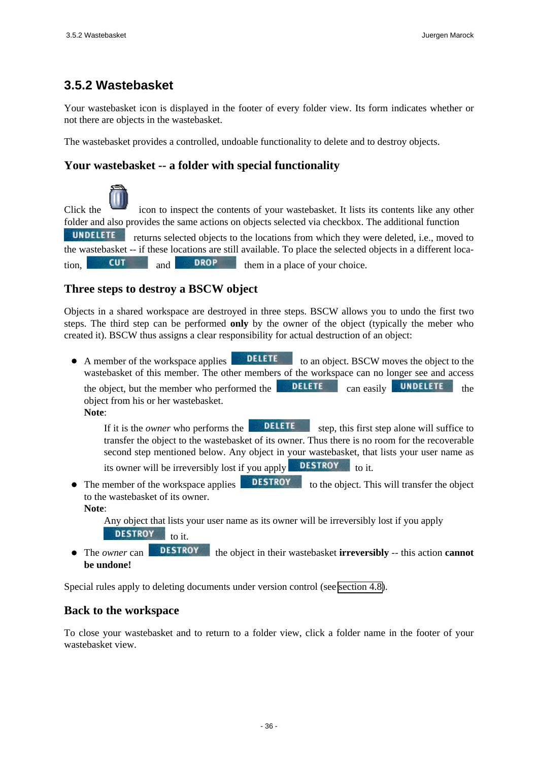## 3.5.2 Wastebasket

Your wastebasket icon is displayed in the footer of every folder view. Its form indicates whether or not there are objects in the wastebasket.

The wastebasket provides a controlled, undoable functionality to delete and to destroy objects.

### Your wastebasket -- a folder with special functionality

Click the icon to inspect the contents of your wastebasket. It lists its contents like any other folder and also provides the same actions on objects selected via checkbox. The additional function UNDELETE returns selected objects to the locations from which they were deleted, i.e., moved to the wastebasket -- if these locations are still available. To place the selected objects in a different location, CUT and DROP them in a place of your choice.

### Three steps to destroy a BSCW object

Objects in a shared workspace are destroyed in three steps. BSCW allows you to undo the first two steps. The third step can be performed **only** by the owner of the object (typically the meber who created it). BSCW thus assigns a clear responsibility for actual destruction of an object:

- A member of the workspace applies DELETE to an object. BSCW moves the object to the wastebasket of this member. The other members of the workspace can no longer see and access the object, but the member who performed the DELETE can easily UNDELETE the object from his or her wastebasket.
  **Note**:

  If it is the *owner* who performs the DELETE step, this first step alone will suffice to transfer the object to the wastebasket of its owner. Thus there is no room for the recoverable second step mentioned below. Any object in your wastebasket, that lists your user name as its owner will be irreversibly lost if you apply DESTROY to it.

- The member of the workspace applies DESTROY to the object. This will transfer the object to the wastebasket of its owner.
  **Note**:

  Any object that lists your user name as its owner will be irreversibly lost if you apply DESTROY to it.

- The *owner* can DESTROY the object in their wastebasket **irreversibly** -- this action **cannot be undone!**

Special rules apply to deleting documents under version control (see section 4.8).

### Back to the workspace

To close your wastebasket and to return to a folder view, click a folder name in the footer of your wastebasket view.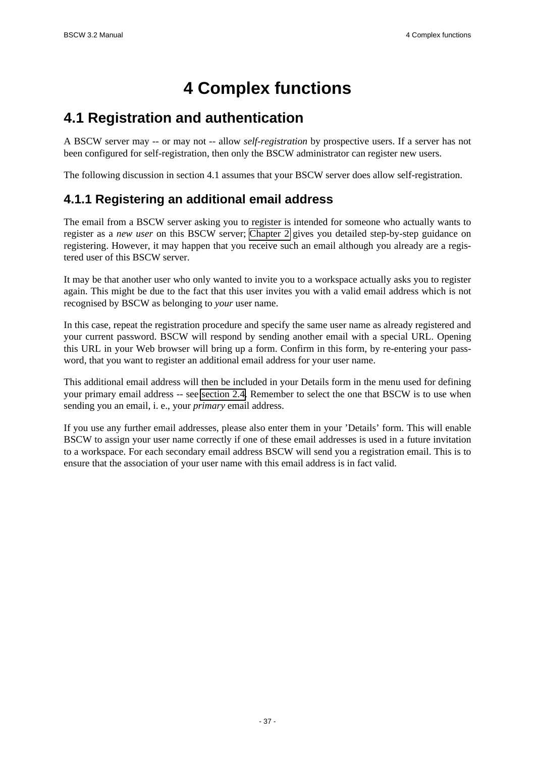# 4 Complex functions

## 4.1 Registration and authentication

A BSCW server may -- or may not -- allow *self-registration* by prospective users. If a server has not been configured for self-registration, then only the BSCW administrator can register new users.

The following discussion in section 4.1 assumes that your BSCW server does allow self-registration.

### 4.1.1 Registering an additional email address

The email from a BSCW server asking you to register is intended for someone who actually wants to register as a *new user* on this BSCW server; Chapter 2 gives you detailed step-by-step guidance on registering. However, it may happen that you receive such an email although you already are a registered user of this BSCW server.

It may be that another user who only wanted to invite you to a workspace actually asks you to register again. This might be due to the fact that this user invites you with a valid email address which is not recognised by BSCW as belonging to *your* user name.

In this case, repeat the registration procedure and specify the same user name as already registered and your current password. BSCW will respond by sending another email with a special URL. Opening this URL in your Web browser will bring up a form. Confirm in this form, by re-entering your password, that you want to register an additional email address for your user name.

This additional email address will then be included in your Details form in the menu used for defining your primary email address -- see section 2.4. Remember to select the one that BSCW is to use when sending you an email, i. e., your *primary* email address.

If you use any further email addresses, please also enter them in your 'Details' form. This will enable BSCW to assign your user name correctly if one of these email addresses is used in a future invitation to a workspace. For each secondary email address BSCW will send you a registration email. This is to ensure that the association of your user name with this email address is in fact valid.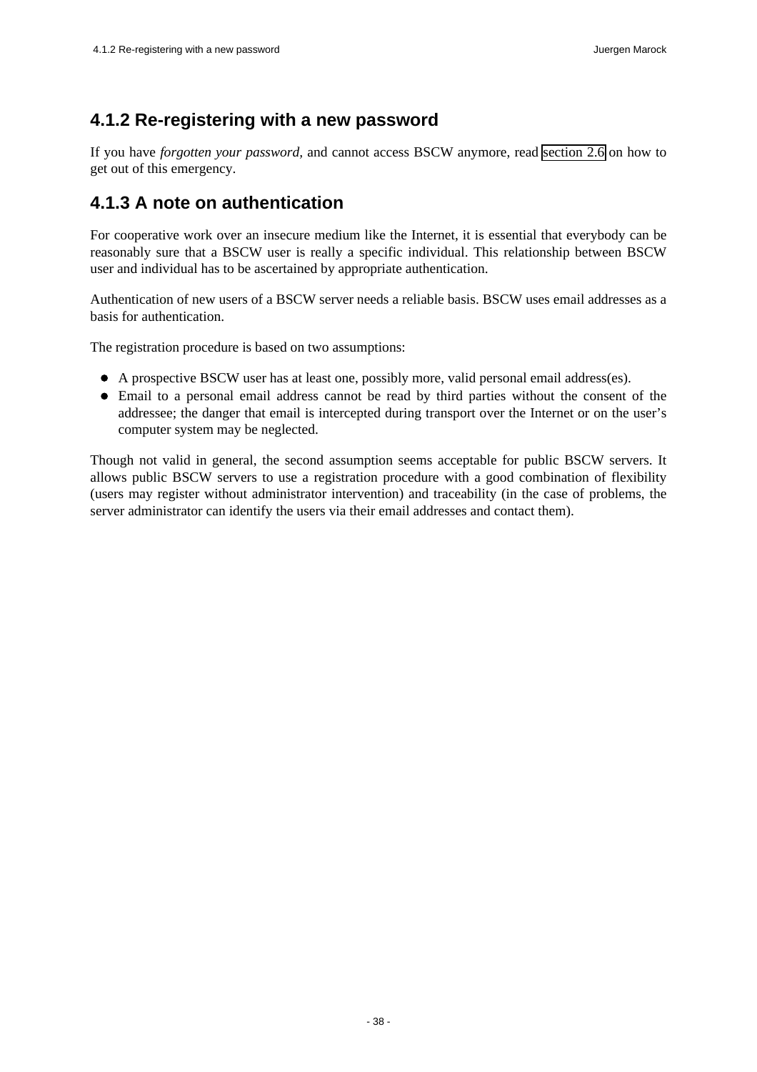### 4.1.2 Re-registering with a new password

If you have *forgotten your password,* and cannot access BSCW anymore, read section 2.6 on how to get out of this emergency.

### 4.1.3 A note on authentication

For cooperative work over an insecure medium like the Internet, it is essential that everybody can be reasonably sure that a BSCW user is really a specific individual. This relationship between BSCW user and individual has to be ascertained by appropriate authentication.

Authentication of new users of a BSCW server needs a reliable basis. BSCW uses email addresses as a basis for authentication.

The registration procedure is based on two assumptions:

- A prospective BSCW user has at least one, possibly more, valid personal email address(es).
- Email to a personal email address cannot be read by third parties without the consent of the addressee; the danger that email is intercepted during transport over the Internet or on the user's computer system may be neglected.

Though not valid in general, the second assumption seems acceptable for public BSCW servers. It allows public BSCW servers to use a registration procedure with a good combination of flexibility (users may register without administrator intervention) and traceability (in the case of problems, the server administrator can identify the users via their email addresses and contact them).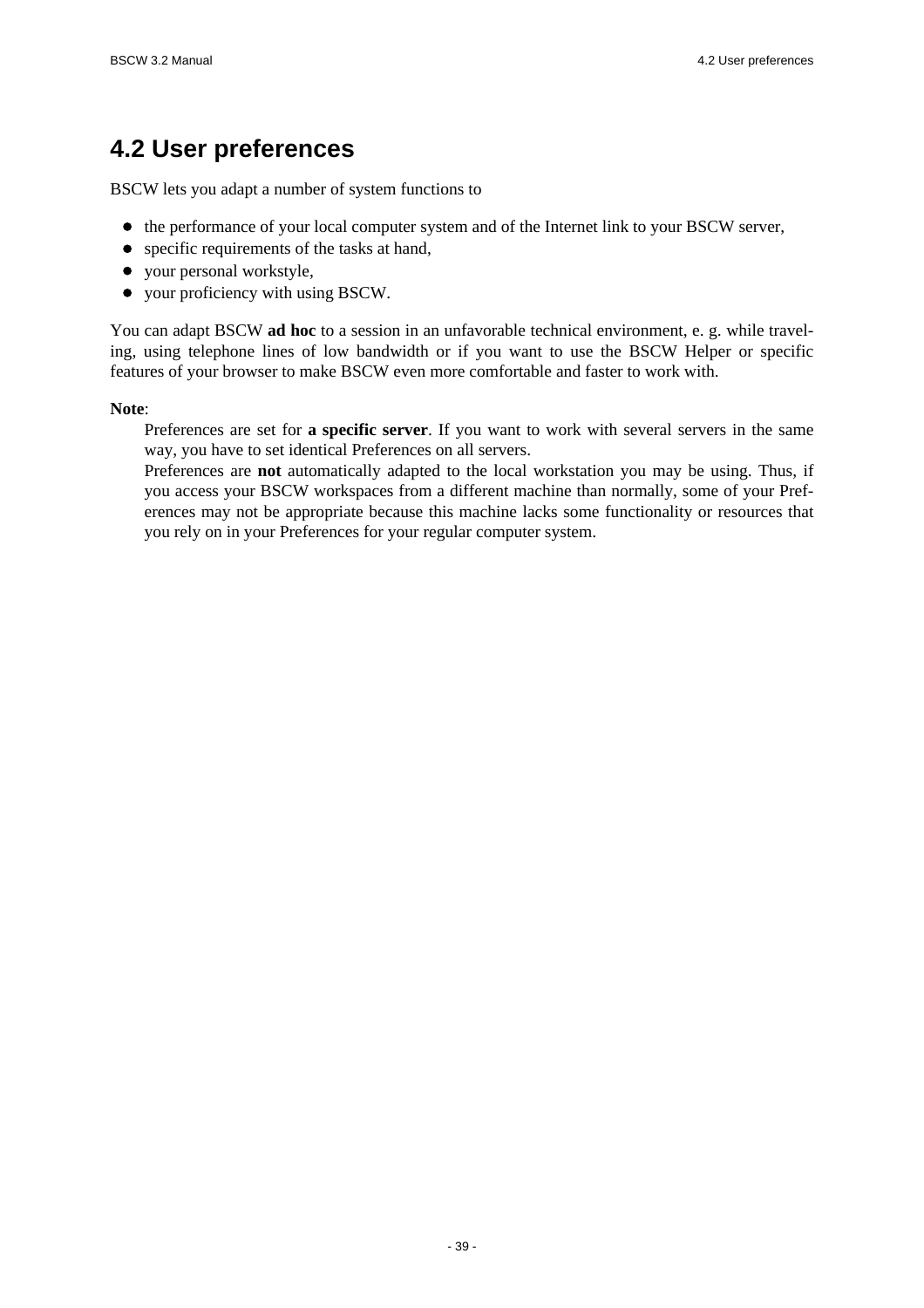## 4.2 User preferences

BSCW lets you adapt a number of system functions to

- the performance of your local computer system and of the Internet link to your BSCW server,
- specific requirements of the tasks at hand,
- your personal workstyle,
- your proficiency with using BSCW.

You can adapt BSCW **ad hoc** to a session in an unfavorable technical environment, e. g. while traveling, using telephone lines of low bandwidth or if you want to use the BSCW Helper or specific features of your browser to make BSCW even more comfortable and faster to work with.

**Note**:

Preferences are set for **a specific server**. If you want to work with several servers in the same way, you have to set identical Preferences on all servers.

Preferences are **not** automatically adapted to the local workstation you may be using. Thus, if you access your BSCW workspaces from a different machine than normally, some of your Preferences may not be appropriate because this machine lacks some functionality or resources that you rely on in your Preferences for your regular computer system.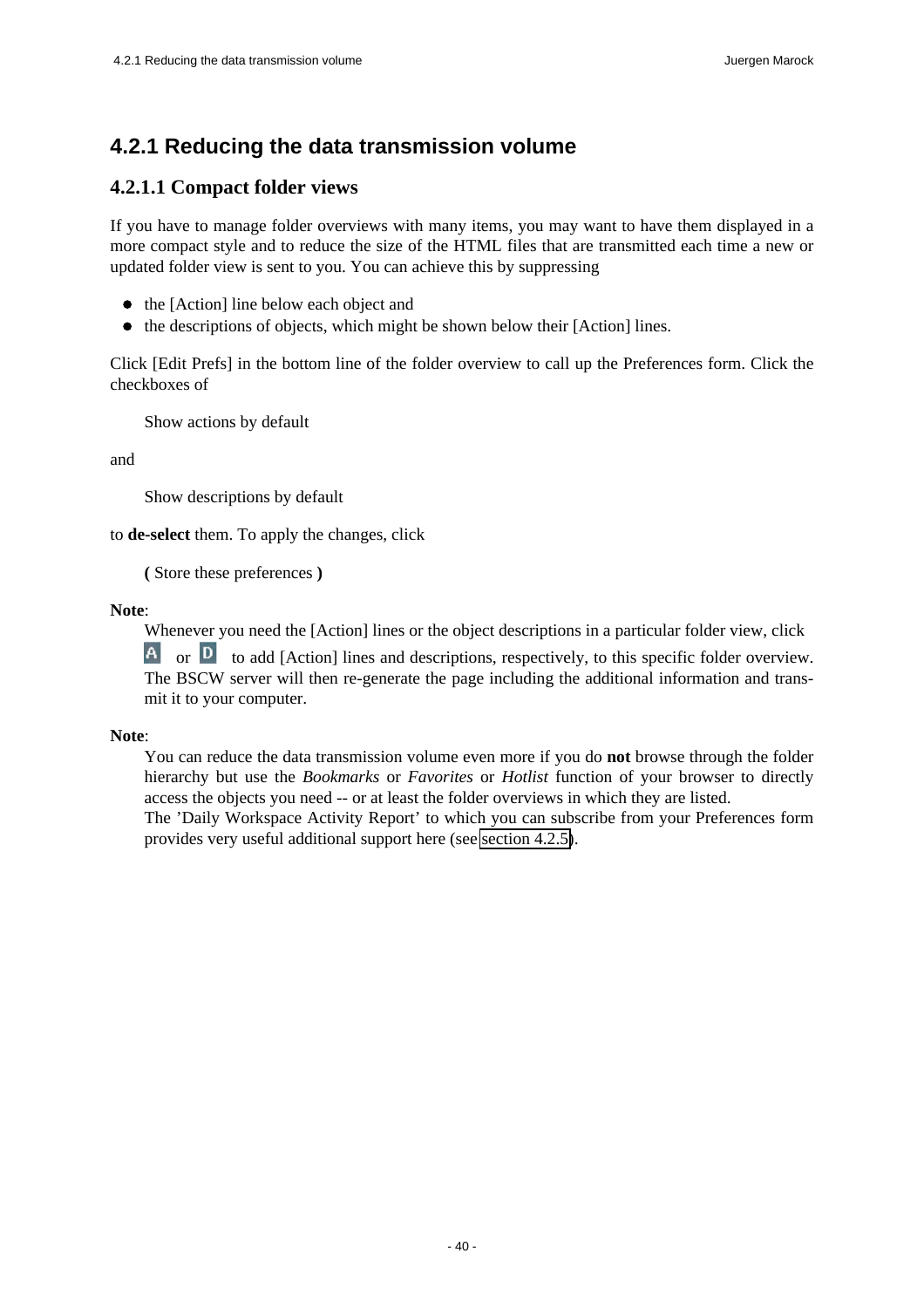# 4.2.1 Reducing the data transmission volume

## 4.2.1.1 Compact folder views

If you have to manage folder overviews with many items, you may want to have them displayed in a more compact style and to reduce the size of the HTML files that are transmitted each time a new or updated folder view is sent to you. You can achieve this by suppressing

- the [Action] line below each object and
- the descriptions of objects, which might be shown below their [Action] lines.

Click [Edit Prefs] in the bottom line of the folder overview to call up the Preferences form. Click the checkboxes of

> Show actions by default

and

> Show descriptions by default

to **de-select** them. To apply the changes, click

> **(** Store these preferences **)**

**Note**:

> Whenever you need the [Action] lines or the object descriptions in a particular folder view, click A or D to add [Action] lines and descriptions, respectively, to this specific folder overview. The BSCW server will then re-generate the page including the additional information and transmit it to your computer.

**Note**:

> You can reduce the data transmission volume even more if you do **not** browse through the folder hierarchy but use the *Bookmarks* or *Favorites* or *Hotlist* function of your browser to directly access the objects you need -- or at least the folder overviews in which they are listed.
> The 'Daily Workspace Activity Report' to which you can subscribe from your Preferences form provides very useful additional support here (see section 4.2.5).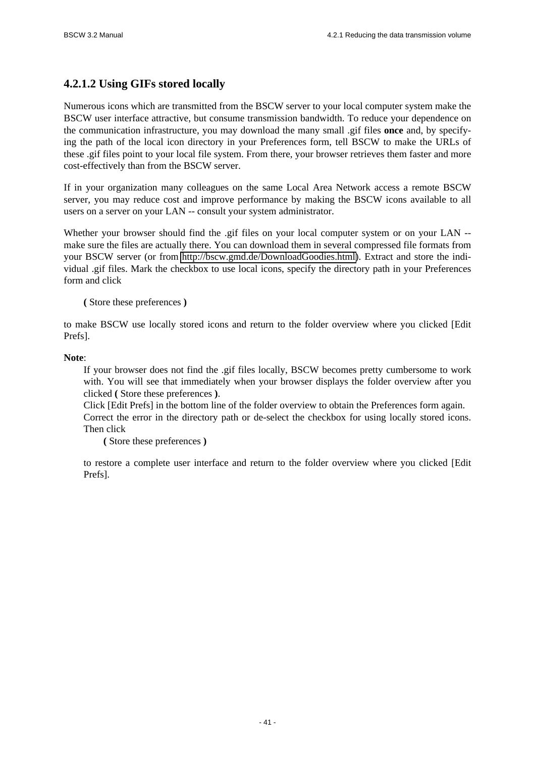#### 4.2.1.2 Using GIFs stored locally

Numerous icons which are transmitted from the BSCW server to your local computer system make the BSCW user interface attractive, but consume transmission bandwidth. To reduce your dependence on the communication infrastructure, you may download the many small .gif files **once** and, by specifying the path of the local icon directory in your Preferences form, tell BSCW to make the URLs of these .gif files point to your local file system. From there, your browser retrieves them faster and more cost-effectively than from the BSCW server.

If in your organization many colleagues on the same Local Area Network access a remote BSCW server, you may reduce cost and improve performance by making the BSCW icons available to all users on a server on your LAN -- consult your system administrator.

Whether your browser should find the .gif files on your local computer system or on your LAN -- make sure the files are actually there. You can download them in several compressed file formats from your BSCW server (or from http://bscw.gmd.de/DownloadGoodies.html). Extract and store the individual .gif files. Mark the checkbox to use local icons, specify the directory path in your Preferences form and click

> **(** Store these preferences **)**

to make BSCW use locally stored icons and return to the folder overview where you clicked [Edit Prefs].

**Note**:

> If your browser does not find the .gif files locally, BSCW becomes pretty cumbersome to work with. You will see that immediately when your browser displays the folder overview after you clicked **(** Store these preferences **)**.
> Click [Edit Prefs] in the bottom line of the folder overview to obtain the Preferences form again.
> Correct the error in the directory path or de-select the checkbox for using locally stored icons. Then click
>
> > **(** Store these preferences **)**
>
> to restore a complete user interface and return to the folder overview where you clicked [Edit Prefs].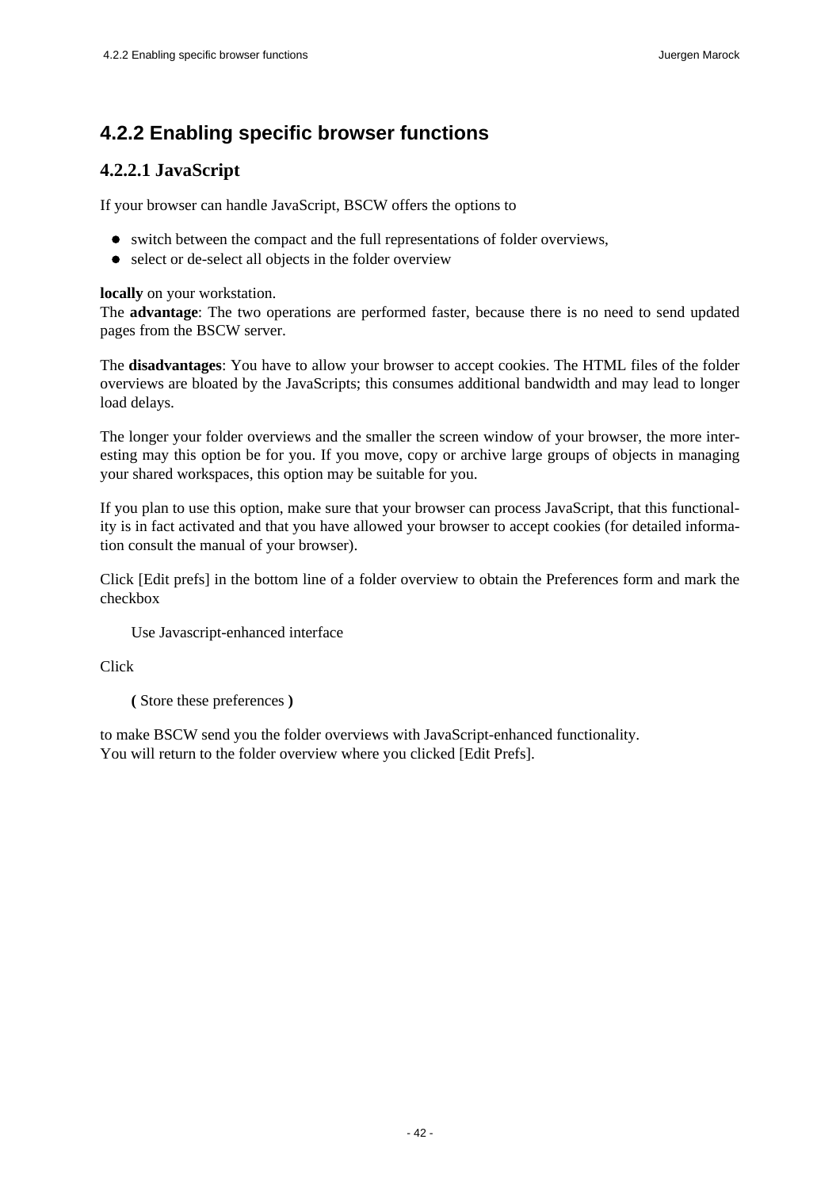## 4.2.2 Enabling specific browser functions

### 4.2.2.1 JavaScript

If your browser can handle JavaScript, BSCW offers the options to

- switch between the compact and the full representations of folder overviews,
- select or de-select all objects in the folder overview

**locally** on your workstation.
The **advantage**: The two operations are performed faster, because there is no need to send updated pages from the BSCW server.

The **disadvantages**: You have to allow your browser to accept cookies. The HTML files of the folder overviews are bloated by the JavaScripts; this consumes additional bandwidth and may lead to longer load delays.

The longer your folder overviews and the smaller the screen window of your browser, the more interesting may this option be for you. If you move, copy or archive large groups of objects in managing your shared workspaces, this option may be suitable for you.

If you plan to use this option, make sure that your browser can process JavaScript, that this functionality is in fact activated and that you have allowed your browser to accept cookies (for detailed information consult the manual of your browser).

Click [Edit prefs] in the bottom line of a folder overview to obtain the Preferences form and mark the checkbox

Use Javascript-enhanced interface

Click

**(** Store these preferences **)**

to make BSCW send you the folder overviews with JavaScript-enhanced functionality.
You will return to the folder overview where you clicked [Edit Prefs].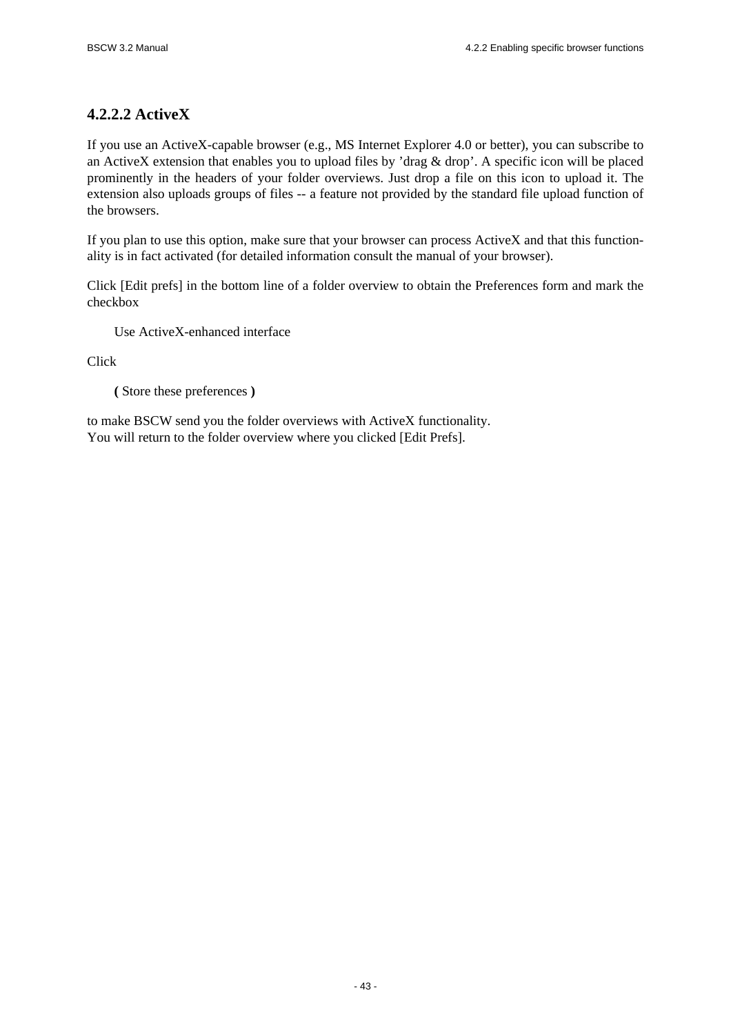### 4.2.2.2 ActiveX

If you use an ActiveX-capable browser (e.g., MS Internet Explorer 4.0 or better), you can subscribe to an ActiveX extension that enables you to upload files by 'drag & drop'. A specific icon will be placed prominently in the headers of your folder overviews. Just drop a file on this icon to upload it. The extension also uploads groups of files -- a feature not provided by the standard file upload function of the browsers.

If you plan to use this option, make sure that your browser can process ActiveX and that this functionality is in fact activated (for detailed information consult the manual of your browser).

Click [Edit prefs] in the bottom line of a folder overview to obtain the Preferences form and mark the checkbox

> Use ActiveX-enhanced interface

Click

> **(** Store these preferences **)**

to make BSCW send you the folder overviews with ActiveX functionality.
You will return to the folder overview where you clicked [Edit Prefs].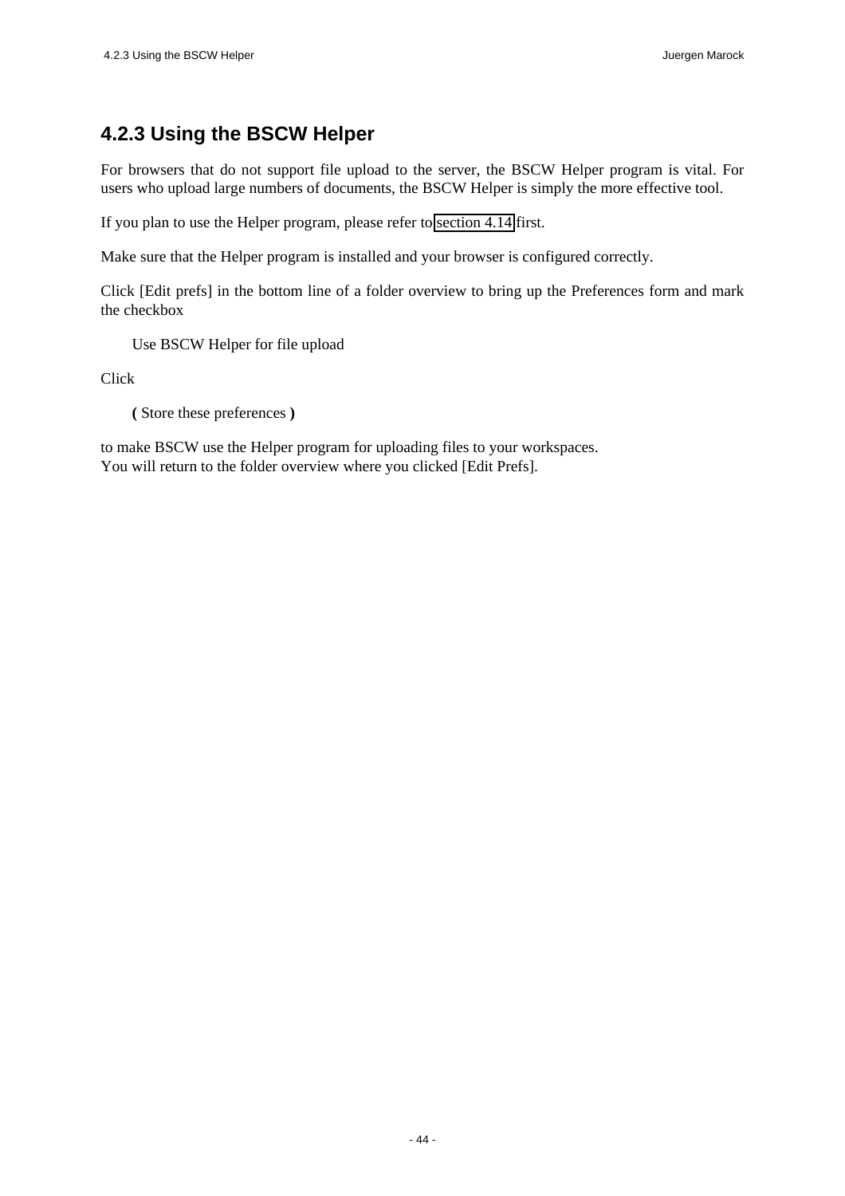## 4.2.3 Using the BSCW Helper

For browsers that do not support file upload to the server, the BSCW Helper program is vital. For users who upload large numbers of documents, the BSCW Helper is simply the more effective tool.

If you plan to use the Helper program, please refer to section 4.14 first.

Make sure that the Helper program is installed and your browser is configured correctly.

Click [Edit prefs] in the bottom line of a folder overview to bring up the Preferences form and mark the checkbox

> Use BSCW Helper for file upload

Click

> **(** Store these preferences **)**

to make BSCW use the Helper program for uploading files to your workspaces.
You will return to the folder overview where you clicked [Edit Prefs].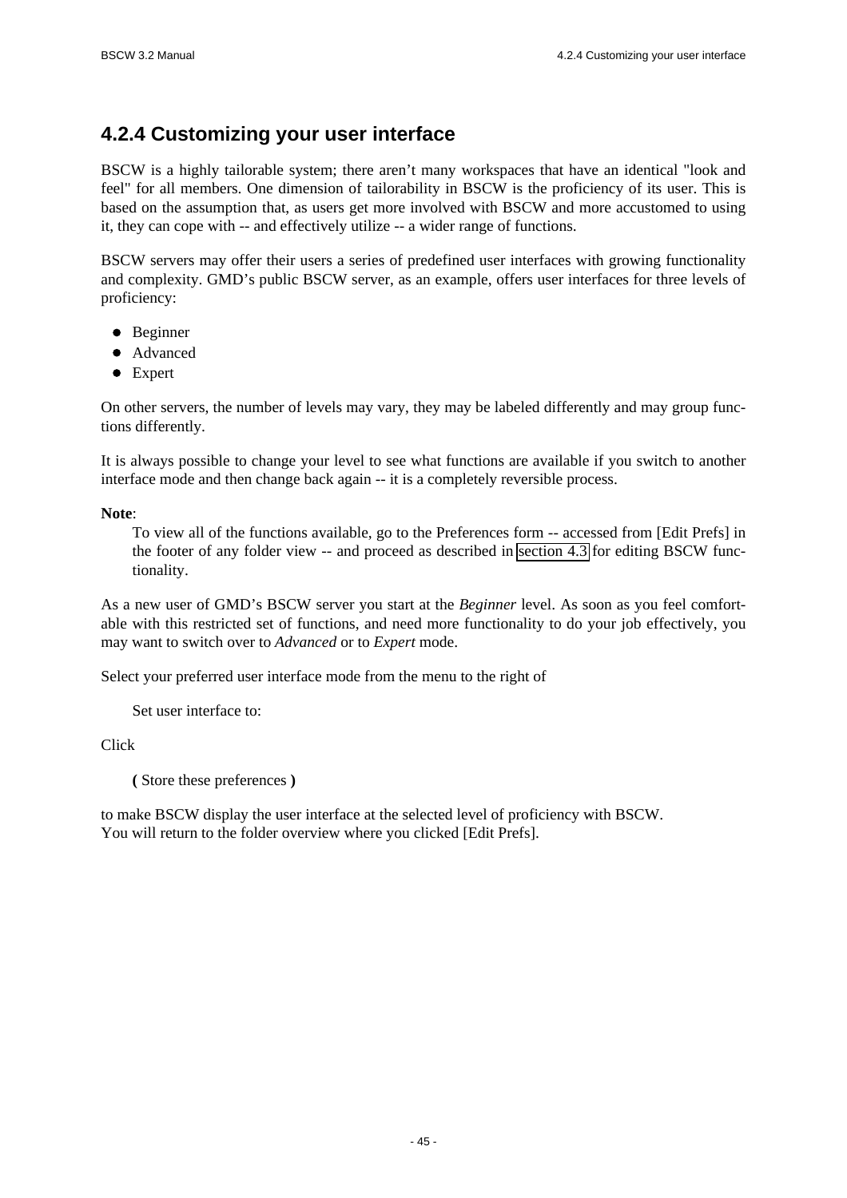## 4.2.4 Customizing your user interface

BSCW is a highly tailorable system; there aren't many workspaces that have an identical "look and feel" for all members. One dimension of tailorability in BSCW is the proficiency of its user. This is based on the assumption that, as users get more involved with BSCW and more accustomed to using it, they can cope with -- and effectively utilize -- a wider range of functions.

BSCW servers may offer their users a series of predefined user interfaces with growing functionality and complexity. GMD's public BSCW server, as an example, offers user interfaces for three levels of proficiency:

- Beginner
- Advanced
- Expert

On other servers, the number of levels may vary, they may be labeled differently and may group functions differently.

It is always possible to change your level to see what functions are available if you switch to another interface mode and then change back again -- it is a completely reversible process.

**Note**:

To view all of the functions available, go to the Preferences form -- accessed from [Edit Prefs] in the footer of any folder view -- and proceed as described in section 4.3 for editing BSCW functionality.

As a new user of GMD's BSCW server you start at the *Beginner* level. As soon as you feel comfortable with this restricted set of functions, and need more functionality to do your job effectively, you may want to switch over to *Advanced* or to *Expert* mode.

Select your preferred user interface mode from the menu to the right of

Set user interface to:

Click

**(** Store these preferences **)**

to make BSCW display the user interface at the selected level of proficiency with BSCW.
You will return to the folder overview where you clicked [Edit Prefs].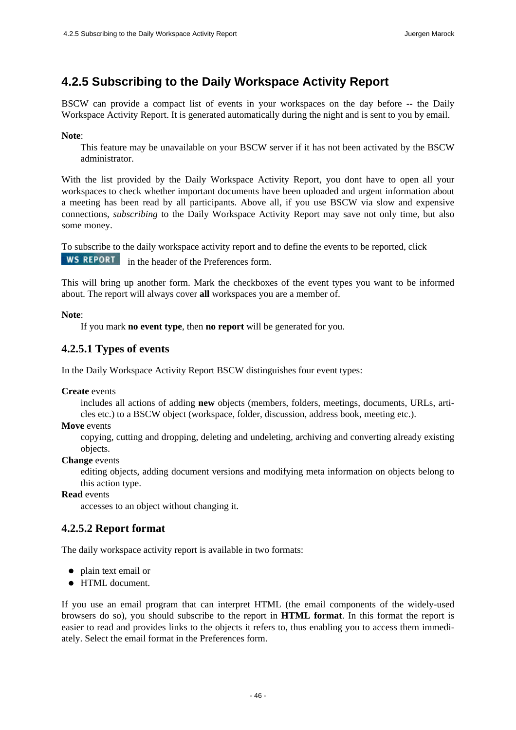## 4.2.5 Subscribing to the Daily Workspace Activity Report

BSCW can provide a compact list of events in your workspaces on the day before -- the Daily Workspace Activity Report. It is generated automatically during the night and is sent to you by email.

**Note**:

This feature may be unavailable on your BSCW server if it has not been activated by the BSCW administrator.

With the list provided by the Daily Workspace Activity Report, you dont have to open all your workspaces to check whether important documents have been uploaded and urgent information about a meeting has been read by all participants. Above all, if you use BSCW via slow and expensive connections, *subscribing* to the Daily Workspace Activity Report may save not only time, but also some money.

To subscribe to the daily workspace activity report and to define the events to be reported, click WS REPORT in the header of the Preferences form.

This will bring up another form. Mark the checkboxes of the event types you want to be informed about. The report will always cover **all** workspaces you are a member of.

**Note**:

If you mark **no event type**, then **no report** will be generated for you.

### 4.2.5.1 Types of events

In the Daily Workspace Activity Report BSCW distinguishes four event types:

**Create** events
: includes all actions of adding **new** objects (members, folders, meetings, documents, URLs, articles etc.) to a BSCW object (workspace, folder, discussion, address book, meeting etc.).

**Move** events
: copying, cutting and dropping, deleting and undeleting, archiving and converting already existing objects.

**Change** events
: editing objects, adding document versions and modifying meta information on objects belong to this action type.

**Read** events
: accesses to an object without changing it.

### 4.2.5.2 Report format

The daily workspace activity report is available in two formats:

- plain text email or
- HTML document.

If you use an email program that can interpret HTML (the email components of the widely-used browsers do so), you should subscribe to the report in **HTML format**. In this format the report is easier to read and provides links to the objects it refers to, thus enabling you to access them immediately. Select the email format in the Preferences form.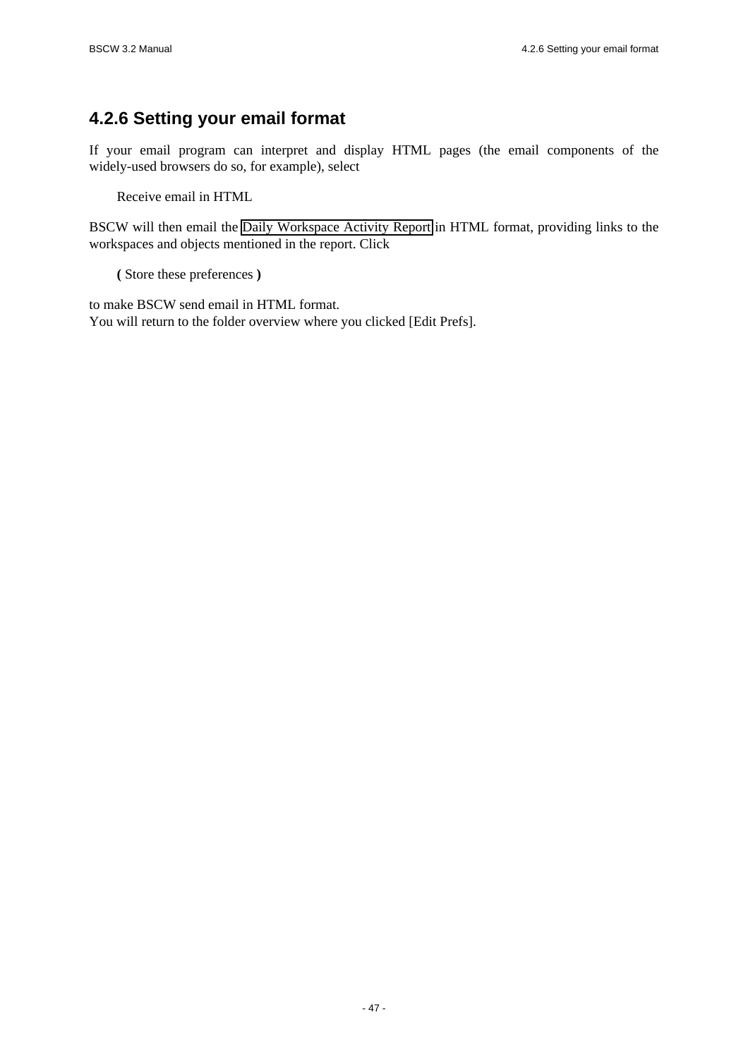## 4.2.6 Setting your email format

If your email program can interpret and display HTML pages (the email components of the widely-used browsers do so, for example), select

Receive email in HTML

BSCW will then email the Daily Workspace Activity Report in HTML format, providing links to the workspaces and objects mentioned in the report. Click

**(** Store these preferences **)**

to make BSCW send email in HTML format.
You will return to the folder overview where you clicked [Edit Prefs].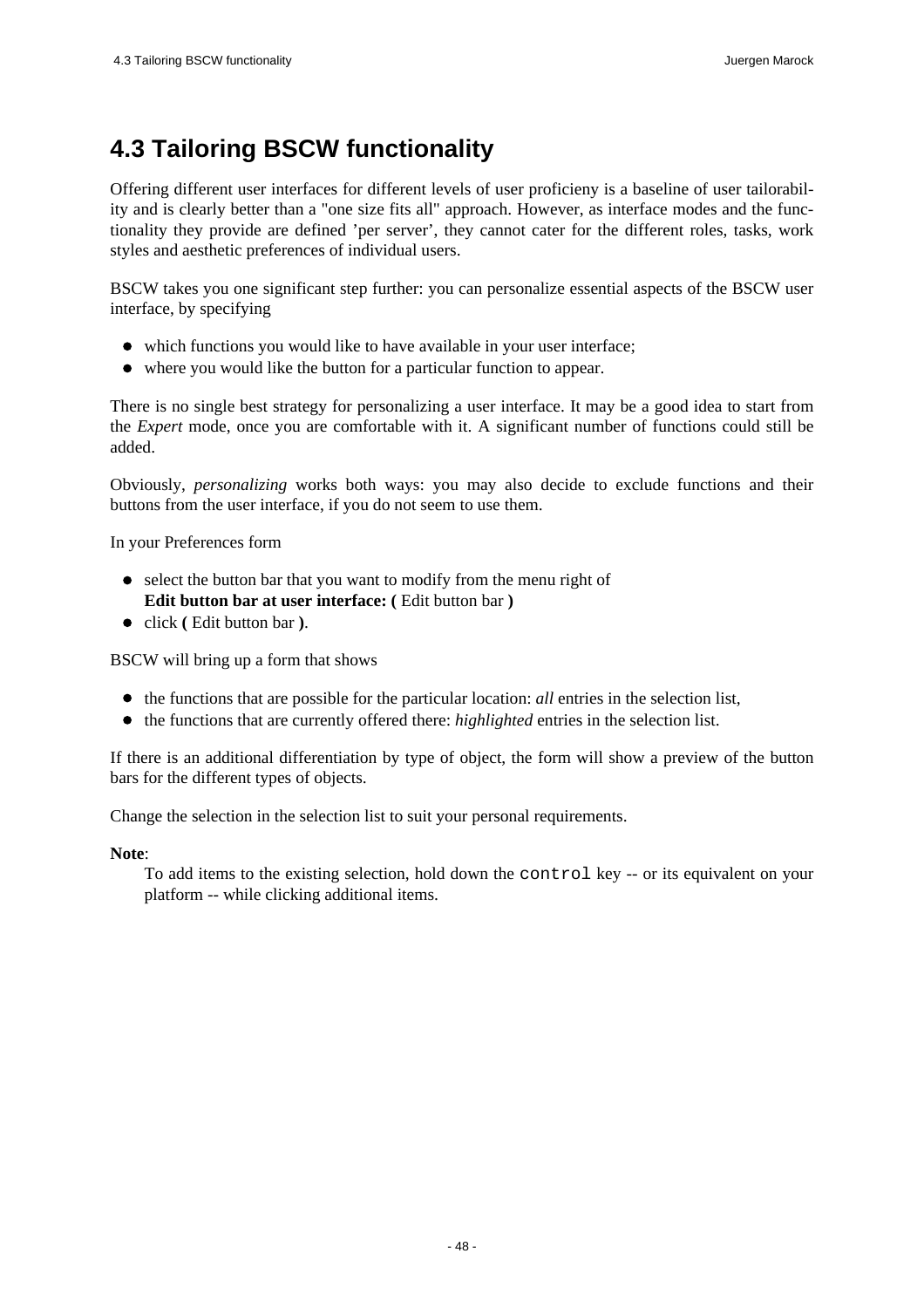# 4.3 Tailoring BSCW functionality

Offering different user interfaces for different levels of user proficieny is a baseline of user tailorability and is clearly better than a "one size fits all" approach. However, as interface modes and the functionality they provide are defined 'per server', they cannot cater for the different roles, tasks, work styles and aesthetic preferences of individual users.

BSCW takes you one significant step further: you can personalize essential aspects of the BSCW user interface, by specifying

- which functions you would like to have available in your user interface;
- where you would like the button for a particular function to appear.

There is no single best strategy for personalizing a user interface. It may be a good idea to start from the *Expert* mode, once you are comfortable with it. A significant number of functions could still be added.

Obviously, *personalizing* works both ways: you may also decide to exclude functions and their buttons from the user interface, if you do not seem to use them.

In your Preferences form

- select the button bar that you want to modify from the menu right of **Edit button bar at user interface: (** Edit button bar **)**
- click **(** Edit button bar **)**.

BSCW will bring up a form that shows

- the functions that are possible for the particular location: *all* entries in the selection list,
- the functions that are currently offered there: *highlighted* entries in the selection list.

If there is an additional differentiation by type of object, the form will show a preview of the button bars for the different types of objects.

Change the selection in the selection list to suit your personal requirements.

**Note**:

To add items to the existing selection, hold down the `control` key -- or its equivalent on your platform -- while clicking additional items.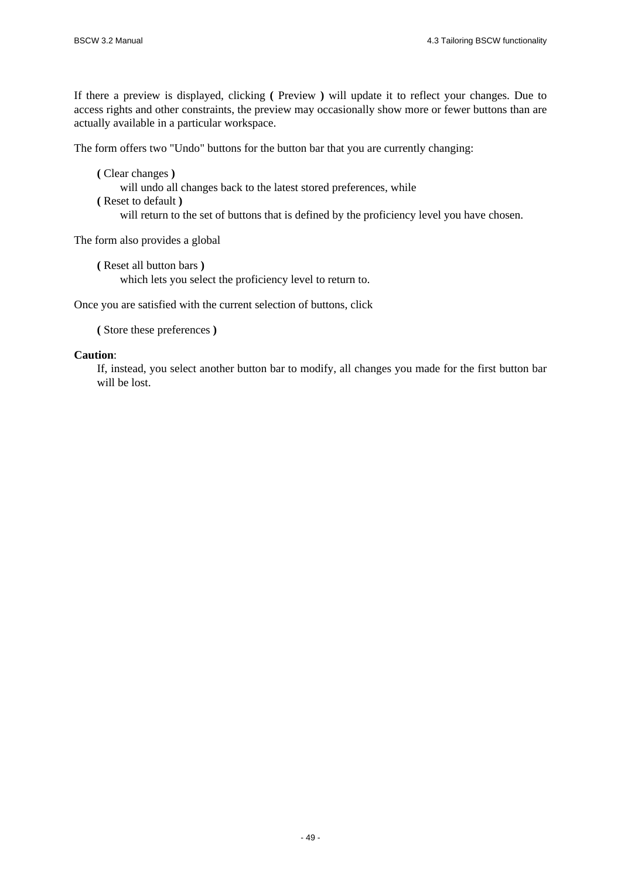If there a preview is displayed, clicking **(** Preview **)** will update it to reflect your changes. Due to access rights and other constraints, the preview may occasionally show more or fewer buttons than are actually available in a particular workspace.

The form offers two "Undo" buttons for the button bar that you are currently changing:

**(** Clear changes **)**
: will undo all changes back to the latest stored preferences, while

**(** Reset to default **)**
: will return to the set of buttons that is defined by the proficiency level you have chosen.

The form also provides a global

**(** Reset all button bars **)**
: which lets you select the proficiency level to return to.

Once you are satisfied with the current selection of buttons, click

**(** Store these preferences **)**

**Caution**:
: If, instead, you select another button bar to modify, all changes you made for the first button bar will be lost.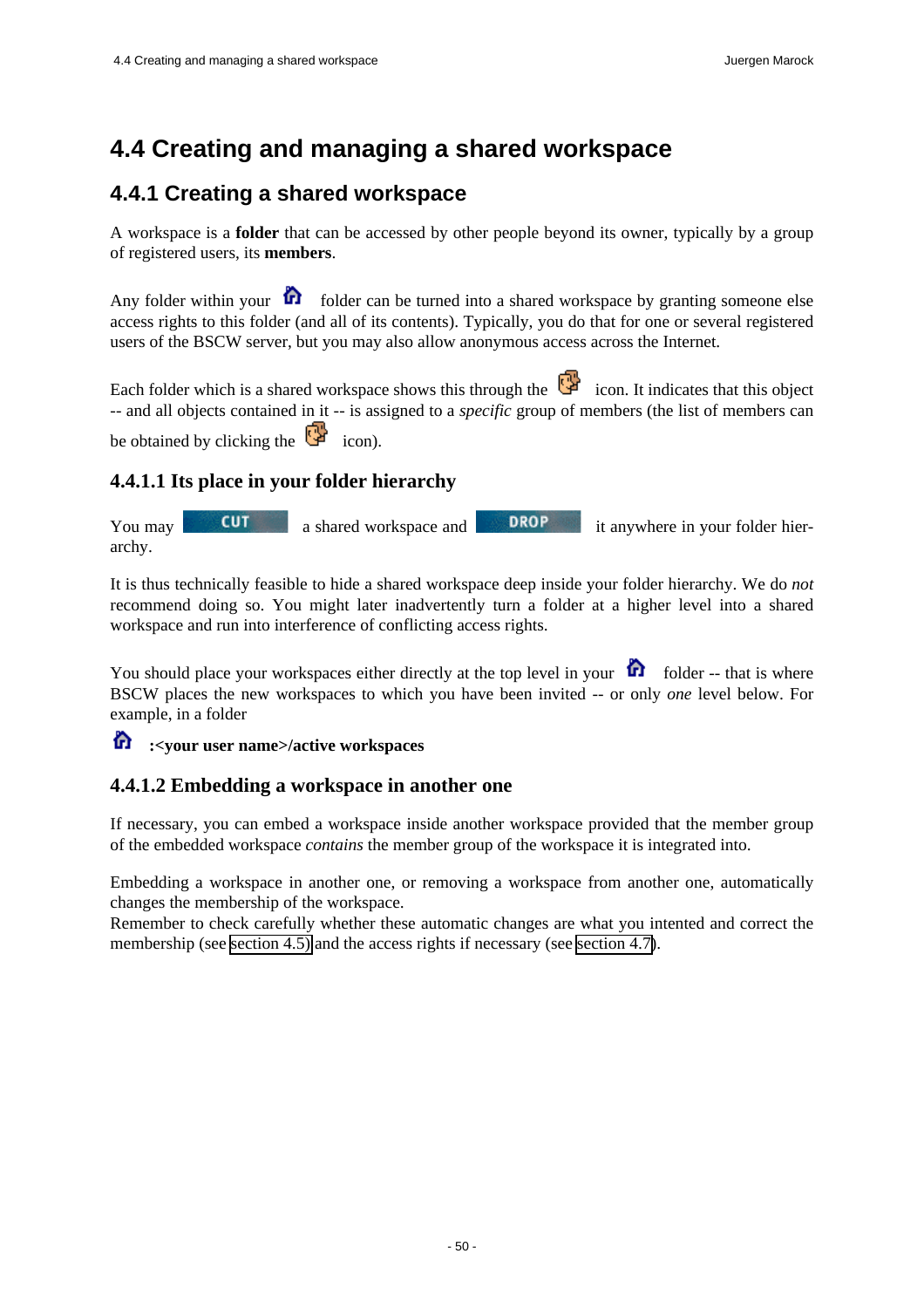# 4.4 Creating and managing a shared workspace

## 4.4.1 Creating a shared workspace

A workspace is a **folder** that can be accessed by other people beyond its owner, typically by a group of registered users, its **members**.

Any folder within your folder can be turned into a shared workspace by granting someone else access rights to this folder (and all of its contents). Typically, you do that for one or several registered users of the BSCW server, but you may also allow anonymous access across the Internet.

Each folder which is a shared workspace shows this through the icon. It indicates that this object -- and all objects contained in it -- is assigned to a *specific* group of members (the list of members can be obtained by clicking the icon).

### 4.4.1.1 Its place in your folder hierarchy

You may CUT a shared workspace and DROP it anywhere in your folder hierarchy.

It is thus technically feasible to hide a shared workspace deep inside your folder hierarchy. We do *not* recommend doing so. You might later inadvertently turn a folder at a higher level into a shared workspace and run into interference of conflicting access rights.

You should place your workspaces either directly at the top level in your folder -- that is where BSCW places the new workspaces to which you have been invited -- or only *one* level below. For example, in a folder

**:<your user name>/active workspaces**

### 4.4.1.2 Embedding a workspace in another one

If necessary, you can embed a workspace inside another workspace provided that the member group of the embedded workspace *contains* the member group of the workspace it is integrated into.

Embedding a workspace in another one, or removing a workspace from another one, automatically changes the membership of the workspace.
Remember to check carefully whether these automatic changes are what you intented and correct the membership (see section 4.5) and the access rights if necessary (see section 4.7).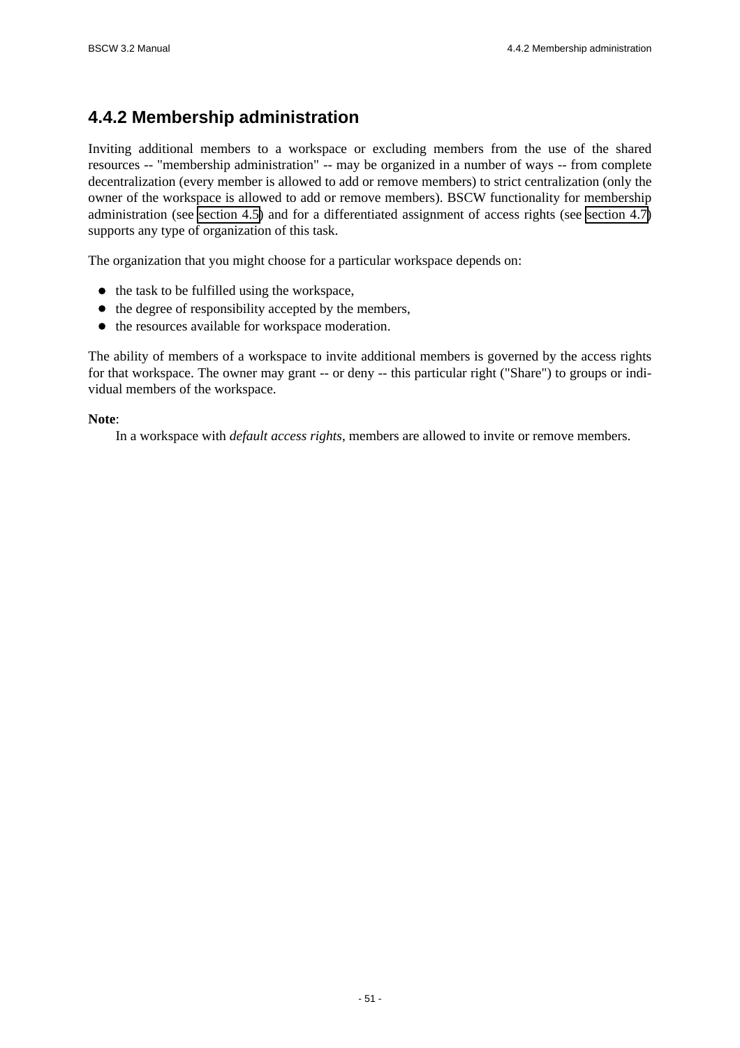### 4.4.2 Membership administration

Inviting additional members to a workspace or excluding members from the use of the shared resources -- "membership administration" -- may be organized in a number of ways -- from complete decentralization (every member is allowed to add or remove members) to strict centralization (only the owner of the workspace is allowed to add or remove members). BSCW functionality for membership administration (see section 4.5) and for a differentiated assignment of access rights (see section 4.7) supports any type of organization of this task.

The organization that you might choose for a particular workspace depends on:

- the task to be fulfilled using the workspace,
- the degree of responsibility accepted by the members,
- the resources available for workspace moderation.

The ability of members of a workspace to invite additional members is governed by the access rights for that workspace. The owner may grant -- or deny -- this particular right ("Share") to groups or individual members of the workspace.

**Note**:

In a workspace with *default access rights*, members are allowed to invite or remove members.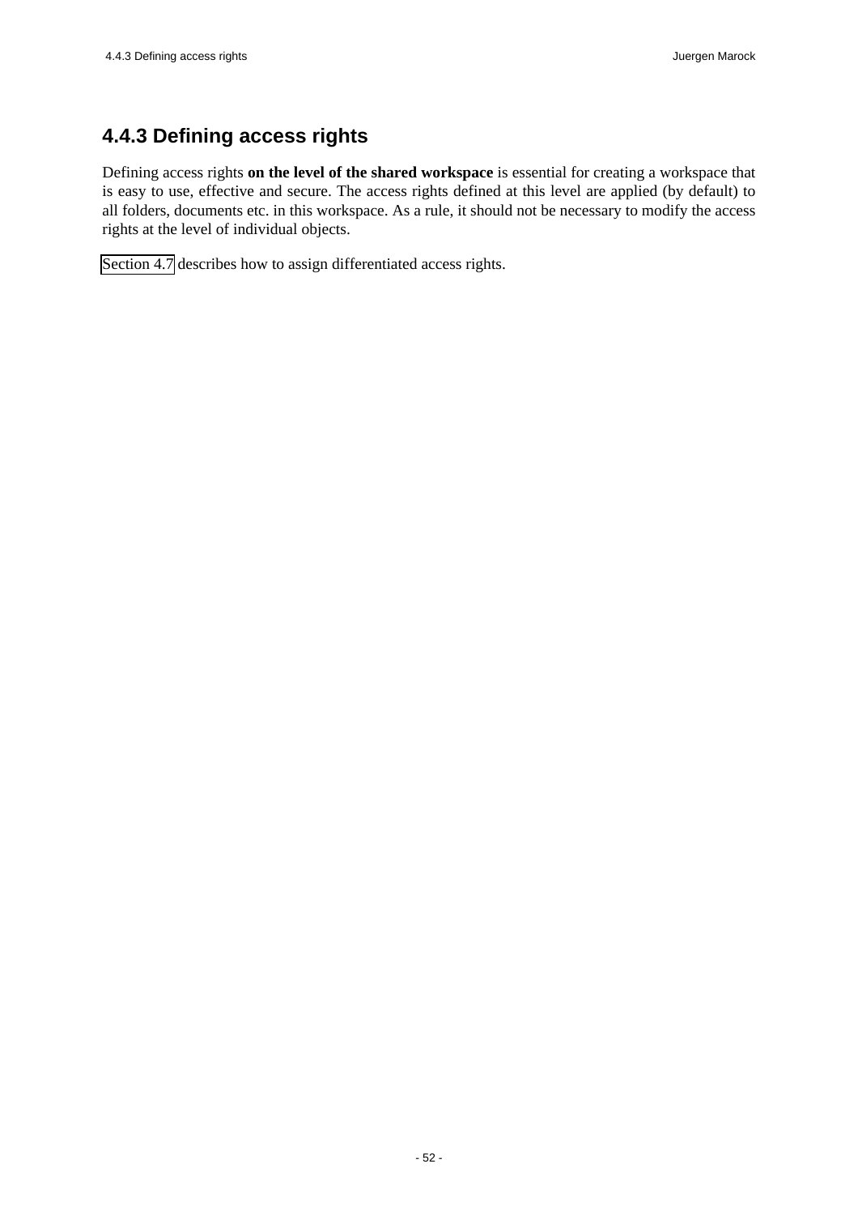### 4.4.3 Defining access rights

Defining access rights **on the level of the shared workspace** is essential for creating a workspace that is easy to use, effective and secure. The access rights defined at this level are applied (by default) to all folders, documents etc. in this workspace. As a rule, it should not be necessary to modify the access rights at the level of individual objects.

Section 4.7 describes how to assign differentiated access rights.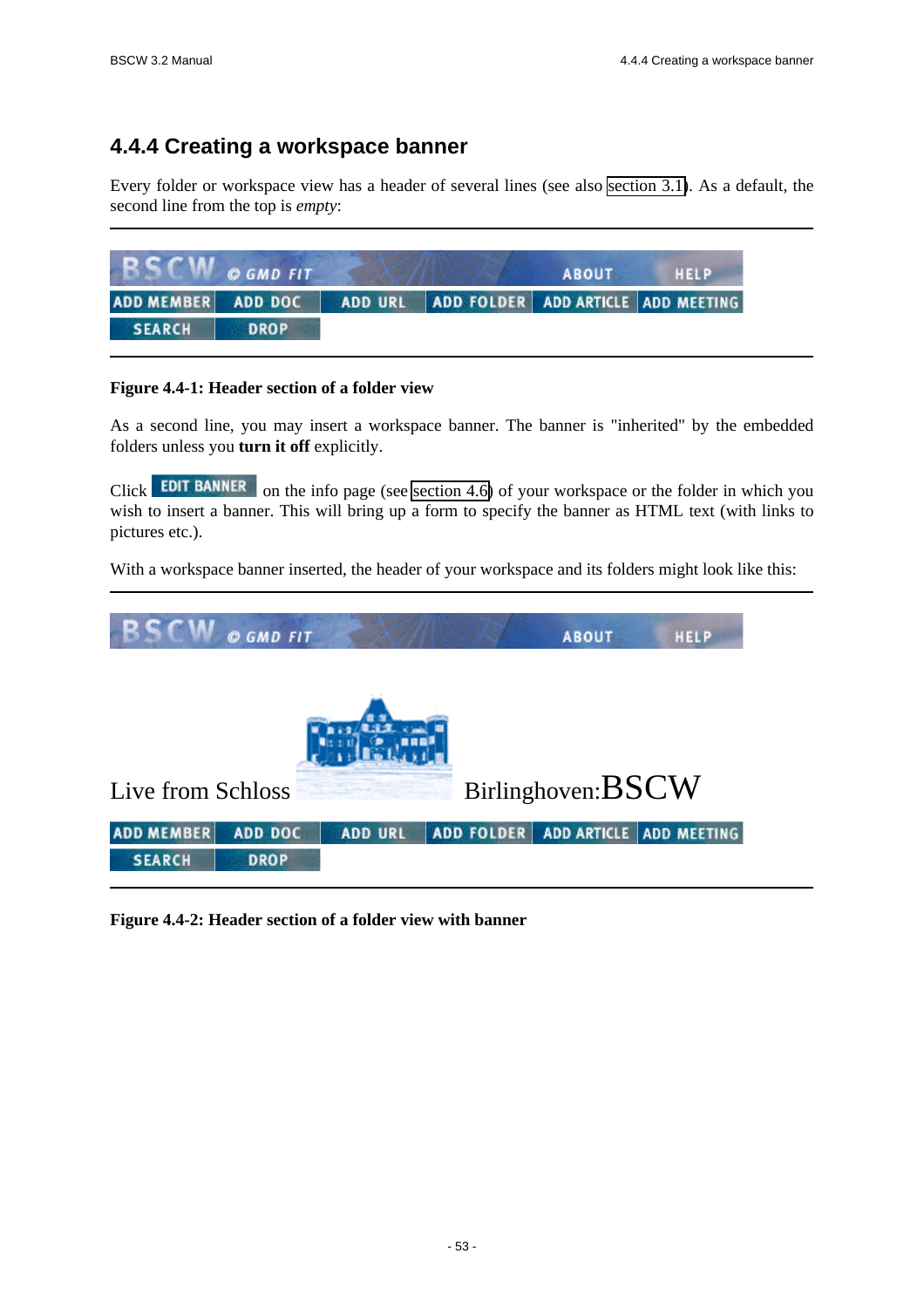## 4.4.4 Creating a workspace banner

Every folder or workspace view has a header of several lines (see also section 3.1). As a default, the second line from the top is *empty*:

**Figure 4.4-1: Header section of a folder view**

As a second line, you may insert a workspace banner. The banner is "inherited" by the embedded folders unless you **turn it off** explicitly.

Click EDIT BANNER on the info page (see section 4.6) of your workspace or the folder in which you wish to insert a banner. This will bring up a form to specify the banner as HTML text (with links to pictures etc.).

With a workspace banner inserted, the header of your workspace and its folders might look like this:

**Figure 4.4-2: Header section of a folder view with banner**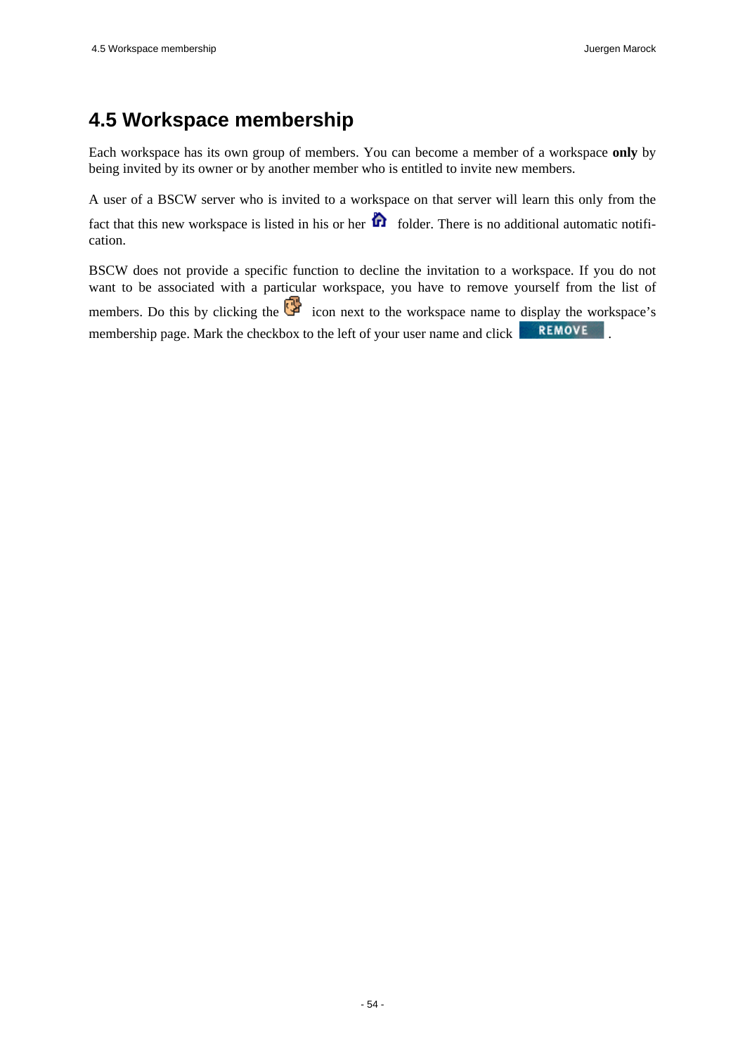# 4.5 Workspace membership

Each workspace has its own group of members. You can become a member of a workspace **only** by being invited by its owner or by another member who is entitled to invite new members.

A user of a BSCW server who is invited to a workspace on that server will learn this only from the fact that this new workspace is listed in his or her folder. There is no additional automatic notification.

BSCW does not provide a specific function to decline the invitation to a workspace. If you do not want to be associated with a particular workspace, you have to remove yourself from the list of members. Do this by clicking the icon next to the workspace name to display the workspace's membership page. Mark the checkbox to the left of your user name and click REMOVE .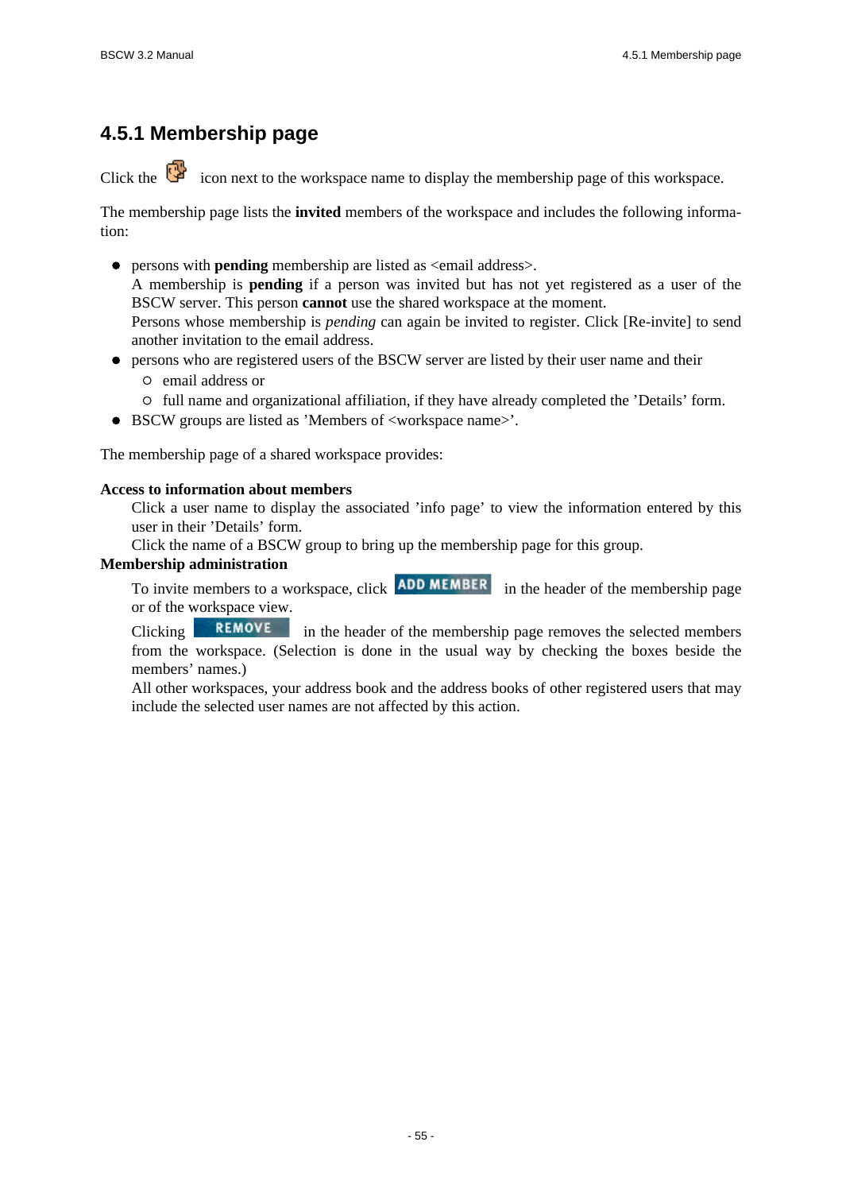## 4.5.1 Membership page

Click the icon next to the workspace name to display the membership page of this workspace.

The membership page lists the **invited** members of the workspace and includes the following information:

- persons with **pending** membership are listed as <email address>.
  A membership is **pending** if a person was invited but has not yet registered as a user of the BSCW server. This person **cannot** use the shared workspace at the moment.
  Persons whose membership is *pending* can again be invited to register. Click [Re-invite] to send another invitation to the email address.
- persons who are registered users of the BSCW server are listed by their user name and their
  - email address or
  - full name and organizational affiliation, if they have already completed the 'Details' form.
- BSCW groups are listed as 'Members of <workspace name>'.

The membership page of a shared workspace provides:

**Access to information about members**

Click a user name to display the associated 'info page' to view the information entered by this user in their 'Details' form.
Click the name of a BSCW group to bring up the membership page for this group.

**Membership administration**

To invite members to a workspace, click ADD MEMBER in the header of the membership page or of the workspace view.
Clicking REMOVE in the header of the membership page removes the selected members from the workspace. (Selection is done in the usual way by checking the boxes beside the members' names.)
All other workspaces, your address book and the address books of other registered users that may include the selected user names are not affected by this action.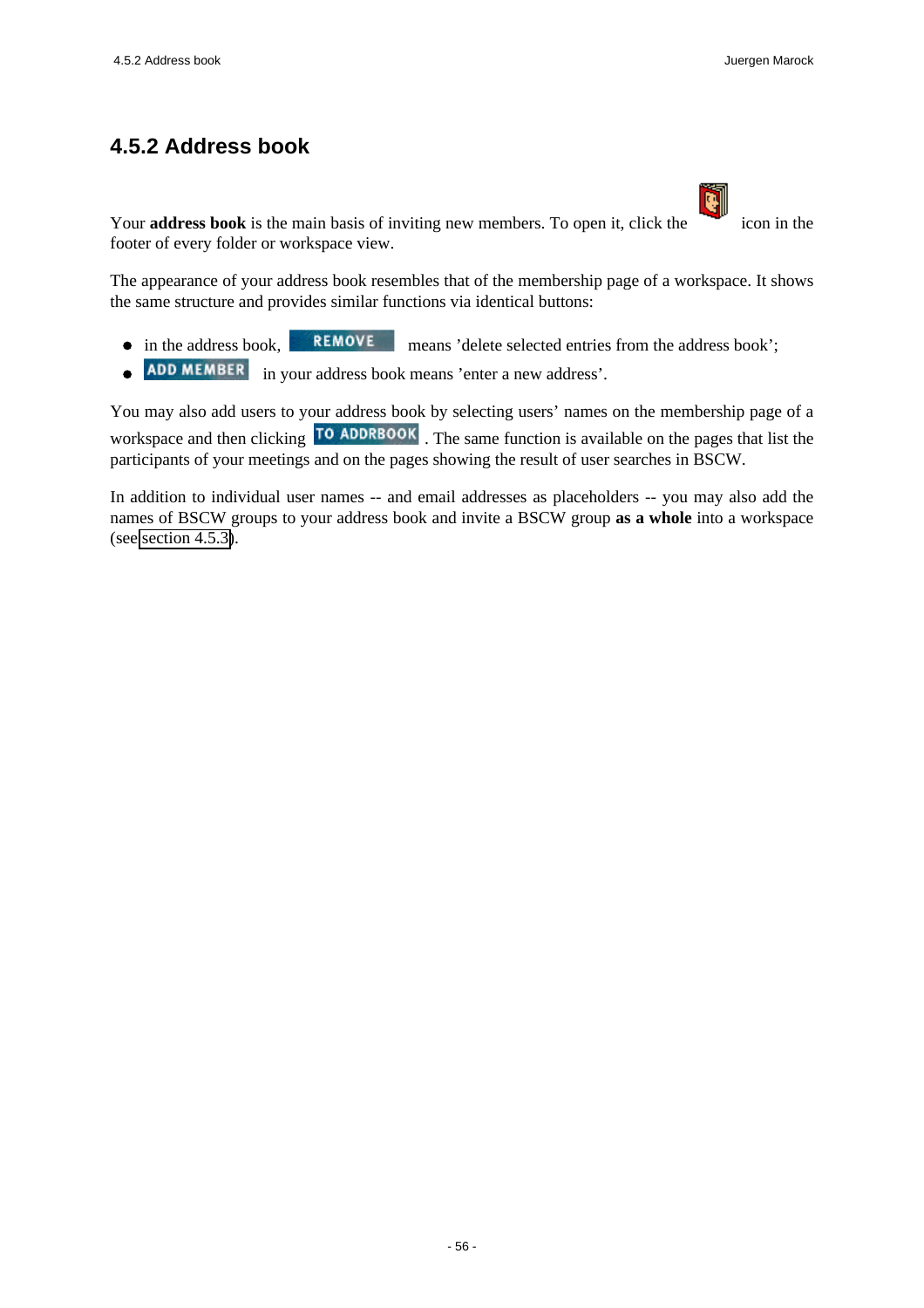## 4.5.2 Address book

Your **address book** is the main basis of inviting new members. To open it, click the icon in the footer of every folder or workspace view.

The appearance of your address book resembles that of the membership page of a workspace. It shows the same structure and provides similar functions via identical buttons:

- in the address book, REMOVE means 'delete selected entries from the address book';
- ADD MEMBER in your address book means 'enter a new address'.

You may also add users to your address book by selecting users' names on the membership page of a workspace and then clicking TO ADDRBOOK . The same function is available on the pages that list the participants of your meetings and on the pages showing the result of user searches in BSCW.

In addition to individual user names -- and email addresses as placeholders -- you may also add the names of BSCW groups to your address book and invite a BSCW group **as a whole** into a workspace (see section 4.5.3).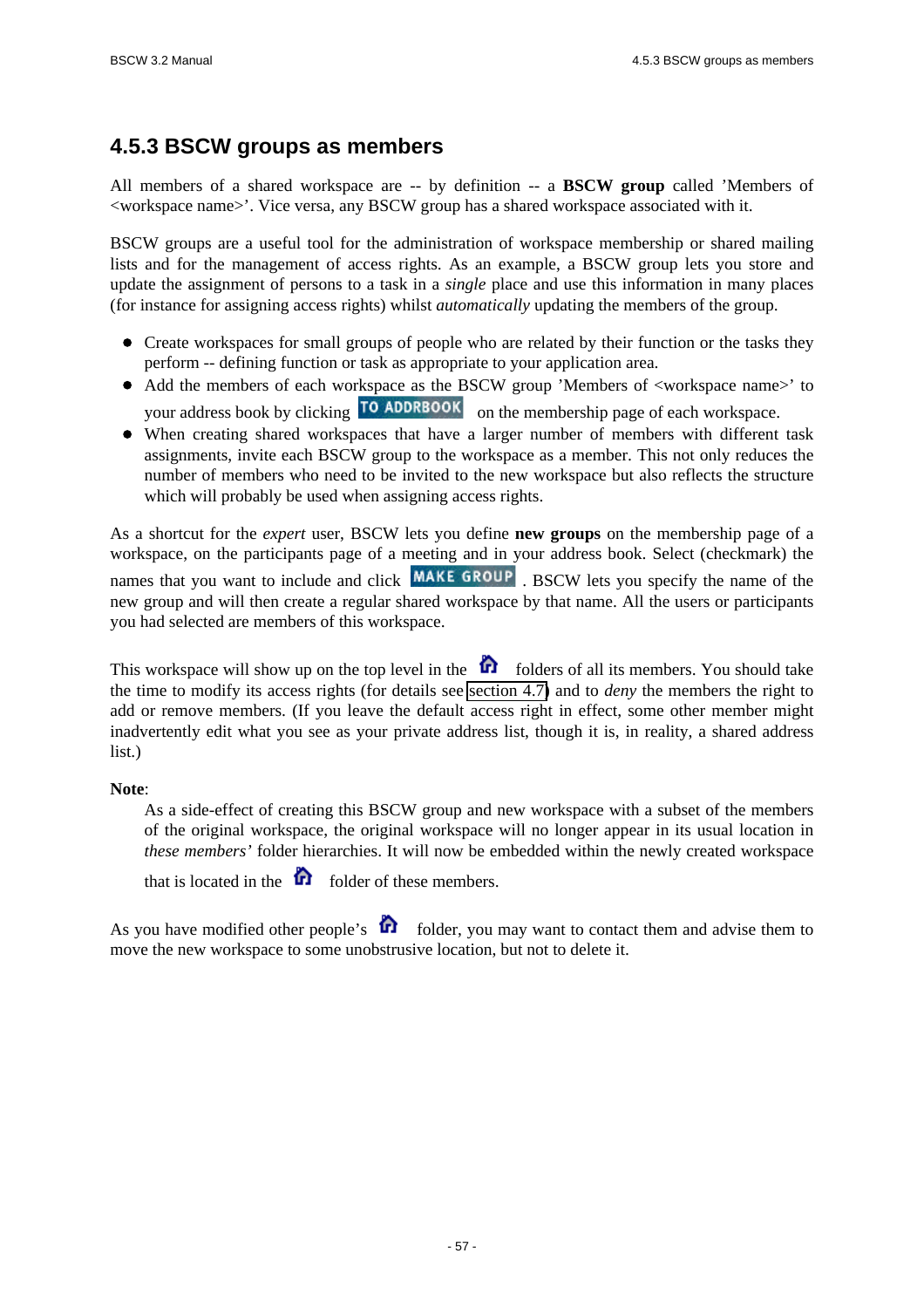## 4.5.3 BSCW groups as members

All members of a shared workspace are -- by definition -- a **BSCW group** called 'Members of <workspace name>'. Vice versa, any BSCW group has a shared workspace associated with it.

BSCW groups are a useful tool for the administration of workspace membership or shared mailing lists and for the management of access rights. As an example, a BSCW group lets you store and update the assignment of persons to a task in a *single* place and use this information in many places (for instance for assigning access rights) whilst *automatically* updating the members of the group.

- Create workspaces for small groups of people who are related by their function or the tasks they perform -- defining function or task as appropriate to your application area.
- Add the members of each workspace as the BSCW group 'Members of <workspace name>' to your address book by clicking TO ADDRBOOK on the membership page of each workspace.
- When creating shared workspaces that have a larger number of members with different task assignments, invite each BSCW group to the workspace as a member. This not only reduces the number of members who need to be invited to the new workspace but also reflects the structure which will probably be used when assigning access rights.

As a shortcut for the *expert* user, BSCW lets you define **new groups** on the membership page of a workspace, on the participants page of a meeting and in your address book. Select (checkmark) the names that you want to include and click MAKE GROUP . BSCW lets you specify the name of the new group and will then create a regular shared workspace by that name. All the users or participants you had selected are members of this workspace.

This workspace will show up on the top level in the folders of all its members. You should take the time to modify its access rights (for details see section 4.7) and to *deny* the members the right to add or remove members. (If you leave the default access right in effect, some other member might inadvertently edit what you see as your private address list, though it is, in reality, a shared address list.)

**Note**:

> As a side-effect of creating this BSCW group and new workspace with a subset of the members of the original workspace, the original workspace will no longer appear in its usual location in *these members'* folder hierarchies. It will now be embedded within the newly created workspace that is located in the folder of these members.

As you have modified other people's folder, you may want to contact them and advise them to move the new workspace to some unobstrusive location, but not to delete it.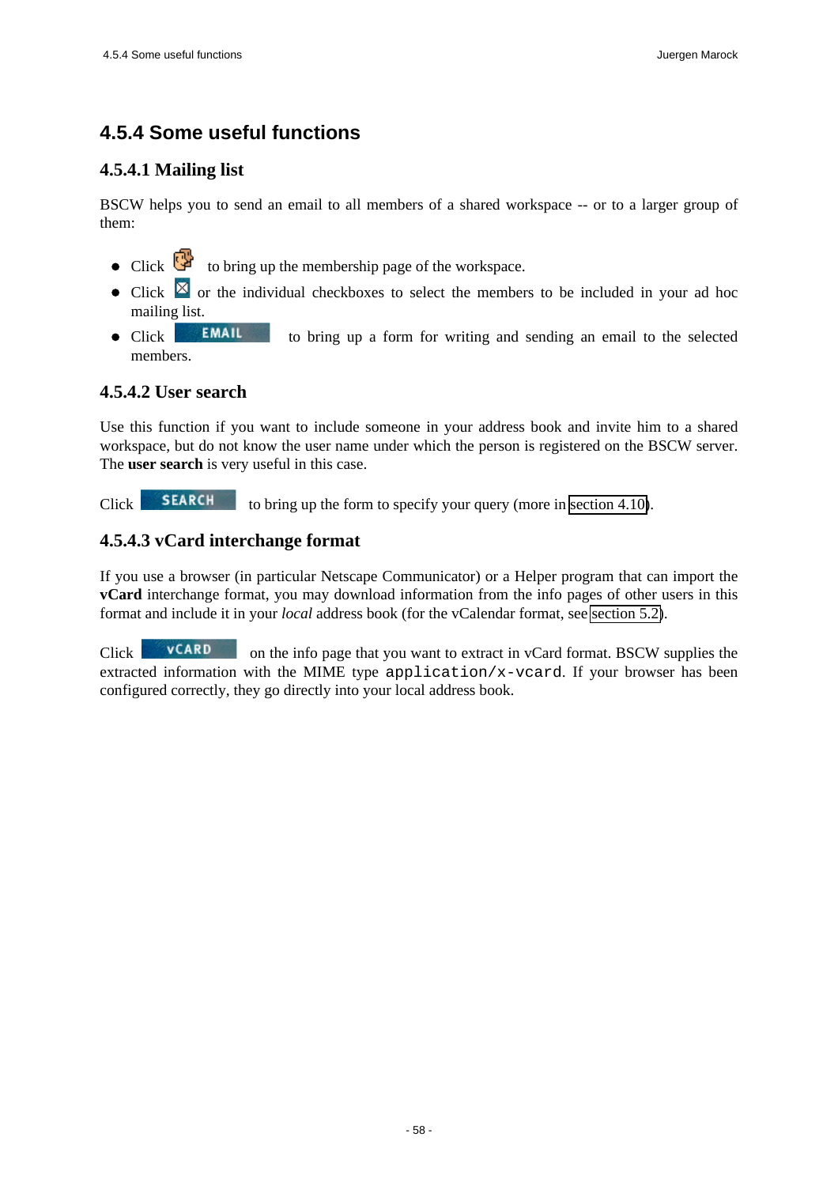# 4.5.4 Some useful functions

## 4.5.4.1 Mailing list

BSCW helps you to send an email to all members of a shared workspace -- or to a larger group of them:

- Click to bring up the membership page of the workspace.
- Click or the individual checkboxes to select the members to be included in your ad hoc mailing list.
- Click EMAIL to bring up a form for writing and sending an email to the selected members.

## 4.5.4.2 User search

Use this function if you want to include someone in your address book and invite him to a shared workspace, but do not know the user name under which the person is registered on the BSCW server. The **user search** is very useful in this case.

Click SEARCH to bring up the form to specify your query (more in section 4.10).

## 4.5.4.3 vCard interchange format

If you use a browser (in particular Netscape Communicator) or a Helper program that can import the **vCard** interchange format, you may download information from the info pages of other users in this format and include it in your *local* address book (for the vCalendar format, see section 5.2).

Click vCARD on the info page that you want to extract in vCard format. BSCW supplies the extracted information with the MIME type `application/x-vcard`. If your browser has been configured correctly, they go directly into your local address book.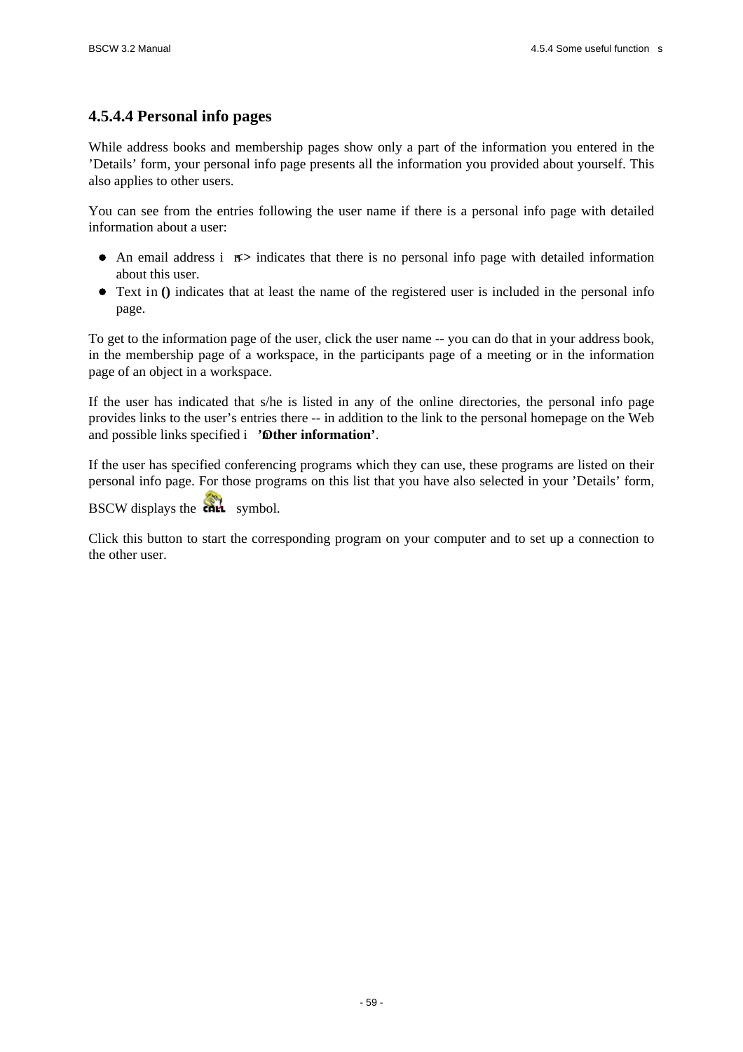### 4.5.4.4 Personal info pages

While address books and membership pages show only a part of the information you entered in the 'Details' form, your personal info page presents all the information you provided about yourself. This also applies to other users.

You can see from the entries following the user name if there is a personal info page with detailed information about a user:

- An email address in **<>** indicates that there is no personal info page with detailed information about this user.
- Text in **()** indicates that at least the name of the registered user is included in the personal info page.

To get to the information page of the user, click the user name -- you can do that in your address book, in the membership page of a workspace, in the participants page of a meeting or in the information page of an object in a workspace.

If the user has indicated that s/he is listed in any of the online directories, the personal info page provides links to the user's entries there -- in addition to the link to the personal homepage on the Web and possible links specified in **'Other information'**.

If the user has specified conferencing programs which they can use, these programs are listed on their personal info page. For those programs on this list that you have also selected in your 'Details' form, BSCW displays the symbol.

Click this button to start the corresponding program on your computer and to set up a connection to the other user.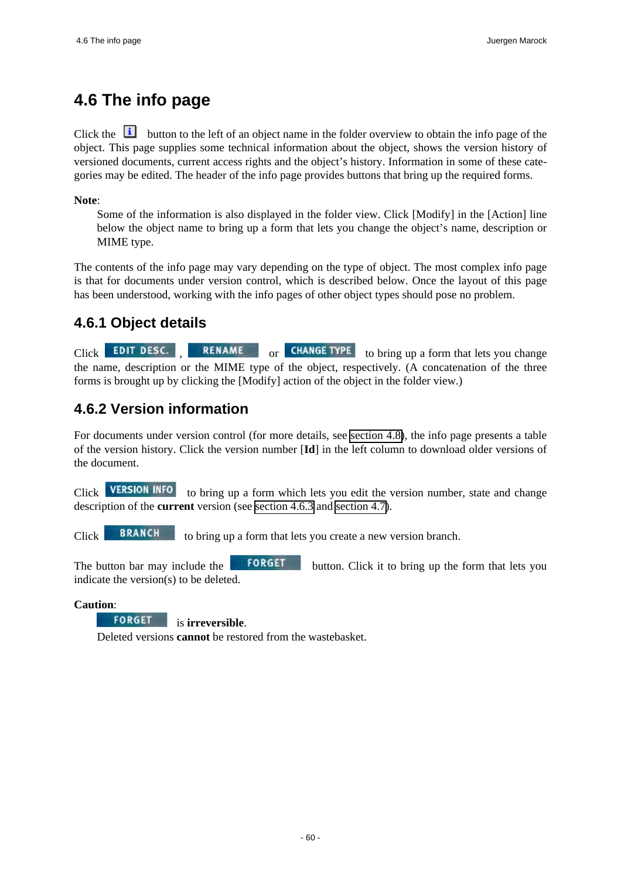# 4.6 The info page

Click the [i] button to the left of an object name in the folder overview to obtain the info page of the object. This page supplies some technical information about the object, shows the version history of versioned documents, current access rights and the object's history. Information in some of these categories may be edited. The header of the info page provides buttons that bring up the required forms.

**Note**:

Some of the information is also displayed in the folder view. Click [Modify] in the [Action] line below the object name to bring up a form that lets you change the object's name, description or MIME type.

The contents of the info page may vary depending on the type of object. The most complex info page is that for documents under version control, which is described below. Once the layout of this page has been understood, working with the info pages of other object types should pose no problem.

## 4.6.1 Object details

Click EDIT DESC., RENAME or CHANGE TYPE to bring up a form that lets you change the name, description or the MIME type of the object, respectively. (A concatenation of the three forms is brought up by clicking the [Modify] action of the object in the folder view.)

## 4.6.2 Version information

For documents under version control (for more details, see section 4.8), the info page presents a table of the version history. Click the version number [**Id**] in the left column to download older versions of the document.

Click VERSION INFO to bring up a form which lets you edit the version number, state and change description of the **current** version (see section 4.6.3 and section 4.7).

Click BRANCH to bring up a form that lets you create a new version branch.

The button bar may include the FORGET button. Click it to bring up the form that lets you indicate the version(s) to be deleted.

**Caution**:

FORGET is **irreversible**.
Deleted versions **cannot** be restored from the wastebasket.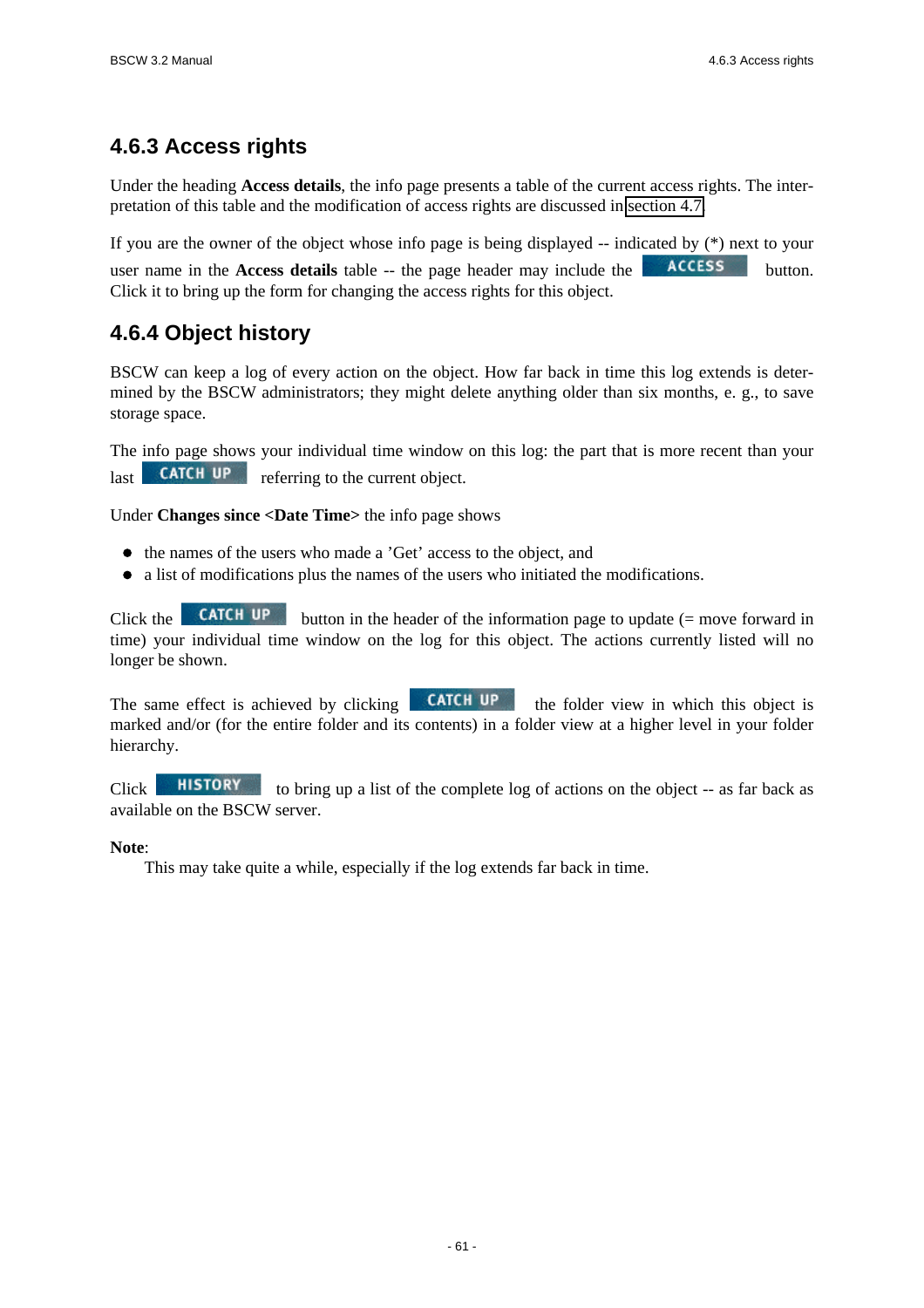## 4.6.3 Access rights

Under the heading **Access details**, the info page presents a table of the current access rights. The interpretation of this table and the modification of access rights are discussed in section 4.7.

If you are the owner of the object whose info page is being displayed -- indicated by (*) next to your user name in the **Access details** table -- the page header may include the ACCESS button. Click it to bring up the form for changing the access rights for this object.

## 4.6.4 Object history

BSCW can keep a log of every action on the object. How far back in time this log extends is determined by the BSCW administrators; they might delete anything older than six months, e. g., to save storage space.

The info page shows your individual time window on this log: the part that is more recent than your last CATCH UP referring to the current object.

Under **Changes since <Date Time>** the info page shows

- the names of the users who made a 'Get' access to the object, and
- a list of modifications plus the names of the users who initiated the modifications.

Click the CATCH UP button in the header of the information page to update (= move forward in time) your individual time window on the log for this object. The actions currently listed will no longer be shown.

The same effect is achieved by clicking CATCH UP the folder view in which this object is marked and/or (for the entire folder and its contents) in a folder view at a higher level in your folder hierarchy.

Click HISTORY to bring up a list of the complete log of actions on the object -- as far back as available on the BSCW server.

**Note**:

This may take quite a while, especially if the log extends far back in time.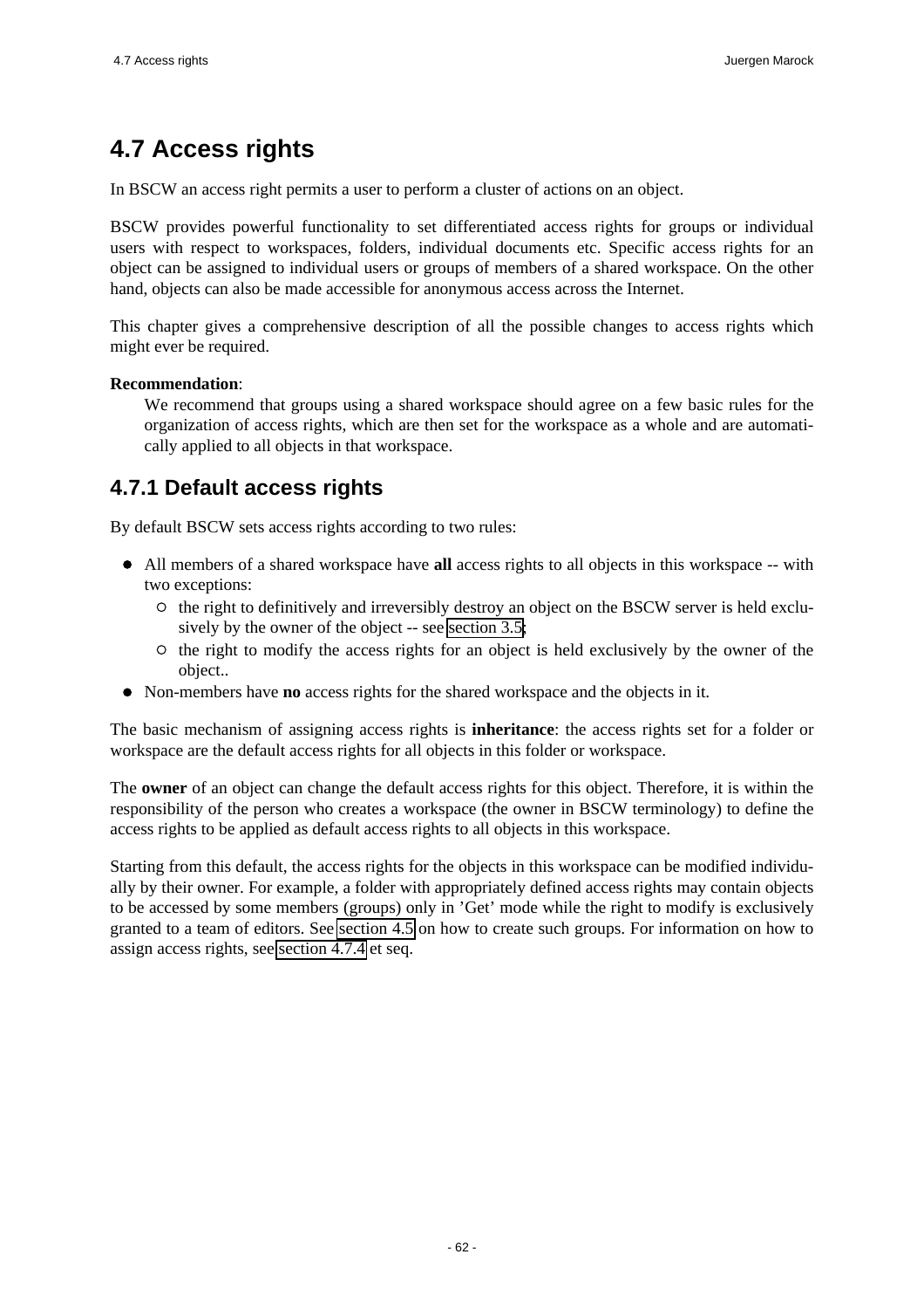# 4.7 Access rights

In BSCW an access right permits a user to perform a cluster of actions on an object.

BSCW provides powerful functionality to set differentiated access rights for groups or individual users with respect to workspaces, folders, individual documents etc. Specific access rights for an object can be assigned to individual users or groups of members of a shared workspace. On the other hand, objects can also be made accessible for anonymous access across the Internet.

This chapter gives a comprehensive description of all the possible changes to access rights which might ever be required.

**Recommendation**:

We recommend that groups using a shared workspace should agree on a few basic rules for the organization of access rights, which are then set for the workspace as a whole and are automatically applied to all objects in that workspace.

## 4.7.1 Default access rights

By default BSCW sets access rights according to two rules:

- All members of a shared workspace have **all** access rights to all objects in this workspace -- with two exceptions:
  - the right to definitively and irreversibly destroy an object on the BSCW server is held exclusively by the owner of the object -- see section 3.5;
  - the right to modify the access rights for an object is held exclusively by the owner of the object..
- Non-members have **no** access rights for the shared workspace and the objects in it.

The basic mechanism of assigning access rights is **inheritance**: the access rights set for a folder or workspace are the default access rights for all objects in this folder or workspace.

The **owner** of an object can change the default access rights for this object. Therefore, it is within the responsibility of the person who creates a workspace (the owner in BSCW terminology) to define the access rights to be applied as default access rights to all objects in this workspace.

Starting from this default, the access rights for the objects in this workspace can be modified individually by their owner. For example, a folder with appropriately defined access rights may contain objects to be accessed by some members (groups) only in 'Get' mode while the right to modify is exclusively granted to a team of editors. See section 4.5 on how to create such groups. For information on how to assign access rights, see section 4.7.4 et seq.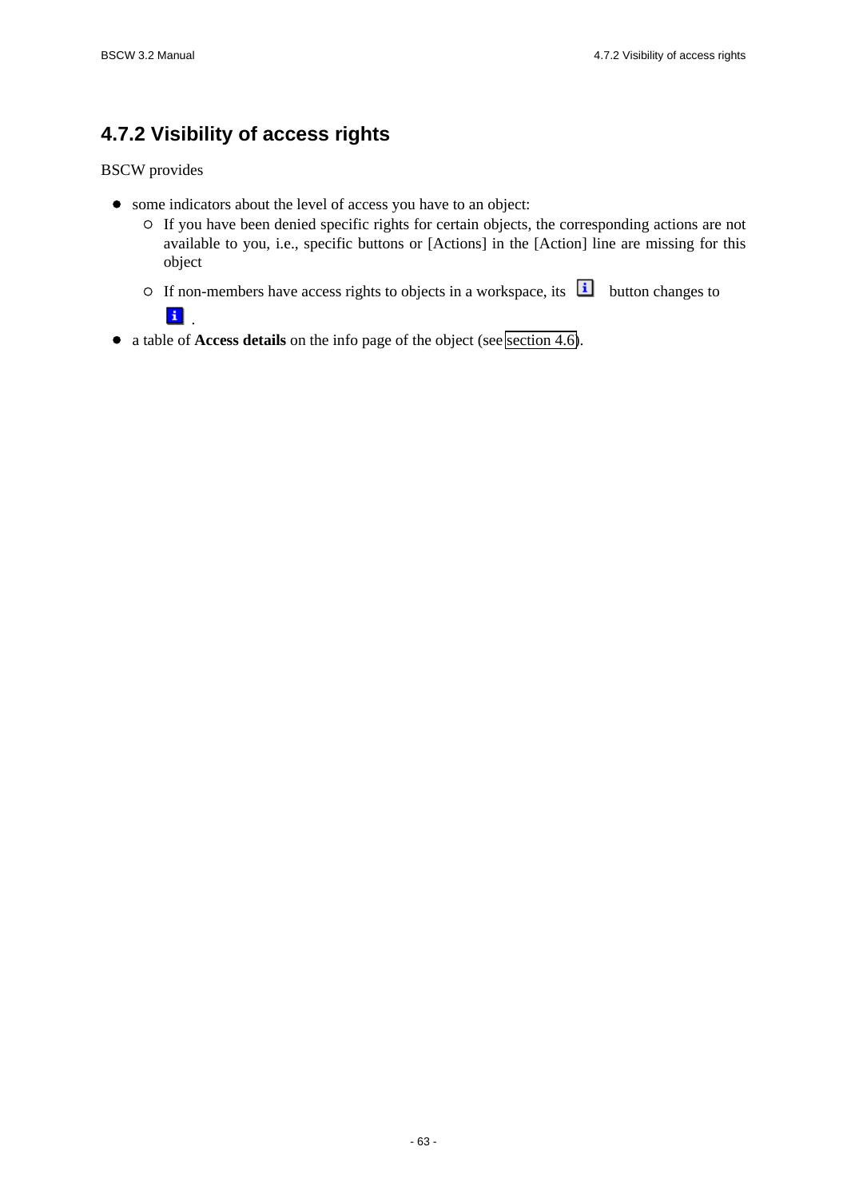## 4.7.2 Visibility of access rights

BSCW provides

- some indicators about the level of access you have to an object:
  - If you have been denied specific rights for certain objects, the corresponding actions are not available to you, i.e., specific buttons or [Actions] in the [Action] line are missing for this object
  - If non-members have access rights to objects in a workspace, its button changes to .
- a table of **Access details** on the info page of the object (see section 4.6).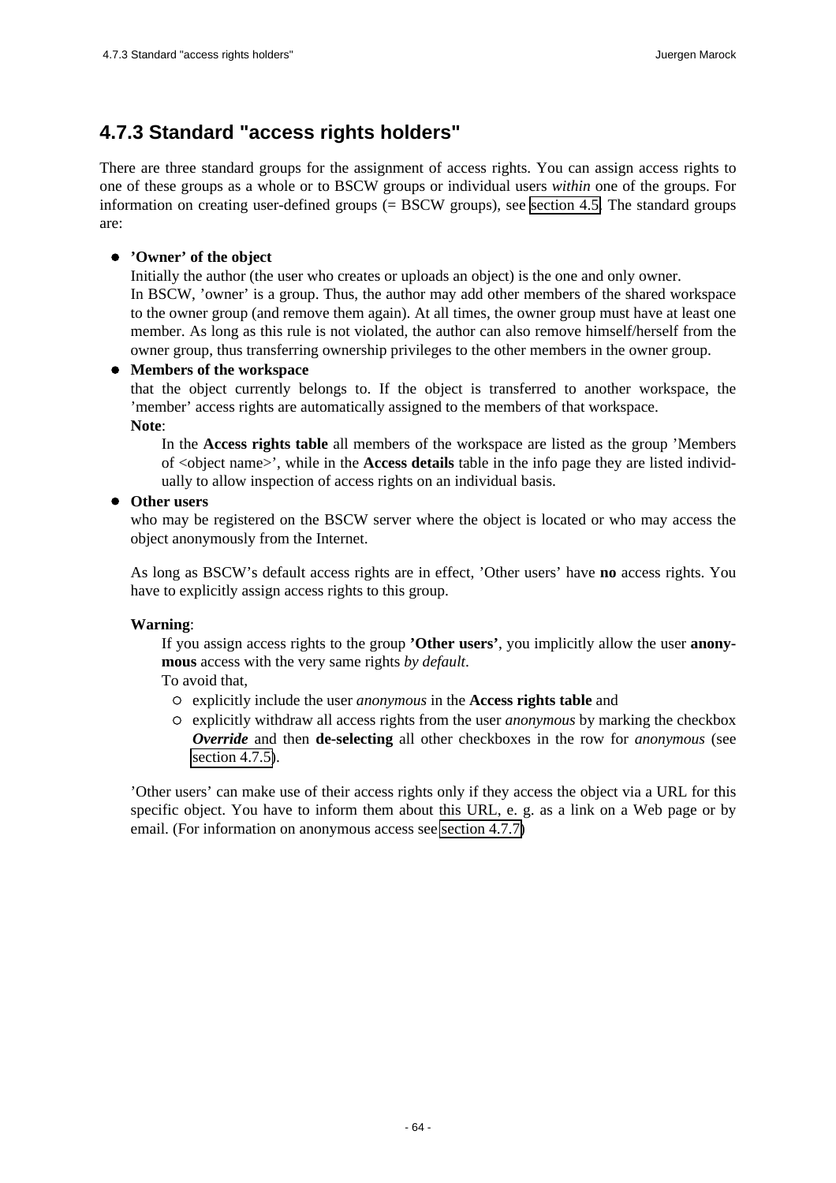### 4.7.3 Standard "access rights holders"

There are three standard groups for the assignment of access rights. You can assign access rights to one of these groups as a whole or to BSCW groups or individual users *within* one of the groups. For information on creating user-defined groups (= BSCW groups), see section 4.5. The standard groups are:

- **'Owner' of the object**
  Initially the author (the user who creates or uploads an object) is the one and only owner.
  In BSCW, 'owner' is a group. Thus, the author may add other members of the shared workspace to the owner group (and remove them again). At all times, the owner group must have at least one member. As long as this rule is not violated, the author can also remove himself/herself from the owner group, thus transferring ownership privileges to the other members in the owner group.
- **Members of the workspace**
  that the object currently belongs to. If the object is transferred to another workspace, the 'member' access rights are automatically assigned to the members of that workspace.
  **Note**:
  In the **Access rights table** all members of the workspace are listed as the group 'Members of <object name>', while in the **Access details** table in the info page they are listed individually to allow inspection of access rights on an individual basis.
- **Other users**
  who may be registered on the BSCW server where the object is located or who may access the object anonymously from the Internet.

  As long as BSCW's default access rights are in effect, 'Other users' have **no** access rights. You have to explicitly assign access rights to this group.

  **Warning**:
  If you assign access rights to the group **'Other users'**, you implicitly allow the user **anonymous** access with the very same rights *by default*.
  To avoid that,
    - explicitly include the user *anonymous* in the **Access rights table** and
    - explicitly withdraw all access rights from the user *anonymous* by marking the checkbox ***Override*** and then **de-selecting** all other checkboxes in the row for *anonymous* (see section 4.7.5).

  'Other users' can make use of their access rights only if they access the object via a URL for this specific object. You have to inform them about this URL, e. g. as a link on a Web page or by email. (For information on anonymous access see section 4.7.7)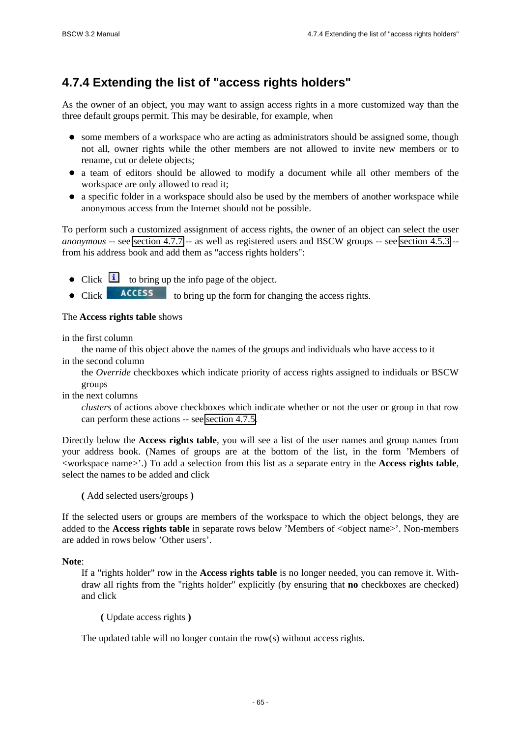## 4.7.4 Extending the list of "access rights holders"

As the owner of an object, you may want to assign access rights in a more customized way than the three default groups permit. This may be desirable, for example, when

- some members of a workspace who are acting as administrators should be assigned some, though not all, owner rights while the other members are not allowed to invite new members or to rename, cut or delete objects;
- a team of editors should be allowed to modify a document while all other members of the workspace are only allowed to read it;
- a specific folder in a workspace should also be used by the members of another workspace while anonymous access from the Internet should not be possible.

To perform such a customized assignment of access rights, the owner of an object can select the user *anonymous* -- see section 4.7.7 -- as well as registered users and BSCW groups -- see section 4.5.3 -- from his address book and add them as "access rights holders":

- Click to bring up the info page of the object.
- Click ACCESS to bring up the form for changing the access rights.

The **Access rights table** shows

in the first column
: the name of this object above the names of the groups and individuals who have access to it

in the second column
: the *Override* checkboxes which indicate priority of access rights assigned to indiduals or BSCW groups

in the next columns
: *clusters* of actions above checkboxes which indicate whether or not the user or group in that row can perform these actions -- see section 4.7.5.

Directly below the **Access rights table**, you will see a list of the user names and group names from your address book. (Names of groups are at the bottom of the list, in the form 'Members of <workspace name>'.) To add a selection from this list as a separate entry in the **Access rights table**, select the names to be added and click

**(** Add selected users/groups **)**

If the selected users or groups are members of the workspace to which the object belongs, they are added to the **Access rights table** in separate rows below 'Members of <object name>'. Non-members are added in rows below 'Other users'.

**Note**:

If a "rights holder" row in the **Access rights table** is no longer needed, you can remove it. Withdraw all rights from the "rights holder" explicitly (by ensuring that **no** checkboxes are checked) and click

**(** Update access rights **)**

The updated table will no longer contain the row(s) without access rights.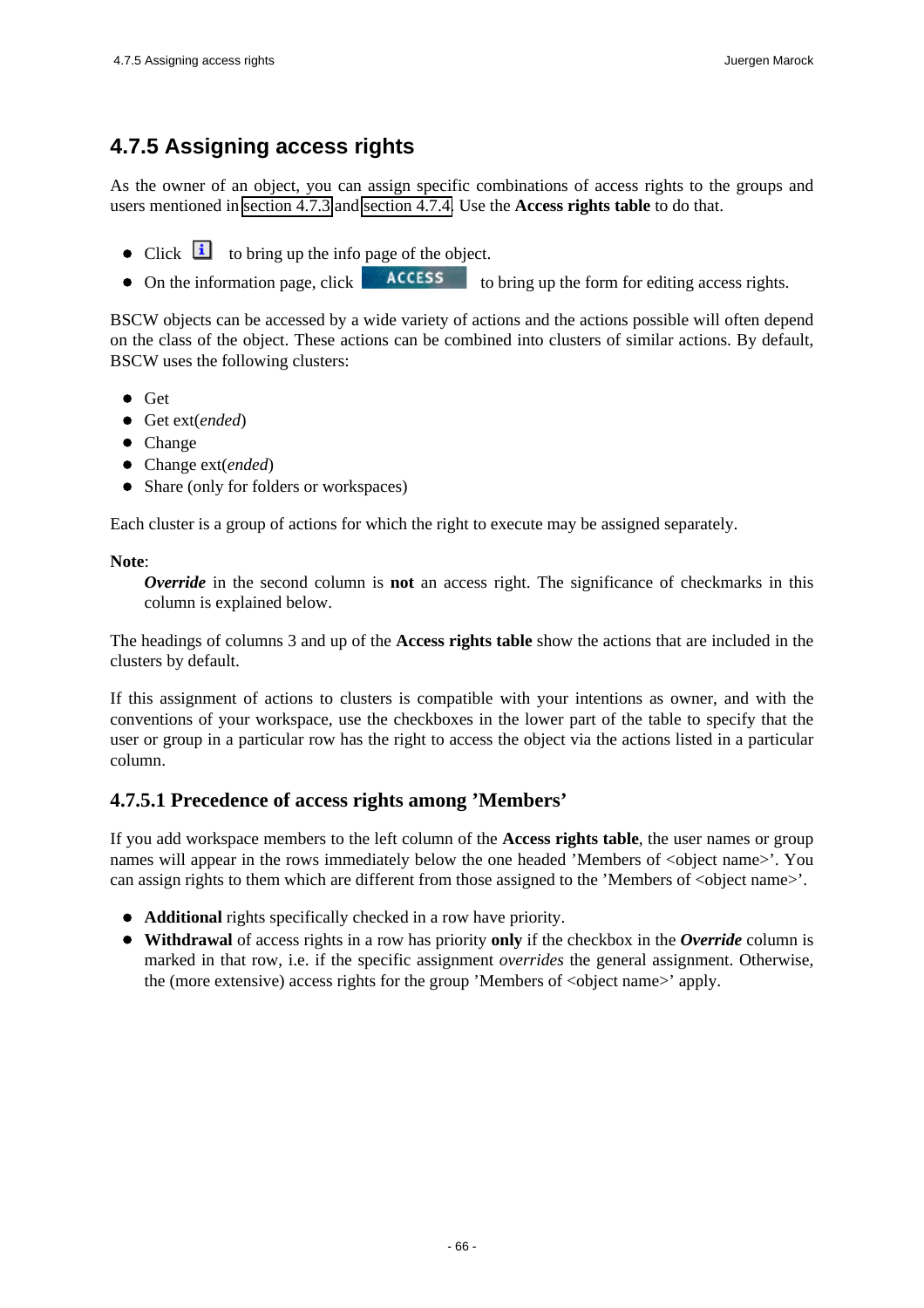## 4.7.5 Assigning access rights

As the owner of an object, you can assign specific combinations of access rights to the groups and users mentioned in section 4.7.3 and section 4.7.4. Use the **Access rights table** to do that.

- Click  to bring up the info page of the object.
- On the information page, click  to bring up the form for editing access rights.

BSCW objects can be accessed by a wide variety of actions and the actions possible will often depend on the class of the object. These actions can be combined into clusters of similar actions. By default, BSCW uses the following clusters:

- Get
- Get ext(*ended*)
- Change
- Change ext(*ended*)
- Share (only for folders or workspaces)

Each cluster is a group of actions for which the right to execute may be assigned separately.

**Note**:

> ***Override*** in the second column is **not** an access right. The significance of checkmarks in this column is explained below.

The headings of columns 3 and up of the **Access rights table** show the actions that are included in the clusters by default.

If this assignment of actions to clusters is compatible with your intentions as owner, and with the conventions of your workspace, use the checkboxes in the lower part of the table to specify that the user or group in a particular row has the right to access the object via the actions listed in a particular column.

### 4.7.5.1 Precedence of access rights among 'Members'

If you add workspace members to the left column of the **Access rights table**, the user names or group names will appear in the rows immediately below the one headed 'Members of <object name>'. You can assign rights to them which are different from those assigned to the 'Members of <object name>'.

- **Additional** rights specifically checked in a row have priority.
- **Withdrawal** of access rights in a row has priority **only** if the checkbox in the ***Override*** column is marked in that row, i.e. if the specific assignment *overrides* the general assignment. Otherwise, the (more extensive) access rights for the group 'Members of <object name>' apply.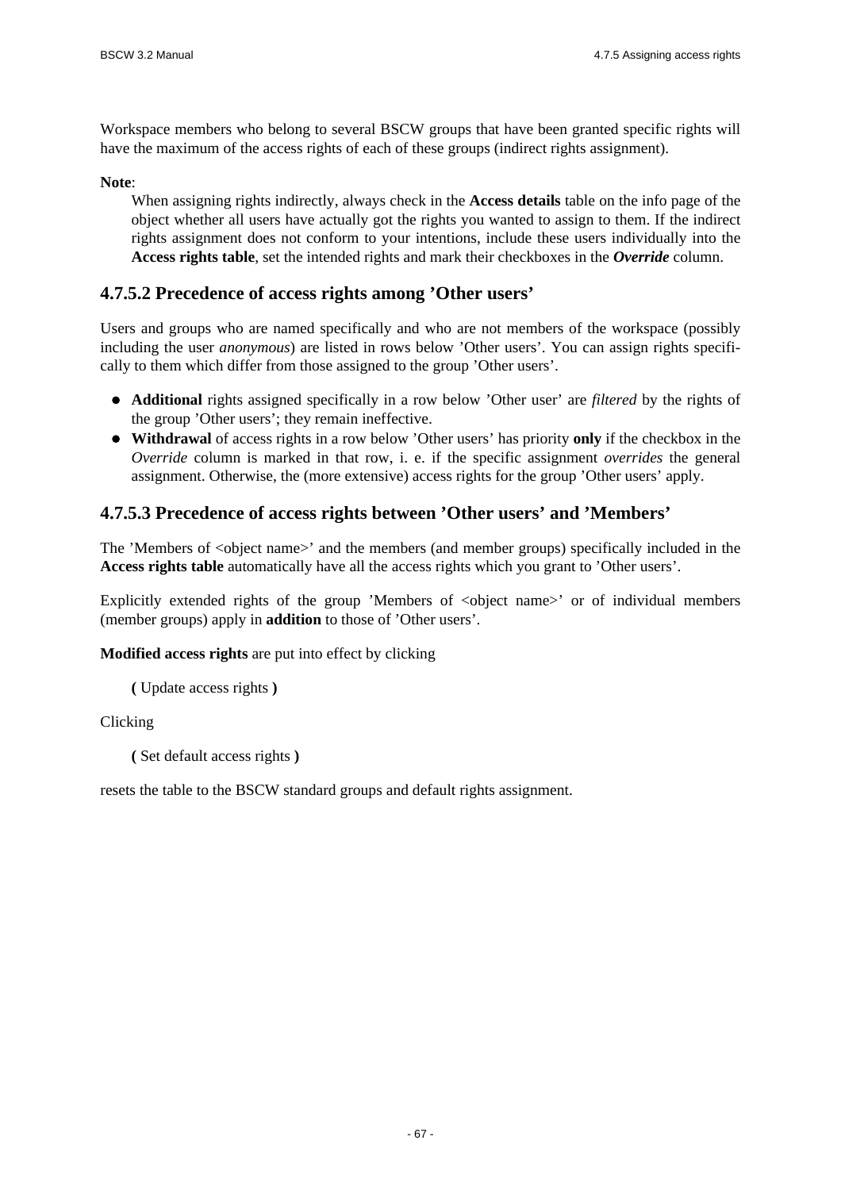Workspace members who belong to several BSCW groups that have been granted specific rights will have the maximum of the access rights of each of these groups (indirect rights assignment).

**Note**:

When assigning rights indirectly, always check in the **Access details** table on the info page of the object whether all users have actually got the rights you wanted to assign to them. If the indirect rights assignment does not conform to your intentions, include these users individually into the **Access rights table**, set the intended rights and mark their checkboxes in the ***Override*** column.

### 4.7.5.2 Precedence of access rights among 'Other users'

Users and groups who are named specifically and who are not members of the workspace (possibly including the user *anonymous*) are listed in rows below 'Other users'. You can assign rights specifically to them which differ from those assigned to the group 'Other users'.

- **Additional** rights assigned specifically in a row below 'Other user' are *filtered* by the rights of the group 'Other users'; they remain ineffective.
- **Withdrawal** of access rights in a row below 'Other users' has priority **only** if the checkbox in the *Override* column is marked in that row, i. e. if the specific assignment *overrides* the general assignment. Otherwise, the (more extensive) access rights for the group 'Other users' apply.

### 4.7.5.3 Precedence of access rights between 'Other users' and 'Members'

The 'Members of <object name>' and the members (and member groups) specifically included in the **Access rights table** automatically have all the access rights which you grant to 'Other users'.

Explicitly extended rights of the group 'Members of <object name>' or of individual members (member groups) apply in **addition** to those of 'Other users'.

**Modified access rights** are put into effect by clicking

**(** Update access rights **)**

Clicking

**(** Set default access rights **)**

resets the table to the BSCW standard groups and default rights assignment.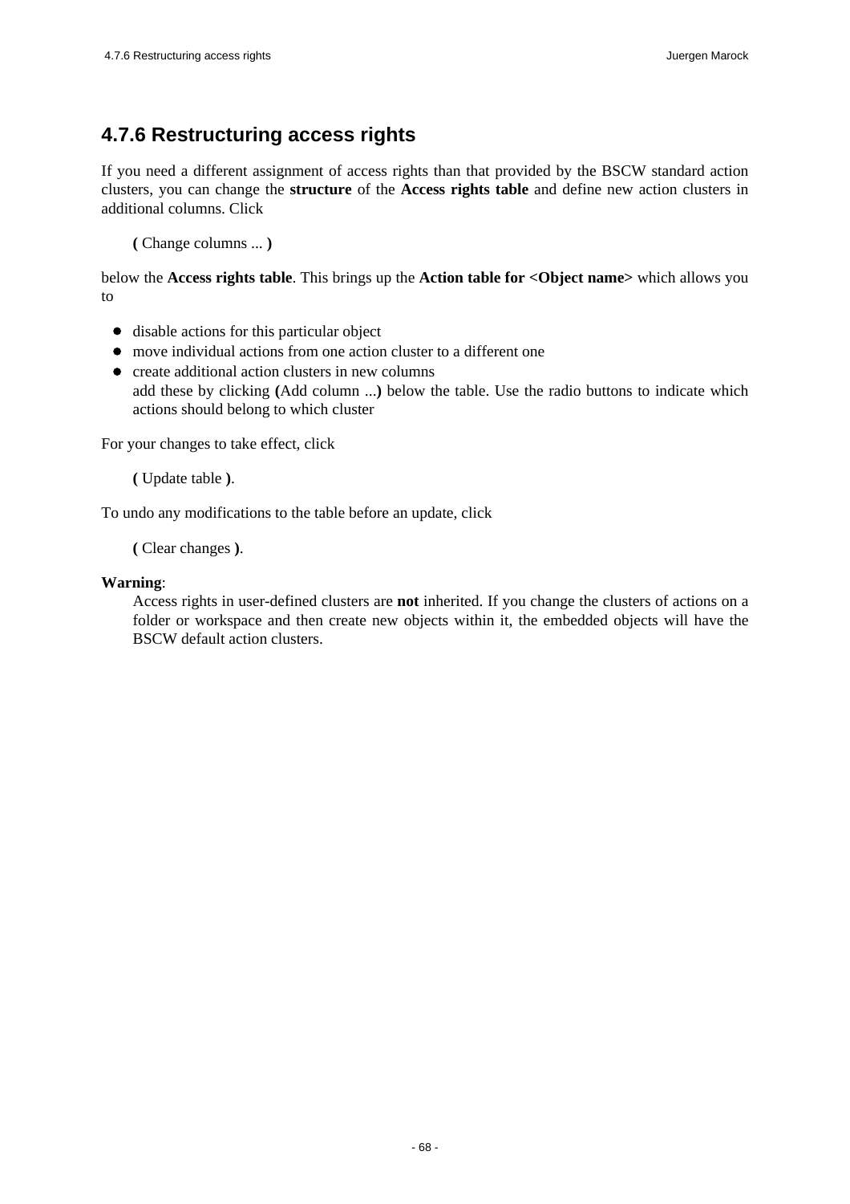## 4.7.6 Restructuring access rights

If you need a different assignment of access rights than that provided by the BSCW standard action clusters, you can change the **structure** of the **Access rights table** and define new action clusters in additional columns. Click

**(** Change columns ... **)**

below the **Access rights table**. This brings up the **Action table for <Object name>** which allows you to

- disable actions for this particular object
- move individual actions from one action cluster to a different one
- create additional action clusters in new columns
  add these by clicking **(**Add column ...**)** below the table. Use the radio buttons to indicate which actions should belong to which cluster

For your changes to take effect, click

**(** Update table **)**.

To undo any modifications to the table before an update, click

**(** Clear changes **)**.

**Warning**:

Access rights in user-defined clusters are **not** inherited. If you change the clusters of actions on a folder or workspace and then create new objects within it, the embedded objects will have the BSCW default action clusters.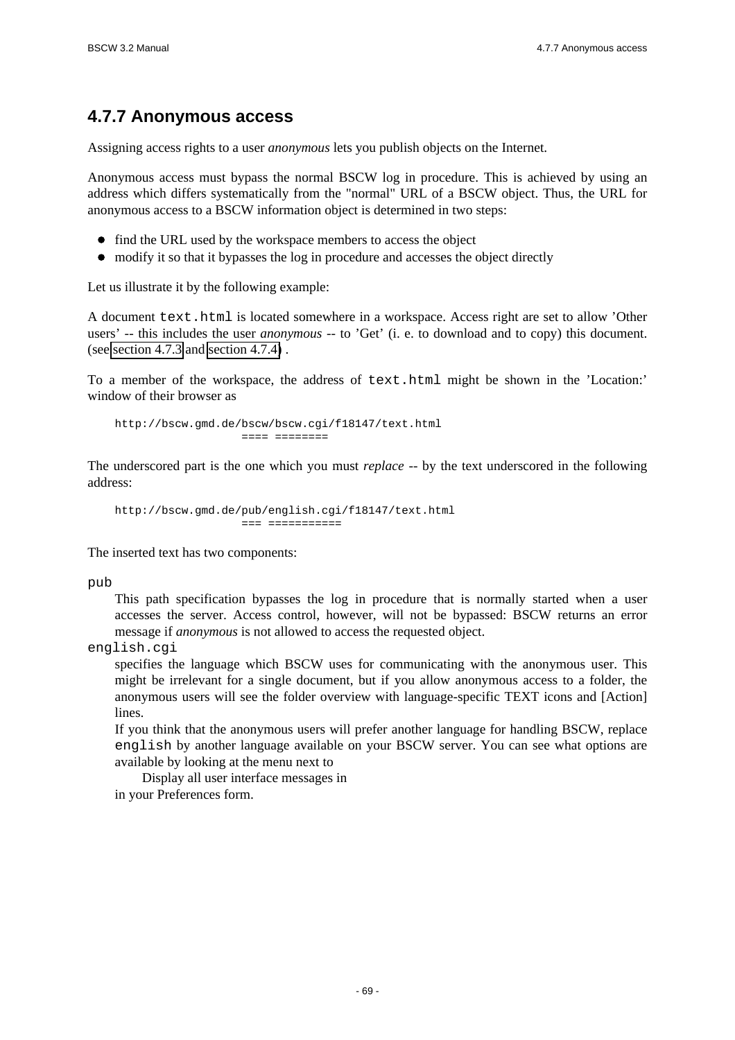## 4.7.7 Anonymous access

Assigning access rights to a user *anonymous* lets you publish objects on the Internet.

Anonymous access must bypass the normal BSCW log in procedure. This is achieved by using an address which differs systematically from the "normal" URL of a BSCW object. Thus, the URL for anonymous access to a BSCW information object is determined in two steps:

- find the URL used by the workspace members to access the object
- modify it so that it bypasses the log in procedure and accesses the object directly

Let us illustrate it by the following example:

A document `text.html` is located somewhere in a workspace. Access right are set to allow 'Other users' -- this includes the user *anonymous* -- to 'Get' (i. e. to download and to copy) this document. (see section 4.7.3 and section 4.7.4) .

To a member of the workspace, the address of `text.html` might be shown in the 'Location:' window of their browser as

```
http://bscw.gmd.de/bscw/bscw.cgi/f18147/text.html
                   ==== ========
```

The underscored part is the one which you must *replace* -- by the text underscored in the following address:

```
http://bscw.gmd.de/pub/english.cgi/f18147/text.html
                   === ===========
```

The inserted text has two components:

`pub`
: This path specification bypasses the log in procedure that is normally started when a user accesses the server. Access control, however, will not be bypassed: BSCW returns an error message if *anonymous* is not allowed to access the requested object.

`english.cgi`
: specifies the language which BSCW uses for communicating with the anonymous user. This might be irrelevant for a single document, but if you allow anonymous access to a folder, the anonymous users will see the folder overview with language-specific TEXT icons and [Action] lines.
: If you think that the anonymous users will prefer another language for handling BSCW, replace `english` by another language available on your BSCW server. You can see what options are available by looking at the menu next to

  Display all user interface messages in

  in your Preferences form.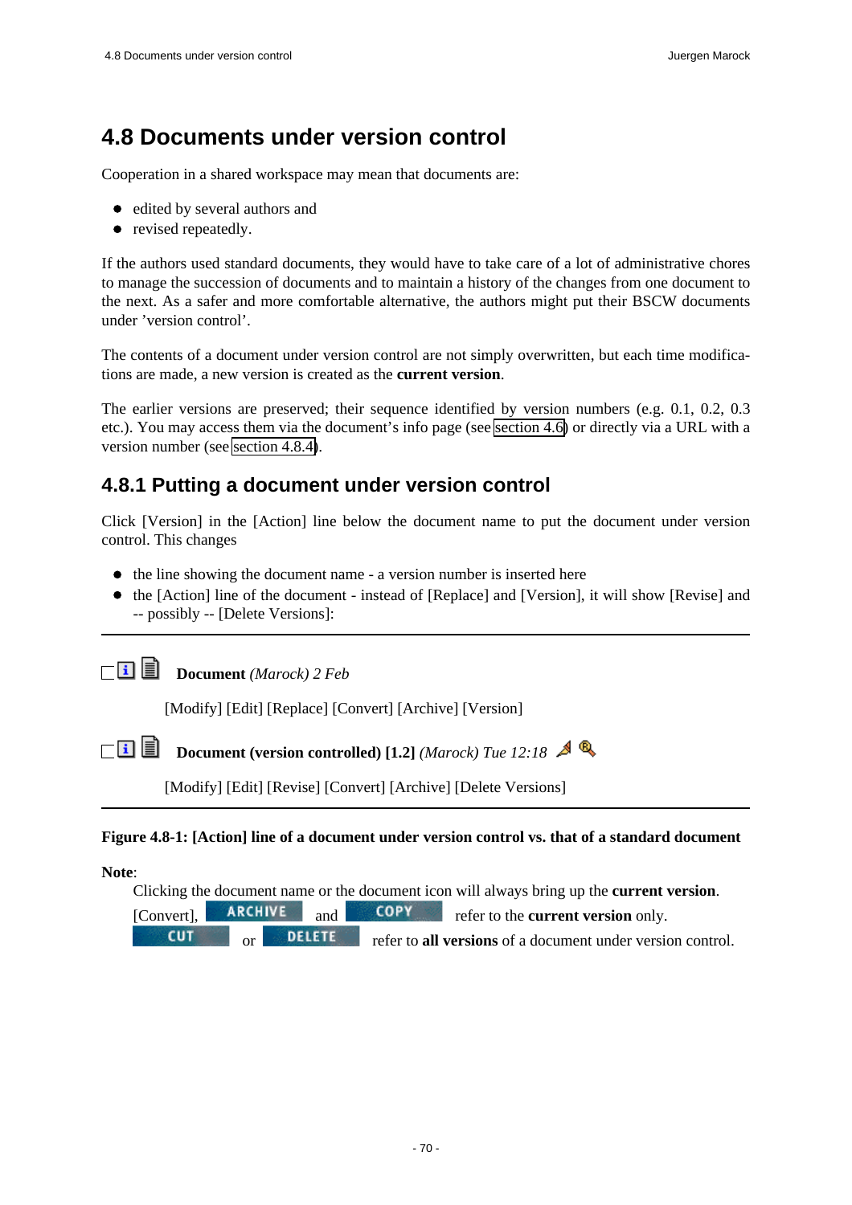# 4.8 Documents under version control

Cooperation in a shared workspace may mean that documents are:

- edited by several authors and
- revised repeatedly.

If the authors used standard documents, they would have to take care of a lot of administrative chores to manage the succession of documents and to maintain a history of the changes from one document to the next. As a safer and more comfortable alternative, the authors might put their BSCW documents under 'version control'.

The contents of a document under version control are not simply overwritten, but each time modifications are made, a new version is created as the **current version**.

The earlier versions are preserved; their sequence identified by version numbers (e.g. 0.1, 0.2, 0.3 etc.). You may access them via the document's info page (see section 4.6) or directly via a URL with a version number (see section 4.8.4).

## 4.8.1 Putting a document under version control

Click [Version] in the [Action] line below the document name to put the document under version control. This changes

- the line showing the document name - a version number is inserted here
- the [Action] line of the document - instead of [Replace] and [Version], it will show [Revise] and -- possibly -- [Delete Versions]:

---

**Document** *(Marock) 2 Feb*

[Modify] [Edit] [Replace] [Convert] [Archive] [Version]

**Document (version controlled) [1.2]** *(Marock) Tue 12:18*

[Modify] [Edit] [Revise] [Convert] [Archive] [Delete Versions]

---

**Figure 4.8-1: [Action] line of a document under version control vs. that of a standard document**

**Note**:

Clicking the document name or the document icon will always bring up the **current version**.

[Convert], ARCHIVE and COPY refer to the **current version** only.

CUT or DELETE refer to **all versions** of a document under version control.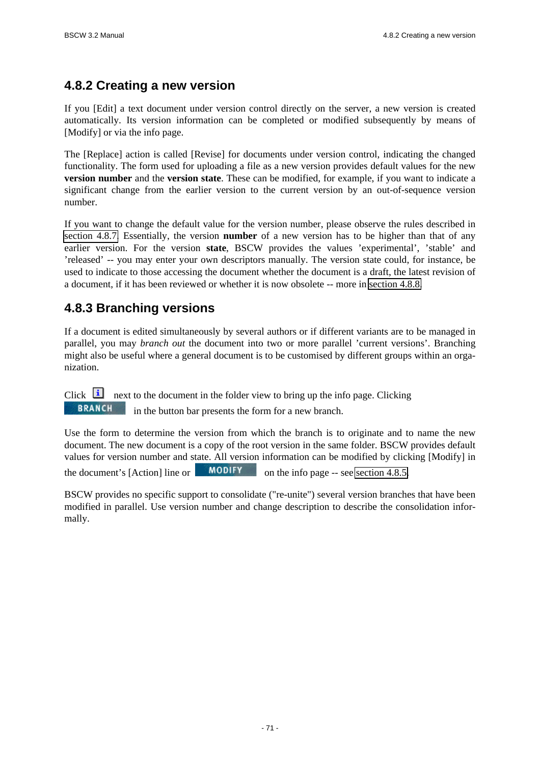## 4.8.2 Creating a new version

If you [Edit] a text document under version control directly on the server, a new version is created automatically. Its version information can be completed or modified subsequently by means of [Modify] or via the info page.

The [Replace] action is called [Revise] for documents under version control, indicating the changed functionality. The form used for uploading a file as a new version provides default values for the new **version number** and the **version state**. These can be modified, for example, if you want to indicate a significant change from the earlier version to the current version by an out-of-sequence version number.

If you want to change the default value for the version number, please observe the rules described in section 4.8.7. Essentially, the version **number** of a new version has to be higher than that of any earlier version. For the version **state**, BSCW provides the values 'experimental', 'stable' and 'released' -- you may enter your own descriptors manually. The version state could, for instance, be used to indicate to those accessing the document whether the document is a draft, the latest revision of a document, if it has been reviewed or whether it is now obsolete -- more in section 4.8.8.

## 4.8.3 Branching versions

If a document is edited simultaneously by several authors or if different variants are to be managed in parallel, you may *branch out* the document into two or more parallel 'current versions'. Branching might also be useful where a general document is to be customised by different groups within an organization.

Click next to the document in the folder view to bring up the info page. Clicking BRANCH in the button bar presents the form for a new branch.

Use the form to determine the version from which the branch is to originate and to name the new document. The new document is a copy of the root version in the same folder. BSCW provides default values for version number and state. All version information can be modified by clicking [Modify] in the document's [Action] line or MODIFY on the info page -- see section 4.8.5.

BSCW provides no specific support to consolidate ("re-unite") several version branches that have been modified in parallel. Use version number and change description to describe the consolidation informally.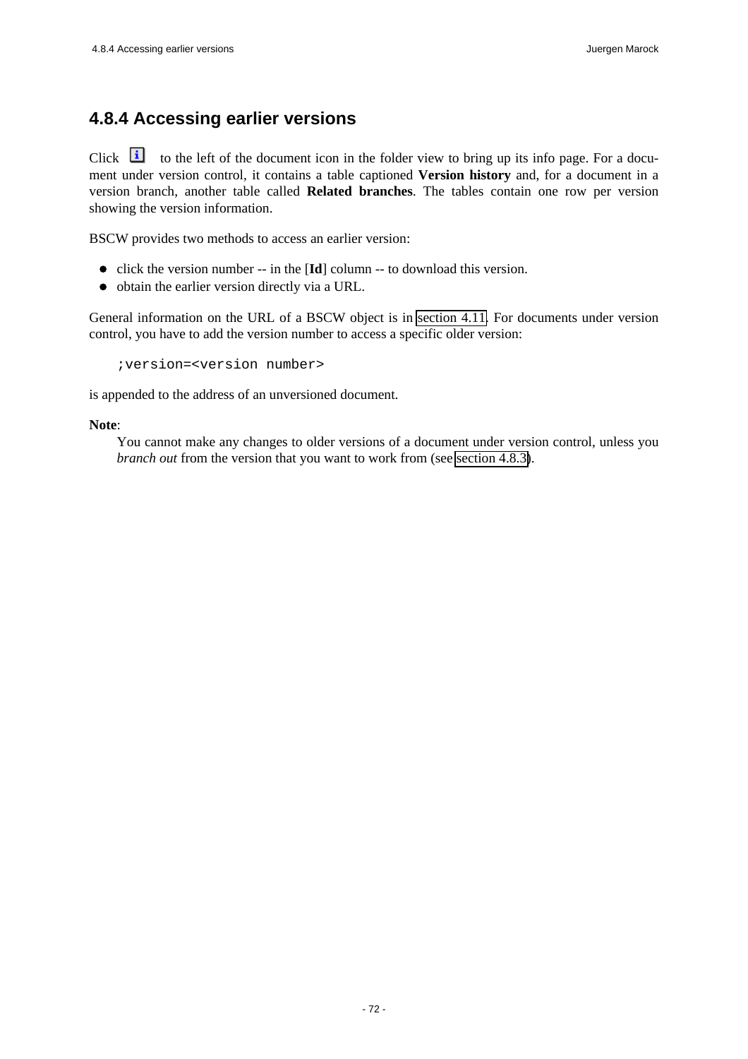## 4.8.4 Accessing earlier versions

Click  to the left of the document icon in the folder view to bring up its info page. For a document under version control, it contains a table captioned **Version history** and, for a document in a version branch, another table called **Related branches**. The tables contain one row per version showing the version information.

BSCW provides two methods to access an earlier version:

- click the version number -- in the [**Id**] column -- to download this version.
- obtain the earlier version directly via a URL.

General information on the URL of a BSCW object is in section 4.11. For documents under version control, you have to add the version number to access a specific older version:

```
;version=<version number>
```

is appended to the address of an unversioned document.

**Note**:

You cannot make any changes to older versions of a document under version control, unless you *branch out* from the version that you want to work from (see section 4.8.3).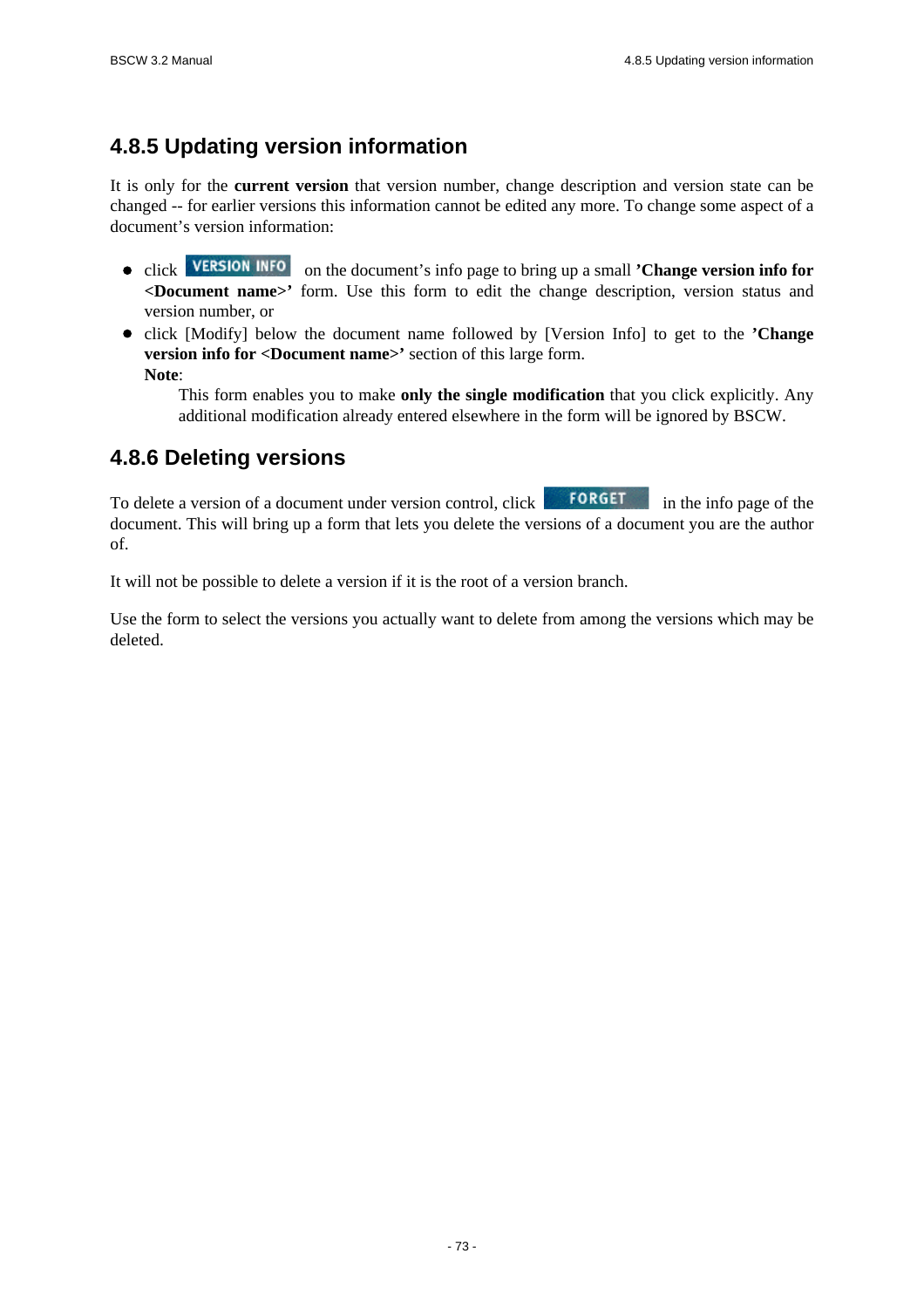## 4.8.5 Updating version information

It is only for the **current version** that version number, change description and version state can be changed -- for earlier versions this information cannot be edited any more. To change some aspect of a document's version information:

- click VERSION INFO on the document's info page to bring up a small **'Change version info for <Document name>'** form. Use this form to edit the change description, version status and version number, or
- click [Modify] below the document name followed by [Version Info] to get to the **'Change version info for <Document name>'** section of this large form.
  **Note**:
  This form enables you to make **only the single modification** that you click explicitly. Any additional modification already entered elsewhere in the form will be ignored by BSCW.

## 4.8.6 Deleting versions

To delete a version of a document under version control, click FORGET in the info page of the document. This will bring up a form that lets you delete the versions of a document you are the author of.

It will not be possible to delete a version if it is the root of a version branch.

Use the form to select the versions you actually want to delete from among the versions which may be deleted.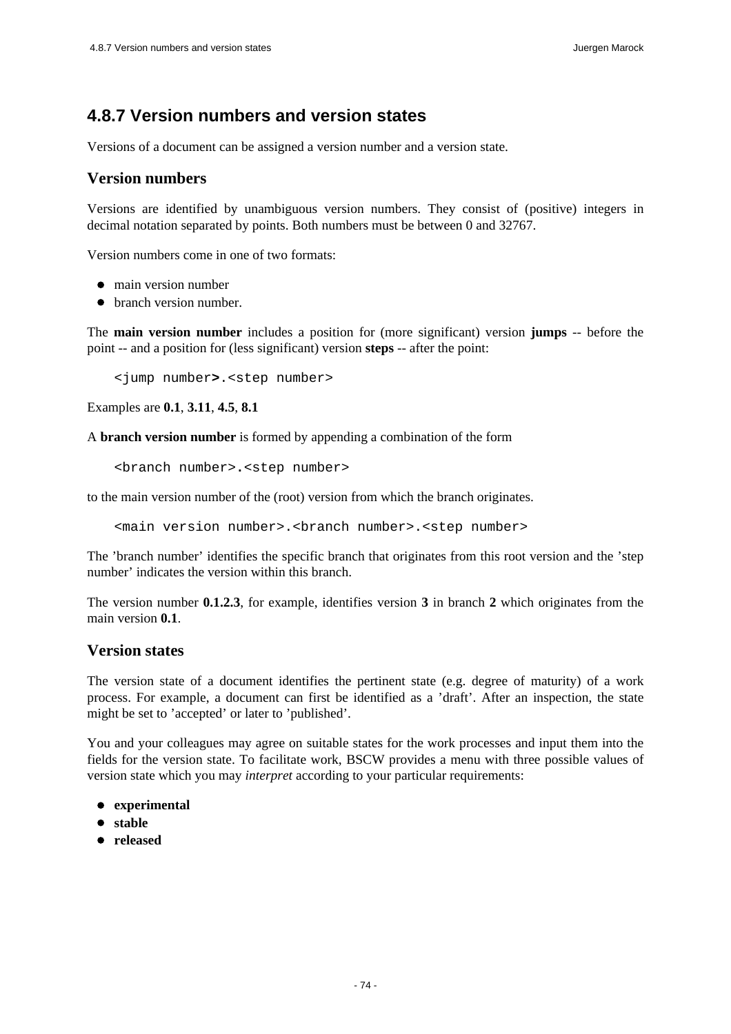# 4.8.7 Version numbers and version states

Versions of a document can be assigned a version number and a version state.

## Version numbers

Versions are identified by unambiguous version numbers. They consist of (positive) integers in decimal notation separated by points. Both numbers must be between 0 and 32767.

Version numbers come in one of two formats:

- main version number
- branch version number.

The **main version number** includes a position for (more significant) version **jumps** -- before the point -- and a position for (less significant) version **steps** -- after the point:

```
<jump number>.<step number>
```

Examples are **0.1**, **3.11**, **4.5**, **8.1**

A **branch version number** is formed by appending a combination of the form

```
<branch number>.<step number>
```

to the main version number of the (root) version from which the branch originates.

```
<main version number>.<branch number>.<step number>
```

The 'branch number' identifies the specific branch that originates from this root version and the 'step number' indicates the version within this branch.

The version number **0.1.2.3**, for example, identifies version **3** in branch **2** which originates from the main version **0.1**.

## Version states

The version state of a document identifies the pertinent state (e.g. degree of maturity) of a work process. For example, a document can first be identified as a 'draft'. After an inspection, the state might be set to 'accepted' or later to 'published'.

You and your colleagues may agree on suitable states for the work processes and input them into the fields for the version state. To facilitate work, BSCW provides a menu with three possible values of version state which you may *interpret* according to your particular requirements:

- **experimental**
- **stable**
- **released**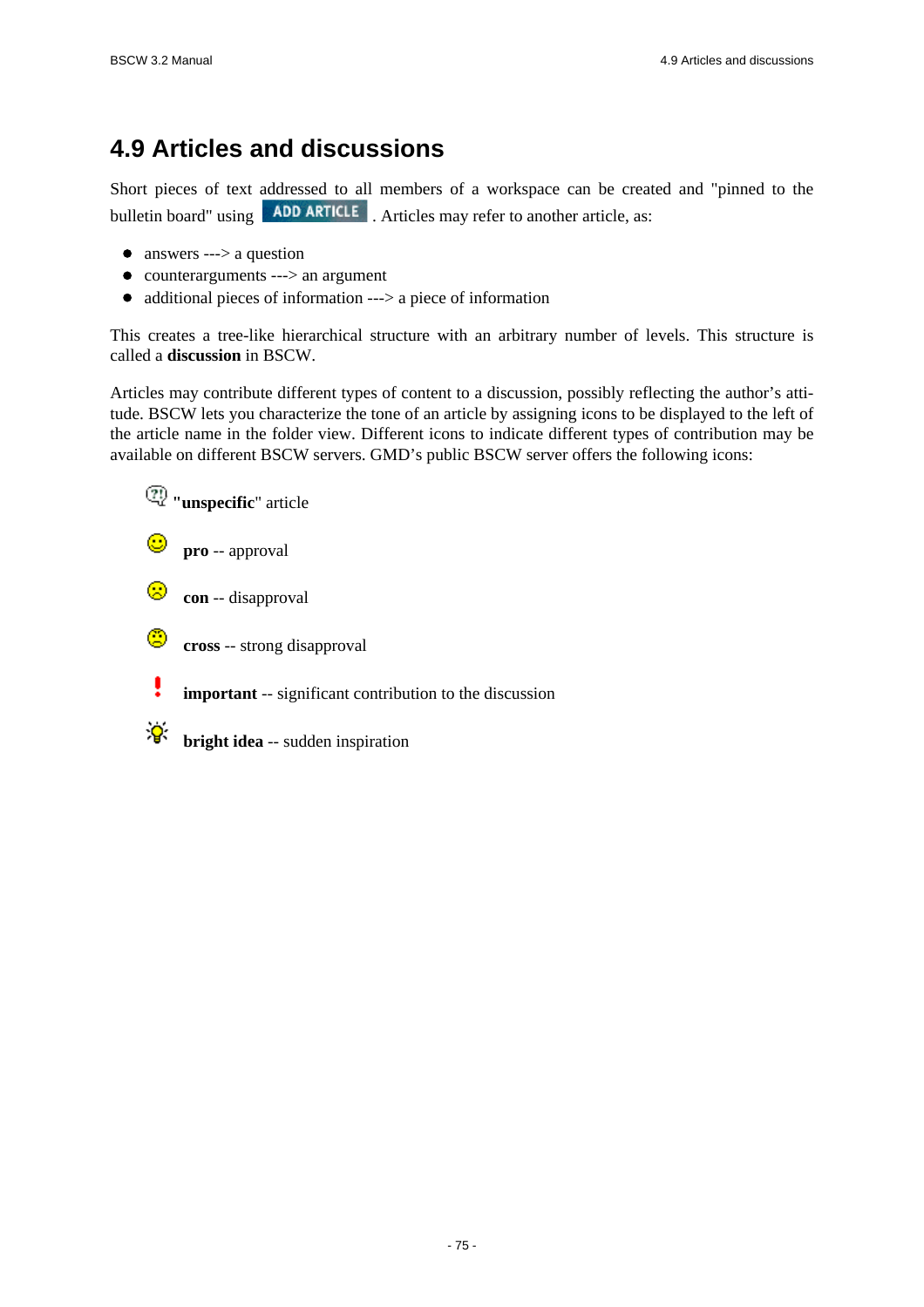# 4.9 Articles and discussions

Short pieces of text addressed to all members of a workspace can be created and "pinned to the bulletin board" using ADD ARTICLE . Articles may refer to another article, as:

- answers ---> a question
- counterarguments ---> an argument
- additional pieces of information ---> a piece of information

This creates a tree-like hierarchical structure with an arbitrary number of levels. This structure is called a **discussion** in BSCW.

Articles may contribute different types of content to a discussion, possibly reflecting the author's attitude. BSCW lets you characterize the tone of an article by assigning icons to be displayed to the left of the article name in the folder view. Different icons to indicate different types of contribution may be available on different BSCW servers. GMD's public BSCW server offers the following icons:

**"unspecific**" article

**pro** -- approval

**con** -- disapproval

**cross** -- strong disapproval

**important** -- significant contribution to the discussion

**bright idea** -- sudden inspiration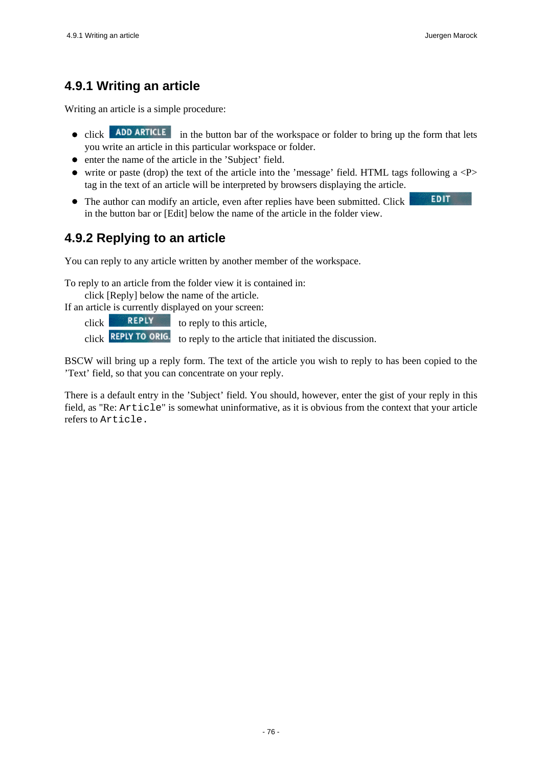## 4.9.1 Writing an article

Writing an article is a simple procedure:

- click ADD ARTICLE in the button bar of the workspace or folder to bring up the form that lets you write an article in this particular workspace or folder.
- enter the name of the article in the 'Subject' field.
- write or paste (drop) the text of the article into the 'message' field. HTML tags following a <P> tag in the text of an article will be interpreted by browsers displaying the article.
- The author can modify an article, even after replies have been submitted. Click EDIT in the button bar or [Edit] below the name of the article in the folder view.

## 4.9.2 Replying to an article

You can reply to any article written by another member of the workspace.

To reply to an article from the folder view it is contained in:
    click [Reply] below the name of the article.
If an article is currently displayed on your screen:
    click REPLY to reply to this article,
    click REPLY TO ORIG. to reply to the article that initiated the discussion.

BSCW will bring up a reply form. The text of the article you wish to reply to has been copied to the 'Text' field, so that you can concentrate on your reply.

There is a default entry in the 'Subject' field. You should, however, enter the gist of your reply in this field, as "Re: `Article`" is somewhat uninformative, as it is obvious from the context that your article refers to `Article.`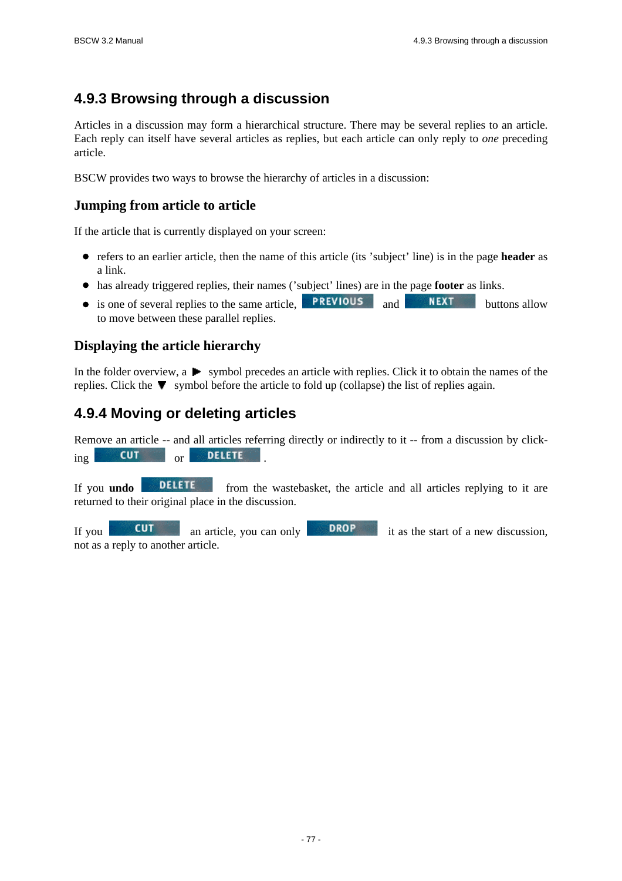## 4.9.3 Browsing through a discussion

Articles in a discussion may form a hierarchical structure. There may be several replies to an article. Each reply can itself have several articles as replies, but each article can only reply to *one* preceding article.

BSCW provides two ways to browse the hierarchy of articles in a discussion:

### Jumping from article to article

If the article that is currently displayed on your screen:

- refers to an earlier article, then the name of this article (its 'subject' line) is in the page **header** as a link.
- has already triggered replies, their names ('subject' lines) are in the page **footer** as links.
- is one of several replies to the same article, PREVIOUS and NEXT buttons allow to move between these parallel replies.

### Displaying the article hierarchy

In the folder overview, a ▶ symbol precedes an article with replies. Click it to obtain the names of the replies. Click the ▼ symbol before the article to fold up (collapse) the list of replies again.

## 4.9.4 Moving or deleting articles

Remove an article -- and all articles referring directly or indirectly to it -- from a discussion by clicking CUT or DELETE .

If you **undo** DELETE from the wastebasket, the article and all articles replying to it are returned to their original place in the discussion.

If you CUT an article, you can only DROP it as the start of a new discussion, not as a reply to another article.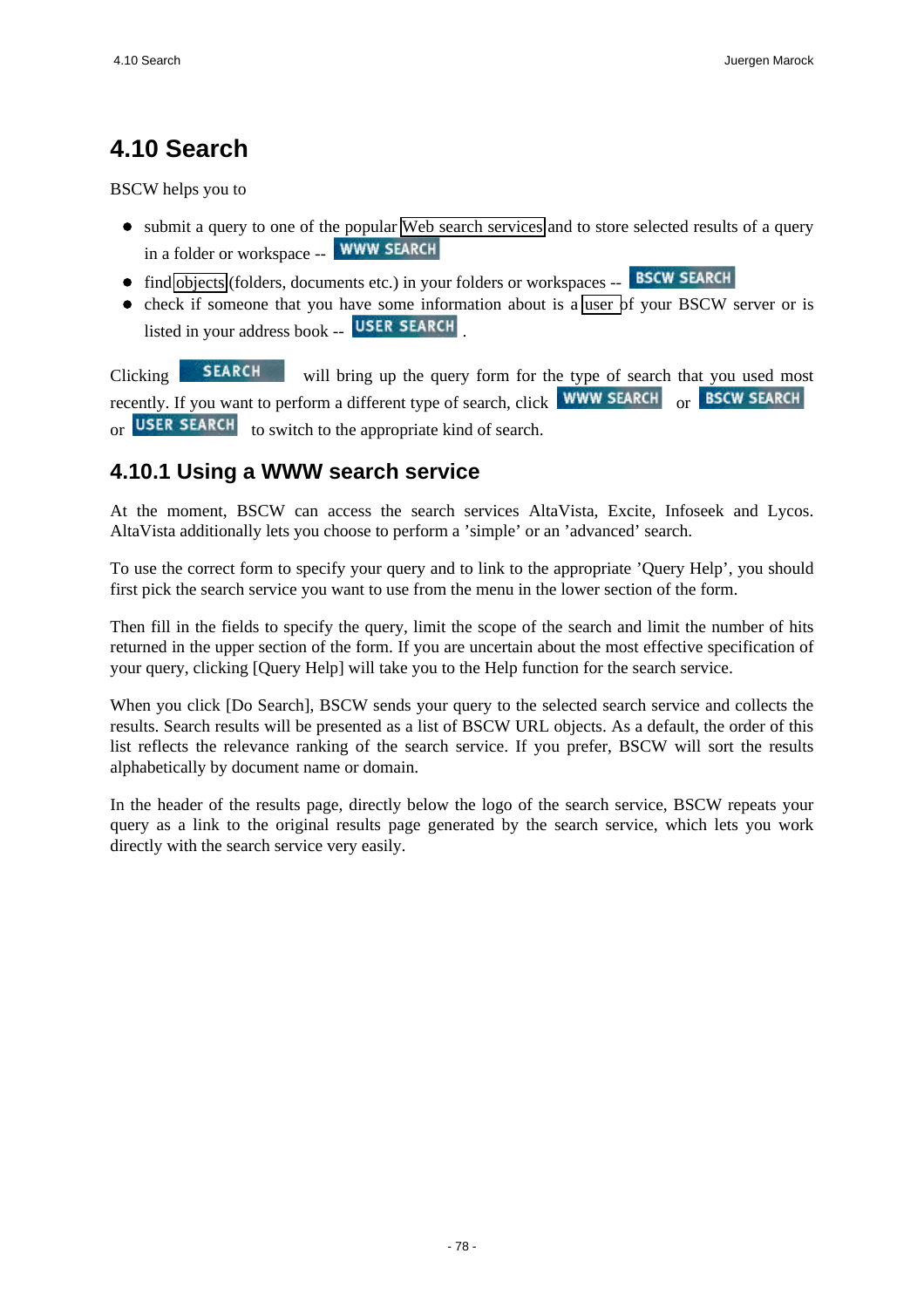# 4.10 Search

BSCW helps you to

- submit a query to one of the popular Web search services and to store selected results of a query in a folder or workspace -- WWW SEARCH
- find objects (folders, documents etc.) in your folders or workspaces -- BSCW SEARCH
- check if someone that you have some information about is a user of your BSCW server or is listed in your address book -- USER SEARCH .

Clicking SEARCH will bring up the query form for the type of search that you used most recently. If you want to perform a different type of search, click WWW SEARCH or BSCW SEARCH or USER SEARCH to switch to the appropriate kind of search.

## 4.10.1 Using a WWW search service

At the moment, BSCW can access the search services AltaVista, Excite, Infoseek and Lycos. AltaVista additionally lets you choose to perform a 'simple' or an 'advanced' search.

To use the correct form to specify your query and to link to the appropriate 'Query Help', you should first pick the search service you want to use from the menu in the lower section of the form.

Then fill in the fields to specify the query, limit the scope of the search and limit the number of hits returned in the upper section of the form. If you are uncertain about the most effective specification of your query, clicking [Query Help] will take you to the Help function for the search service.

When you click [Do Search], BSCW sends your query to the selected search service and collects the results. Search results will be presented as a list of BSCW URL objects. As a default, the order of this list reflects the relevance ranking of the search service. If you prefer, BSCW will sort the results alphabetically by document name or domain.

In the header of the results page, directly below the logo of the search service, BSCW repeats your query as a link to the original results page generated by the search service, which lets you work directly with the search service very easily.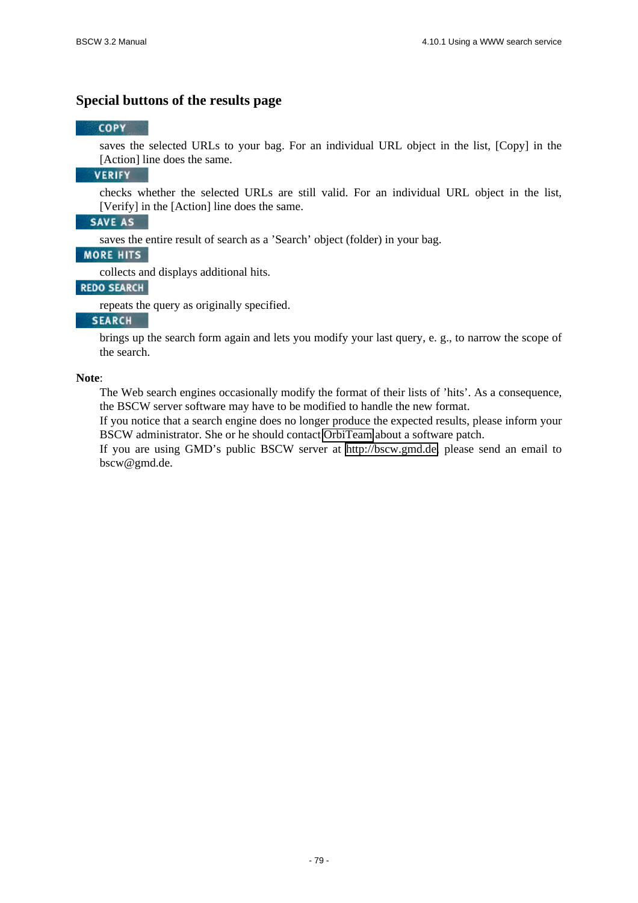## Special buttons of the results page

**COPY**

saves the selected URLs to your bag. For an individual URL object in the list, [Copy] in the [Action] line does the same.

**VERIFY**

checks whether the selected URLs are still valid. For an individual URL object in the list, [Verify] in the [Action] line does the same.

**SAVE AS**

saves the entire result of search as a 'Search' object (folder) in your bag.

**MORE HITS**

collects and displays additional hits.

**REDO SEARCH**

repeats the query as originally specified.

**SEARCH**

brings up the search form again and lets you modify your last query, e. g., to narrow the scope of the search.

**Note**:

The Web search engines occasionally modify the format of their lists of 'hits'. As a consequence, the BSCW server software may have to be modified to handle the new format.

If you notice that a search engine does no longer produce the expected results, please inform your BSCW administrator. She or he should contact OrbiTeam about a software patch.

If you are using GMD's public BSCW server at http://bscw.gmd.de, please send an email to bscw@gmd.de.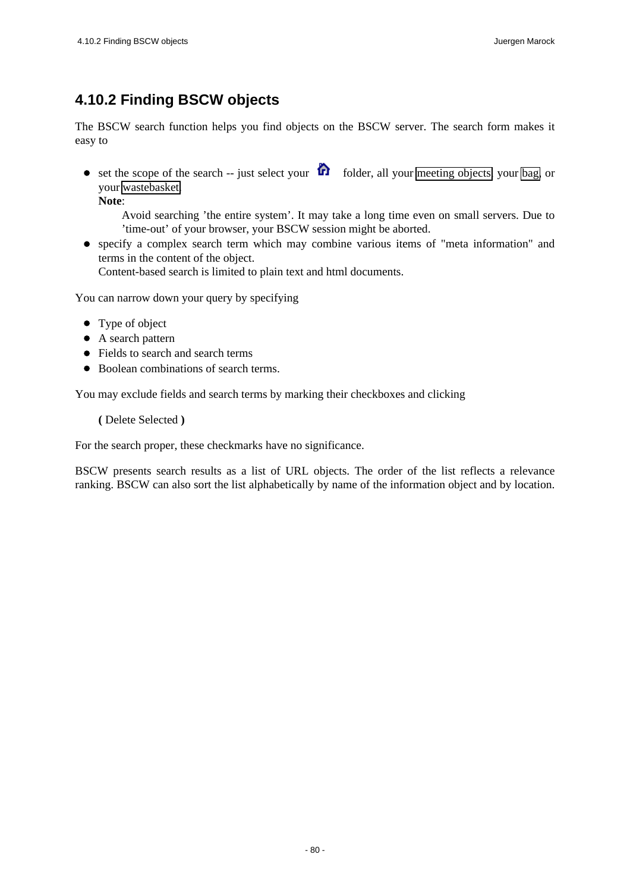## 4.10.2 Finding BSCW objects

The BSCW search function helps you find objects on the BSCW server. The search form makes it easy to

- set the scope of the search -- just select your folder, all your meeting objects, your bag, or your wastebasket.
  **Note**:
  
  Avoid searching 'the entire system'. It may take a long time even on small servers. Due to 'time-out' of your browser, your BSCW session might be aborted.
- specify a complex search term which may combine various items of "meta information" and terms in the content of the object.
  Content-based search is limited to plain text and html documents.

You can narrow down your query by specifying

- Type of object
- A search pattern
- Fields to search and search terms
- Boolean combinations of search terms.

You may exclude fields and search terms by marking their checkboxes and clicking

**(** Delete Selected **)**

For the search proper, these checkmarks have no significance.

BSCW presents search results as a list of URL objects. The order of the list reflects a relevance ranking. BSCW can also sort the list alphabetically by name of the information object and by location.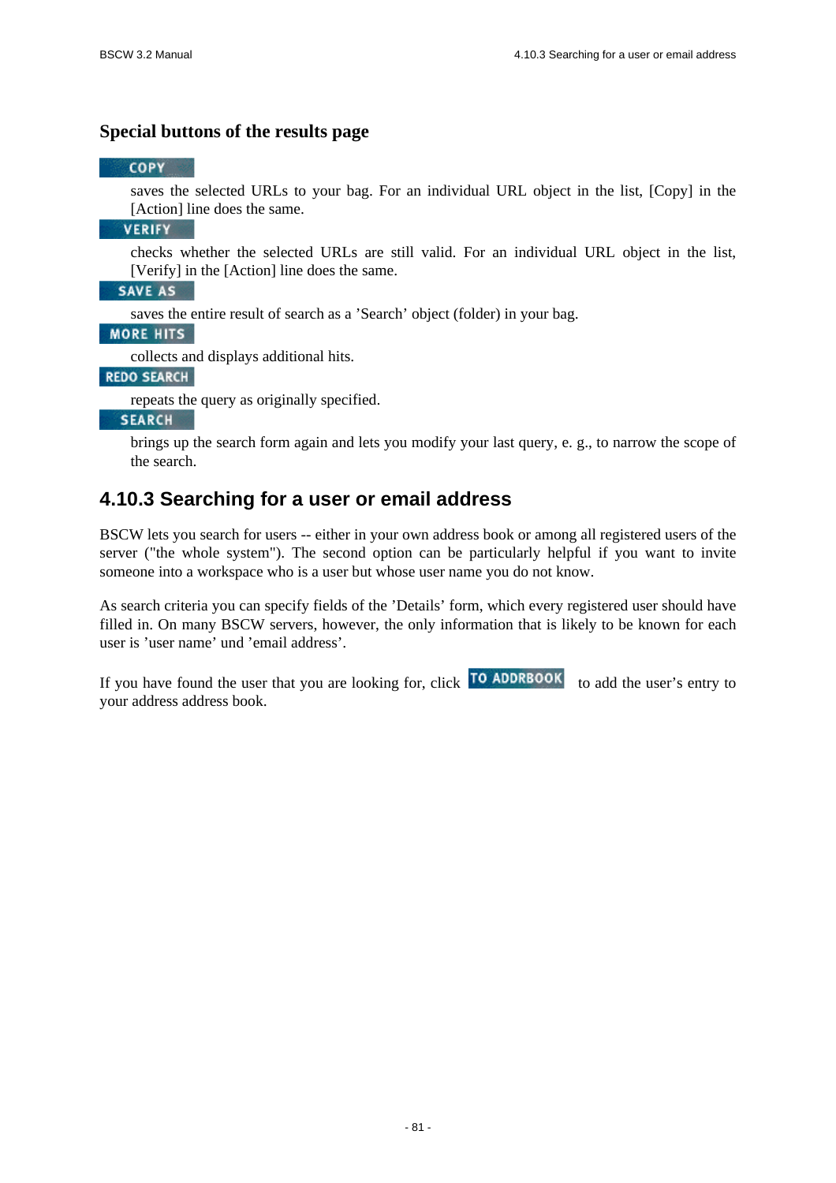### Special buttons of the results page

**COPY**

saves the selected URLs to your bag. For an individual URL object in the list, [Copy] in the [Action] line does the same.

**VERIFY**

checks whether the selected URLs are still valid. For an individual URL object in the list, [Verify] in the [Action] line does the same.

**SAVE AS**

saves the entire result of search as a 'Search' object (folder) in your bag.

**MORE HITS**

collects and displays additional hits.

**REDO SEARCH**

repeats the query as originally specified.

**SEARCH**

brings up the search form again and lets you modify your last query, e. g., to narrow the scope of the search.

## 4.10.3 Searching for a user or email address

BSCW lets you search for users -- either in your own address book or among all registered users of the server ("the whole system"). The second option can be particularly helpful if you want to invite someone into a workspace who is a user but whose user name you do not know.

As search criteria you can specify fields of the 'Details' form, which every registered user should have filled in. On many BSCW servers, however, the only information that is likely to be known for each user is 'user name' und 'email address'.

If you have found the user that you are looking for, click **TO ADDRBOOK** to add the user's entry to your address address book.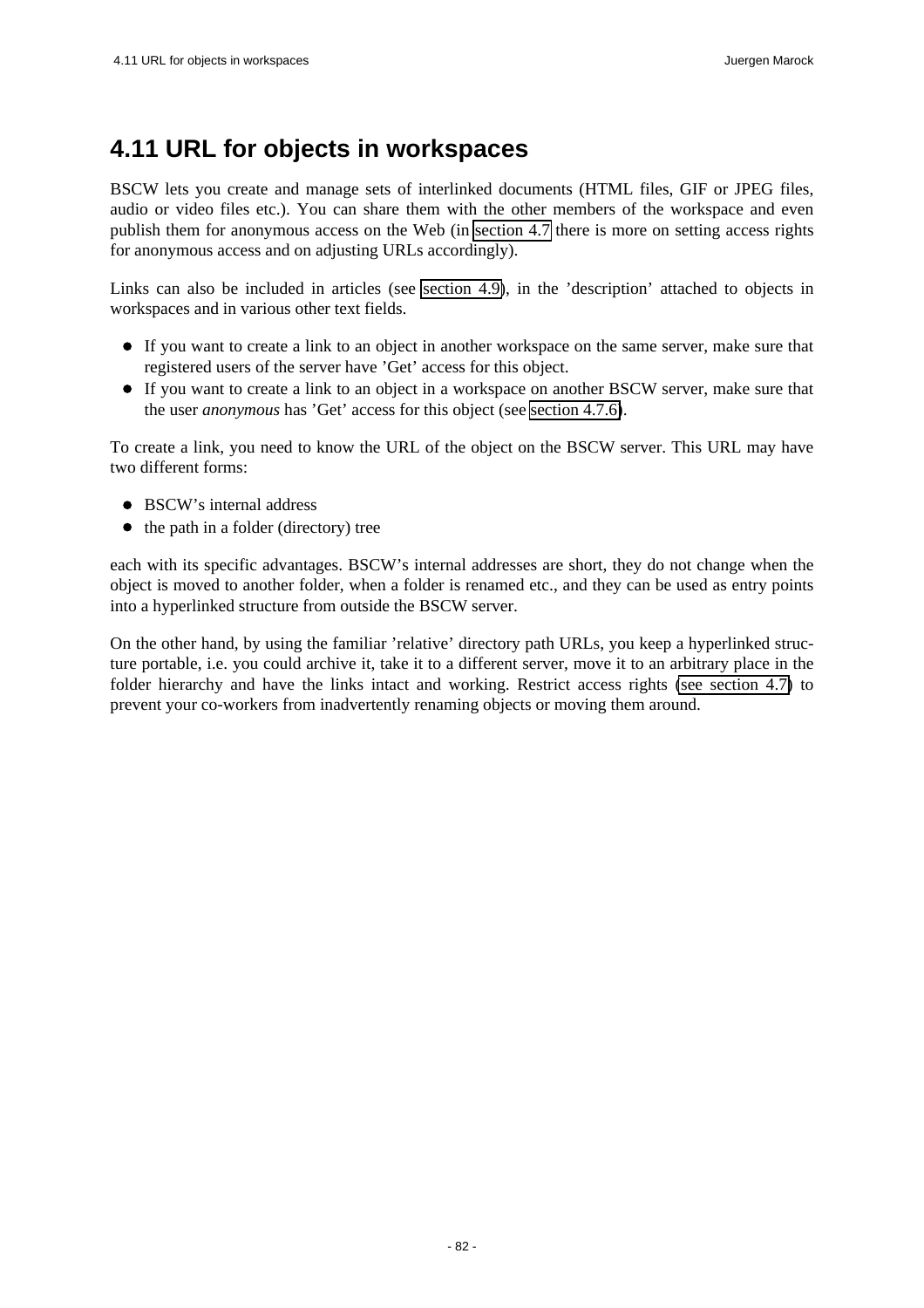## 4.11 URL for objects in workspaces

BSCW lets you create and manage sets of interlinked documents (HTML files, GIF or JPEG files, audio or video files etc.). You can share them with the other members of the workspace and even publish them for anonymous access on the Web (in section 4.7 there is more on setting access rights for anonymous access and on adjusting URLs accordingly).

Links can also be included in articles (see section 4.9), in the ’description’ attached to objects in workspaces and in various other text fields.

- If you want to create a link to an object in another workspace on the same server, make sure that registered users of the server have ’Get’ access for this object.
- If you want to create a link to an object in a workspace on another BSCW server, make sure that the user *anonymous* has ’Get’ access for this object (see section 4.7.6).

To create a link, you need to know the URL of the object on the BSCW server. This URL may have two different forms:

- BSCW’s internal address
- the path in a folder (directory) tree

each with its specific advantages. BSCW’s internal addresses are short, they do not change when the object is moved to another folder, when a folder is renamed etc., and they can be used as entry points into a hyperlinked structure from outside the BSCW server.

On the other hand, by using the familiar ’relative’ directory path URLs, you keep a hyperlinked structure portable, i.e. you could archive it, take it to a different server, move it to an arbitrary place in the folder hierarchy and have the links intact and working. Restrict access rights (see section 4.7) to prevent your co-workers from inadvertently renaming objects or moving them around.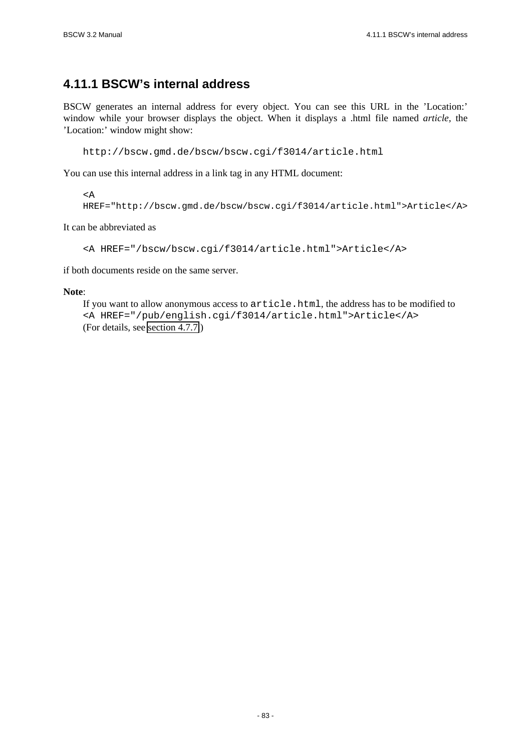## 4.11.1 BSCW’s internal address

BSCW generates an internal address for every object. You can see this URL in the ’Location:’ window while your browser displays the object. When it displays a .html file named *article*, the ’Location:’ window might show:

```
http://bscw.gmd.de/bscw/bscw.cgi/f3014/article.html
```

You can use this internal address in a link tag in any HTML document:

```
<A
HREF="http://bscw.gmd.de/bscw/bscw.cgi/f3014/article.html">Article</A>
```

It can be abbreviated as

```
<A HREF="/bscw/bscw.cgi/f3014/article.html">Article</A>
```

if both documents reside on the same server.

**Note**:
If you want to allow anonymous access to `article.html`, the address has to be modified to
`<A HREF="/pub/english.cgi/f3014/article.html">Article</A>`
(For details, see section 4.7.7 )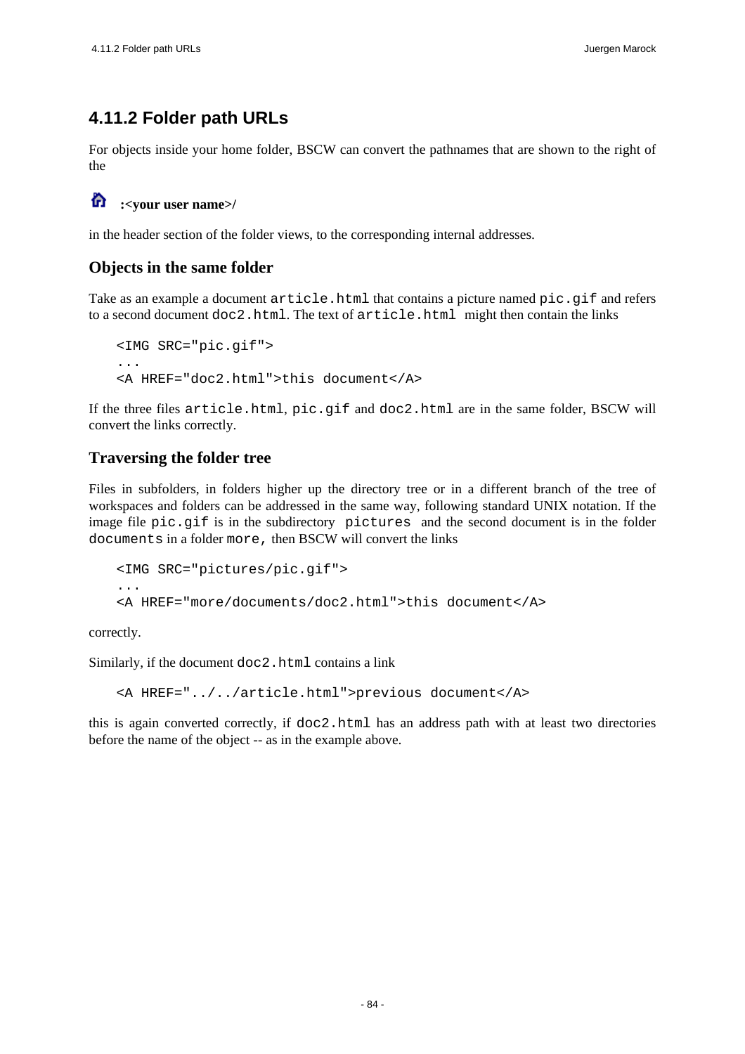## 4.11.2 Folder path URLs

For objects inside your home folder, BSCW can convert the pathnames that are shown to the right of the

**:<your user name>/**

in the header section of the folder views, to the corresponding internal addresses.

### Objects in the same folder

Take as an example a document `article.html` that contains a picture named `pic.gif` and refers to a second document `doc2.html`. The text of `article.html` might then contain the links

```
<IMG SRC="pic.gif">
...
<A HREF="doc2.html">this document</A>
```

If the three files `article.html`, `pic.gif` and `doc2.html` are in the same folder, BSCW will convert the links correctly.

### Traversing the folder tree

Files in subfolders, in folders higher up the directory tree or in a different branch of the tree of workspaces and folders can be addressed in the same way, following standard UNIX notation. If the image file `pic.gif` is in the subdirectory `pictures` and the second document is in the folder `documents` in a folder `more`, then BSCW will convert the links

```
<IMG SRC="pictures/pic.gif">
...
<A HREF="more/documents/doc2.html">this document</A>
```

correctly.

Similarly, if the document `doc2.html` contains a link

```
<A HREF="../../article.html">previous document</A>
```

this is again converted correctly, if `doc2.html` has an address path with at least two directories before the name of the object -- as in the example above.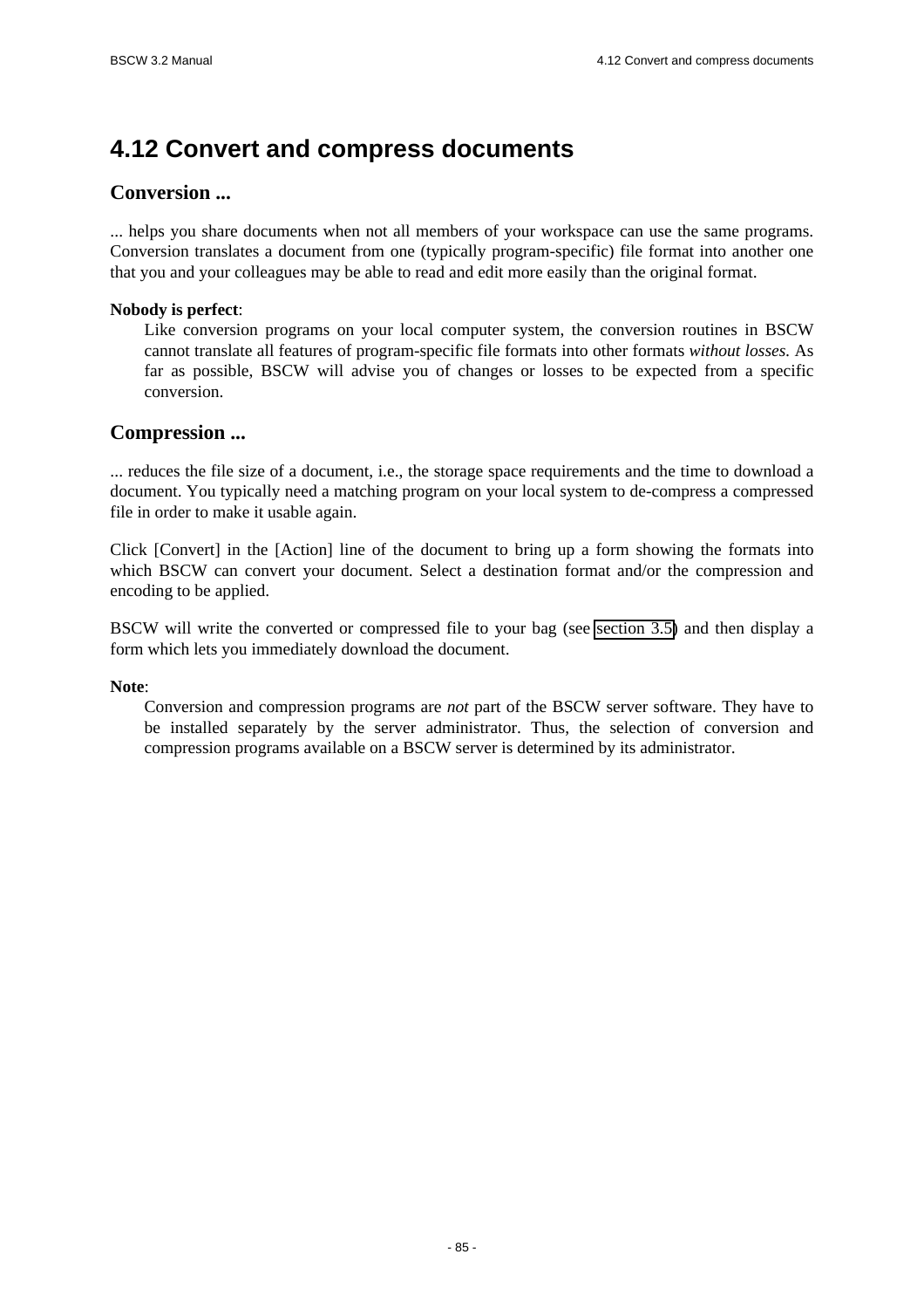# 4.12 Convert and compress documents

## Conversion ...

... helps you share documents when not all members of your workspace can use the same programs. Conversion translates a document from one (typically program-specific) file format into another one that you and your colleagues may be able to read and edit more easily than the original format.

**Nobody is perfect**:

Like conversion programs on your local computer system, the conversion routines in BSCW cannot translate all features of program-specific file formats into other formats *without losses*. As far as possible, BSCW will advise you of changes or losses to be expected from a specific conversion.

## Compression ...

... reduces the file size of a document, i.e., the storage space requirements and the time to download a document. You typically need a matching program on your local system to de-compress a compressed file in order to make it usable again.

Click [Convert] in the [Action] line of the document to bring up a form showing the formats into which BSCW can convert your document. Select a destination format and/or the compression and encoding to be applied.

BSCW will write the converted or compressed file to your bag (see section 3.5) and then display a form which lets you immediately download the document.

**Note**:

Conversion and compression programs are *not* part of the BSCW server software. They have to be installed separately by the server administrator. Thus, the selection of conversion and compression programs available on a BSCW server is determined by its administrator.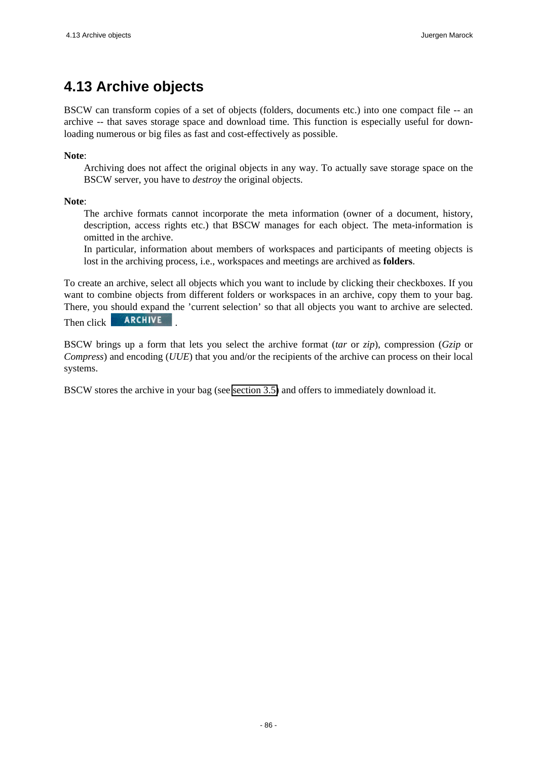## 4.13 Archive objects

BSCW can transform copies of a set of objects (folders, documents etc.) into one compact file -- an archive -- that saves storage space and download time. This function is especially useful for downloading numerous or big files as fast and cost-effectively as possible.

**Note**:

Archiving does not affect the original objects in any way. To actually save storage space on the BSCW server, you have to *destroy* the original objects.

**Note**:

The archive formats cannot incorporate the meta information (owner of a document, history, description, access rights etc.) that BSCW manages for each object. The meta-information is omitted in the archive.

In particular, information about members of workspaces and participants of meeting objects is lost in the archiving process, i.e., workspaces and meetings are archived as **folders**.

To create an archive, select all objects which you want to include by clicking their checkboxes. If you want to combine objects from different folders or workspaces in an archive, copy them to your bag. There, you should expand the 'current selection' so that all objects you want to archive are selected. Then click ARCHIVE .

BSCW brings up a form that lets you select the archive format (*tar* or *zip*), compression (*Gzip* or *Compress*) and encoding (*UUE*) that you and/or the recipients of the archive can process on their local systems.

BSCW stores the archive in your bag (see section 3.5) and offers to immediately download it.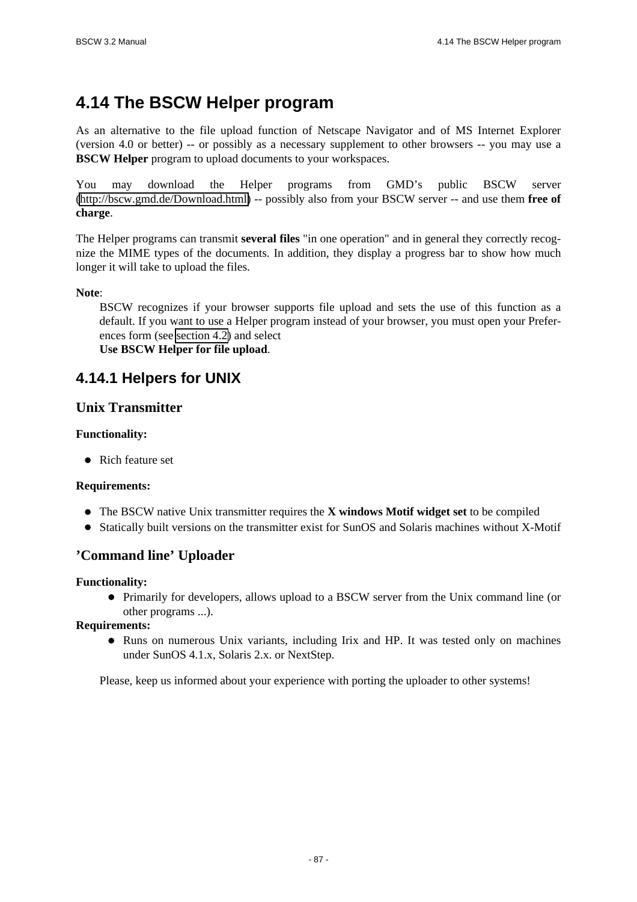# 4.14 The BSCW Helper program

As an alternative to the file upload function of Netscape Navigator and of MS Internet Explorer (version 4.0 or better) -- or possibly as a necessary supplement to other browsers -- you may use a **BSCW Helper** program to upload documents to your workspaces.

You may download the Helper programs from GMD's public BSCW server (http://bscw.gmd.de/Download.html) -- possibly also from your BSCW server -- and use them **free of charge**.

The Helper programs can transmit **several files** "in one operation" and in general they correctly recognize the MIME types of the documents. In addition, they display a progress bar to show how much longer it will take to upload the files.

**Note**:

BSCW recognizes if your browser supports file upload and sets the use of this function as a default. If you want to use a Helper program instead of your browser, you must open your Preferences form (see section 4.2) and select
**Use BSCW Helper for file upload**.

## 4.14.1 Helpers for UNIX

### Unix Transmitter

**Functionality:**

- Rich feature set

**Requirements:**

- The BSCW native Unix transmitter requires the **X windows Motif widget set** to be compiled
- Statically built versions on the transmitter exist for SunOS and Solaris machines without X-Motif

### 'Command line' Uploader

**Functionality:**

- Primarily for developers, allows upload to a BSCW server from the Unix command line (or other programs ...).

**Requirements:**

- Runs on numerous Unix variants, including Irix and HP. It was tested only on machines under SunOS 4.1.x, Solaris 2.x. or NextStep.

Please, keep us informed about your experience with porting the uploader to other systems!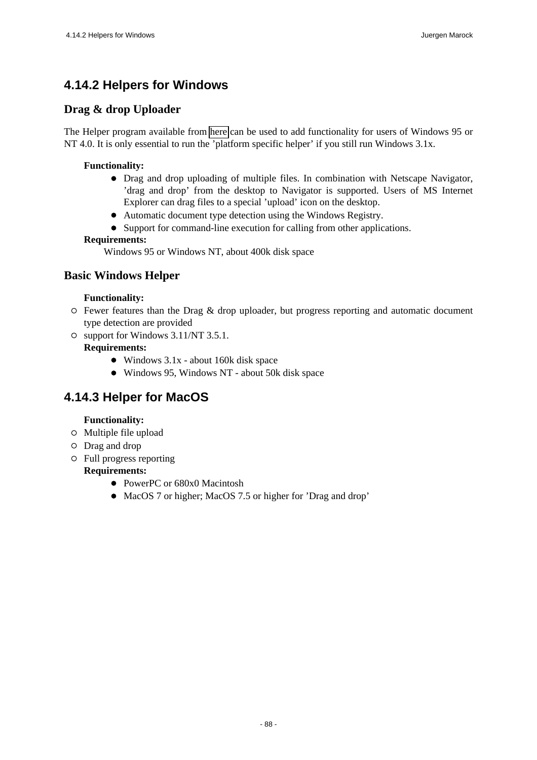## 4.14.2 Helpers for Windows

### Drag & drop Uploader

The Helper program available from here can be used to add functionality for users of Windows 95 or NT 4.0. It is only essential to run the ’platform specific helper’ if you still run Windows 3.1x.

**Functionality:**

- Drag and drop uploading of multiple files. In combination with Netscape Navigator, ’drag and drop’ from the desktop to Navigator is supported. Users of MS Internet Explorer can drag files to a special ’upload’ icon on the desktop.
- Automatic document type detection using the Windows Registry.
- Support for command-line execution for calling from other applications.

**Requirements:**

Windows 95 or Windows NT, about 400k disk space

### Basic Windows Helper

**Functionality:**

- Fewer features than the Drag & drop uploader, but progress reporting and automatic document type detection are provided
- support for Windows 3.11/NT 3.5.1.

**Requirements:**

- Windows 3.1x - about 160k disk space
- Windows 95, Windows NT - about 50k disk space

## 4.14.3 Helper for MacOS

**Functionality:**

- Multiple file upload
- Drag and drop
- Full progress reporting

**Requirements:**

- PowerPC or 680x0 Macintosh
- MacOS 7 or higher; MacOS 7.5 or higher for ’Drag and drop’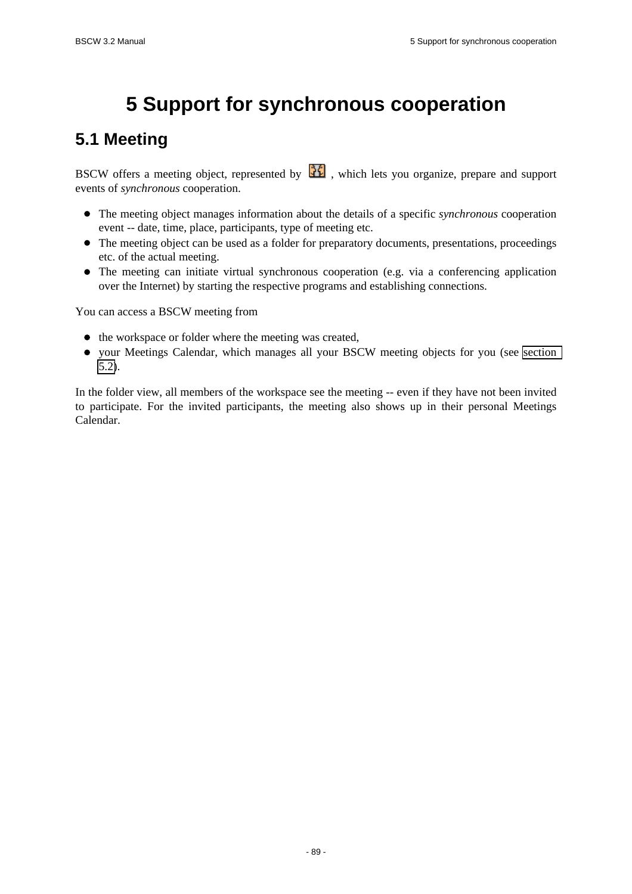# 5 Support for synchronous cooperation

## 5.1 Meeting

BSCW offers a meeting object, represented by , which lets you organize, prepare and support events of *synchronous* cooperation.

- The meeting object manages information about the details of a specific *synchronous* cooperation event -- date, time, place, participants, type of meeting etc.
- The meeting object can be used as a folder for preparatory documents, presentations, proceedings etc. of the actual meeting.
- The meeting can initiate virtual synchronous cooperation (e.g. via a conferencing application over the Internet) by starting the respective programs and establishing connections.

You can access a BSCW meeting from

- the workspace or folder where the meeting was created,
- your Meetings Calendar, which manages all your BSCW meeting objects for you (see section 5.2).

In the folder view, all members of the workspace see the meeting -- even if they have not been invited to participate. For the invited participants, the meeting also shows up in their personal Meetings Calendar.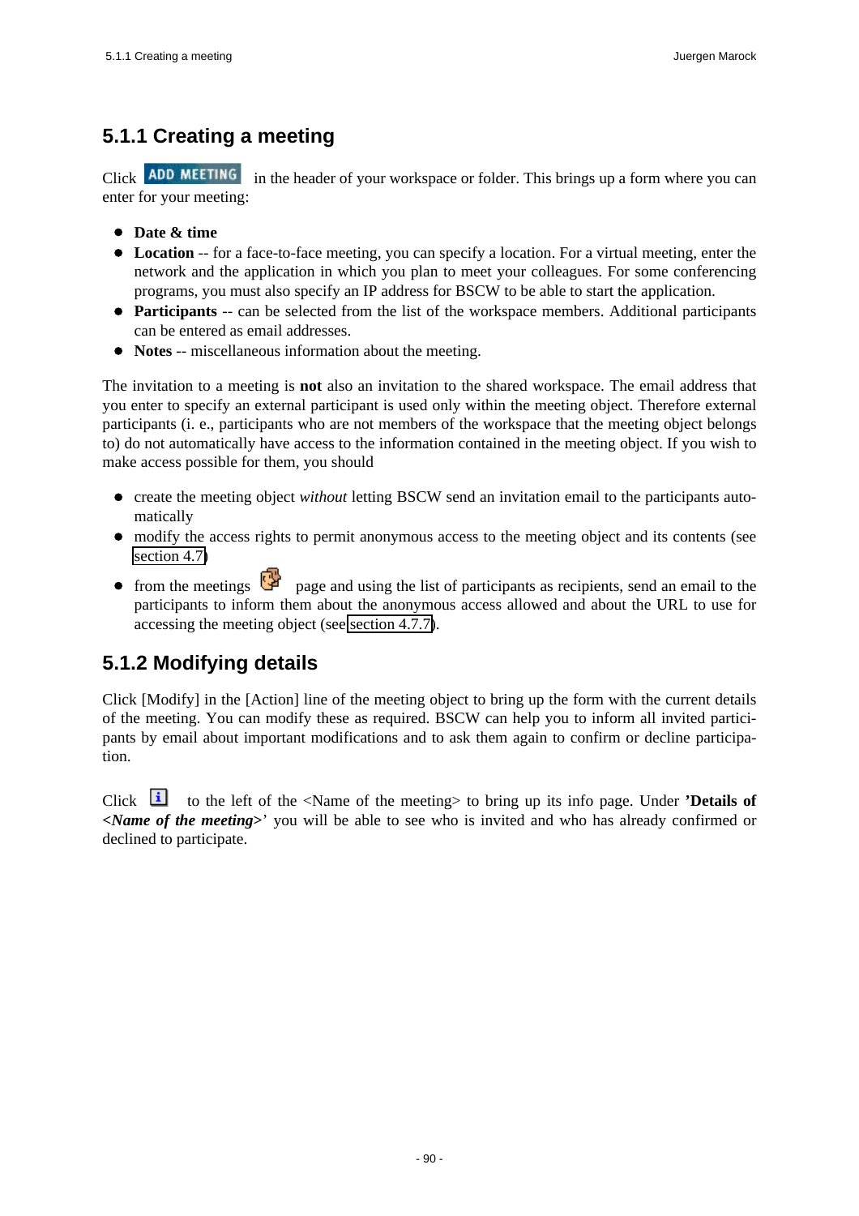## 5.1.1 Creating a meeting

Click ADD MEETING in the header of your workspace or folder. This brings up a form where you can enter for your meeting:

- **Date & time**
- **Location** -- for a face-to-face meeting, you can specify a location. For a virtual meeting, enter the network and the application in which you plan to meet your colleagues. For some conferencing programs, you must also specify an IP address for BSCW to be able to start the application.
- **Participants** -- can be selected from the list of the workspace members. Additional participants can be entered as email addresses.
- **Notes** -- miscellaneous information about the meeting.

The invitation to a meeting is **not** also an invitation to the shared workspace. The email address that you enter to specify an external participant is used only within the meeting object. Therefore external participants (i. e., participants who are not members of the workspace that the meeting object belongs to) do not automatically have access to the information contained in the meeting object. If you wish to make access possible for them, you should

- create the meeting object *without* letting BSCW send an invitation email to the participants automatically
- modify the access rights to permit anonymous access to the meeting object and its contents (see section 4.7)
- from the meetings page and using the list of participants as recipients, send an email to the participants to inform them about the anonymous access allowed and about the URL to use for accessing the meeting object (see section 4.7.7).

## 5.1.2 Modifying details

Click [Modify] in the [Action] line of the meeting object to bring up the form with the current details of the meeting. You can modify these as required. BSCW can help you to inform all invited participants by email about important modifications and to ask them again to confirm or decline participation.

Click to the left of the <Name of the meeting> to bring up its info page. Under **'Details of *<Name of the meeting>***' you will be able to see who is invited and who has already confirmed or declined to participate.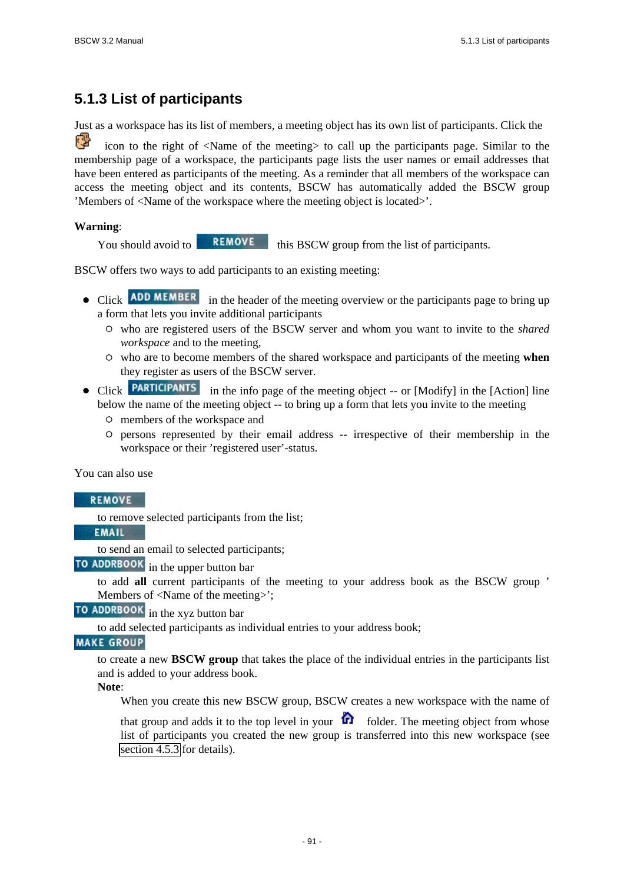## 5.1.3 List of participants

Just as a workspace has its list of members, a meeting object has its own list of participants. Click the icon to the right of <Name of the meeting> to call up the participants page. Similar to the membership page of a workspace, the participants page lists the user names or email addresses that have been entered as participants of the meeting. As a reminder that all members of the workspace can access the meeting object and its contents, BSCW has automatically added the BSCW group 'Members of <Name of the workspace where the meeting object is located>'.

**Warning**:

> You should avoid to REMOVE this BSCW group from the list of participants.

BSCW offers two ways to add participants to an existing meeting:

- Click ADD MEMBER in the header of the meeting overview or the participants page to bring up a form that lets you invite additional participants
  - who are registered users of the BSCW server and whom you want to invite to the *shared workspace* and to the meeting,
  - who are to become members of the shared workspace and participants of the meeting **when** they register as users of the BSCW server.
- Click PARTICIPANTS in the info page of the meeting object -- or [Modify] in the [Action] line below the name of the meeting object -- to bring up a form that lets you invite to the meeting
  - members of the workspace and
  - persons represented by their email address -- irrespective of their membership in the workspace or their 'registered user'-status.

You can also use

REMOVE
: to remove selected participants from the list;

EMAIL
: to send an email to selected participants;

TO ADDRBOOK in the upper button bar
: to add **all** current participants of the meeting to your address book as the BSCW group 'Members of <Name of the meeting>';

TO ADDRBOOK in the xyz button bar
: to add selected participants as individual entries to your address book;

MAKE GROUP
: to create a new **BSCW group** that takes the place of the individual entries in the participants list and is added to your address book.

  **Note**:

  > When you create this new BSCW group, BSCW creates a new workspace with the name of that group and adds it to the top level in your folder. The meeting object from whose list of participants you created the new group is transferred into this new workspace (see section 4.5.3 for details).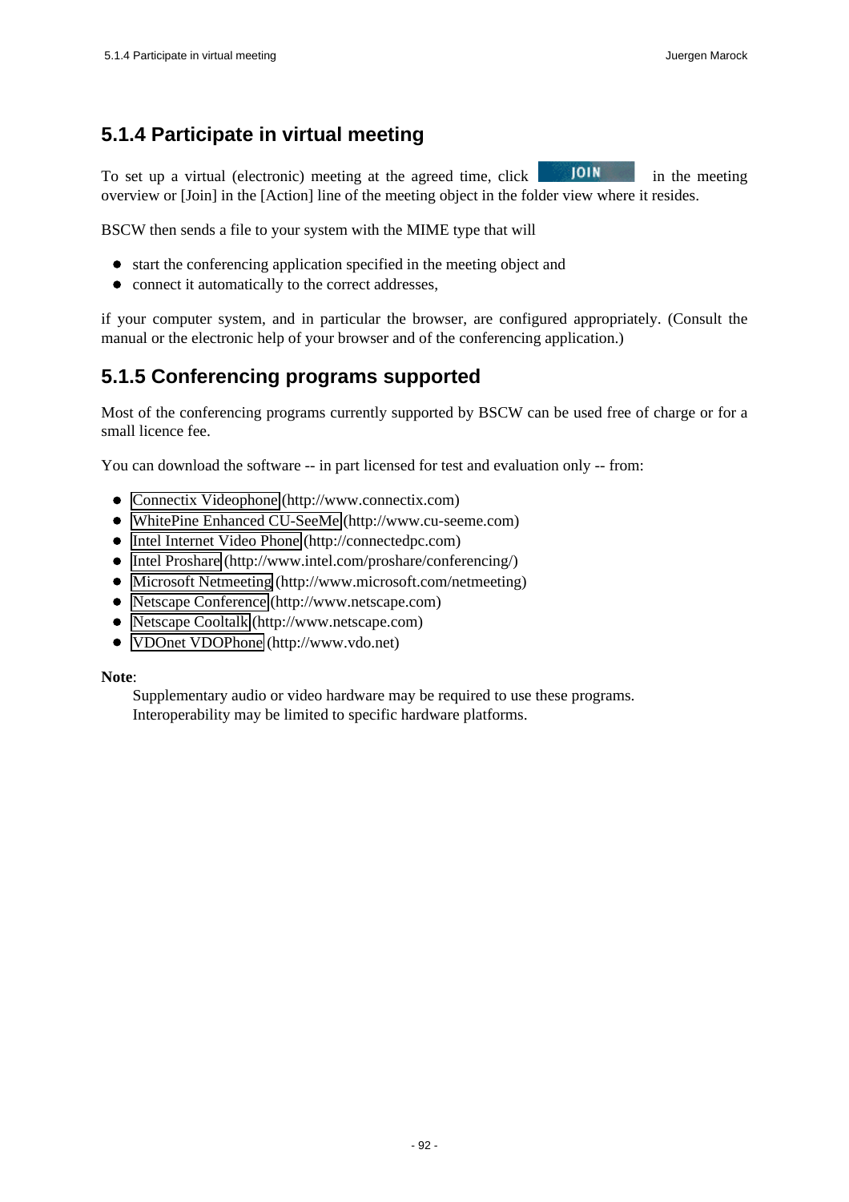## 5.1.4 Participate in virtual meeting

To set up a virtual (electronic) meeting at the agreed time, click JOIN in the meeting overview or [Join] in the [Action] line of the meeting object in the folder view where it resides.

BSCW then sends a file to your system with the MIME type that will

- start the conferencing application specified in the meeting object and
- connect it automatically to the correct addresses,

if your computer system, and in particular the browser, are configured appropriately. (Consult the manual or the electronic help of your browser and of the conferencing application.)

## 5.1.5 Conferencing programs supported

Most of the conferencing programs currently supported by BSCW can be used free of charge or for a small licence fee.

You can download the software -- in part licensed for test and evaluation only -- from:

- Connectix Videophone (http://www.connectix.com)
- WhitePine Enhanced CU-SeeMe (http://www.cu-seeme.com)
- Intel Internet Video Phone (http://connectedpc.com)
- Intel Proshare (http://www.intel.com/proshare/conferencing/)
- Microsoft Netmeeting (http://www.microsoft.com/netmeeting)
- Netscape Conference (http://www.netscape.com)
- Netscape Cooltalk (http://www.netscape.com)
- VDOnet VDOPhone (http://www.vdo.net)

**Note**:

Supplementary audio or video hardware may be required to use these programs.
Interoperability may be limited to specific hardware platforms.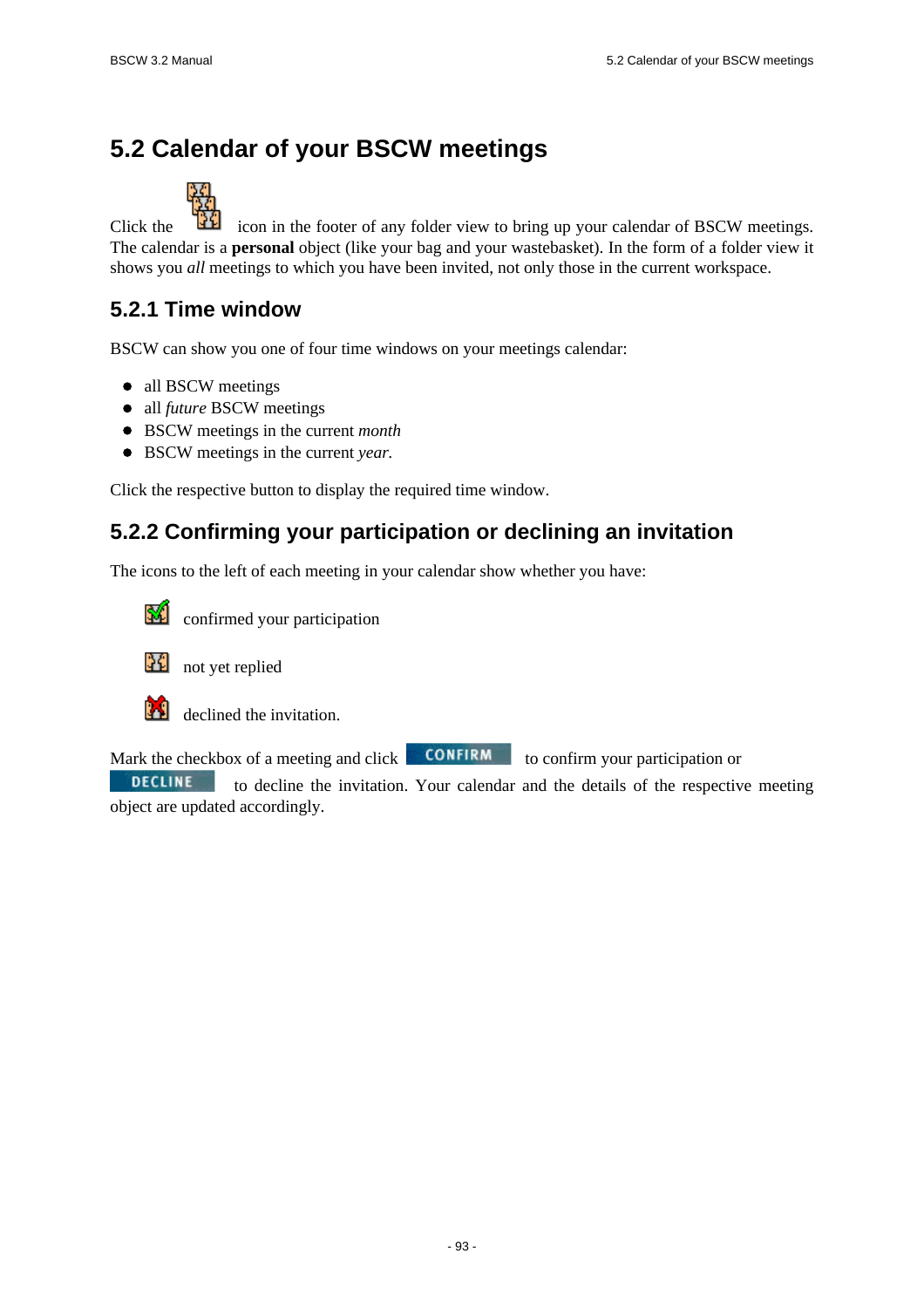# 5.2 Calendar of your BSCW meetings

Click the icon in the footer of any folder view to bring up your calendar of BSCW meetings. The calendar is a **personal** object (like your bag and your wastebasket). In the form of a folder view it shows you *all* meetings to which you have been invited, not only those in the current workspace.

## 5.2.1 Time window

BSCW can show you one of four time windows on your meetings calendar:

- all BSCW meetings
- all *future* BSCW meetings
- BSCW meetings in the current *month*
- BSCW meetings in the current *year*.

Click the respective button to display the required time window.

## 5.2.2 Confirming your participation or declining an invitation

The icons to the left of each meeting in your calendar show whether you have:

confirmed your participation

not yet replied

declined the invitation.

Mark the checkbox of a meeting and click CONFIRM to confirm your participation or DECLINE to decline the invitation. Your calendar and the details of the respective meeting object are updated accordingly.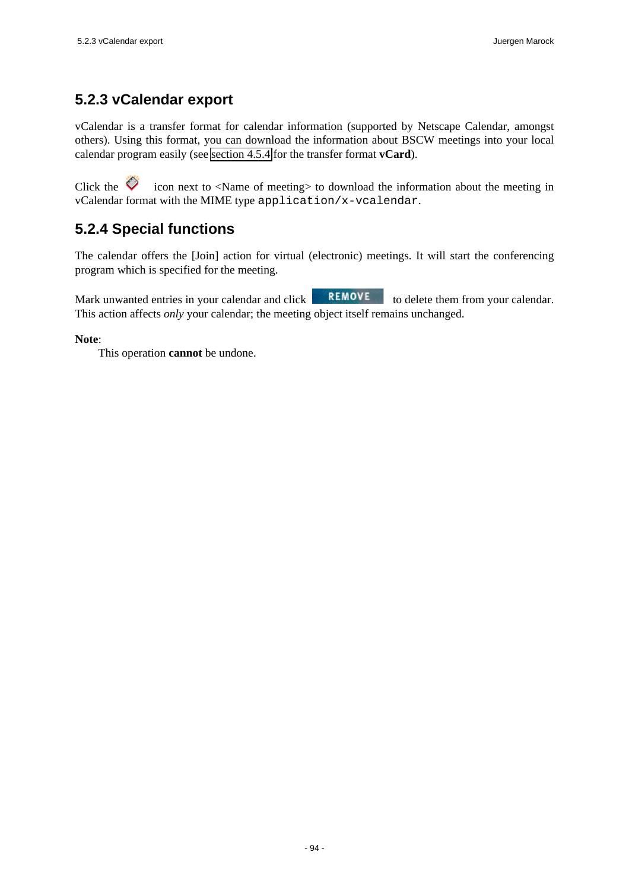### 5.2.3 vCalendar export

vCalendar is a transfer format for calendar information (supported by Netscape Calendar, amongst others). Using this format, you can download the information about BSCW meetings into your local calendar program easily (see section 4.5.4 for the transfer format **vCard**).

Click the icon next to <Name of meeting> to download the information about the meeting in vCalendar format with the MIME type `application/x-vcalendar`.

### 5.2.4 Special functions

The calendar offers the [Join] action for virtual (electronic) meetings. It will start the conferencing program which is specified for the meeting.

Mark unwanted entries in your calendar and click REMOVE to delete them from your calendar. This action affects *only* your calendar; the meeting object itself remains unchanged.

**Note**:
This operation **cannot** be undone.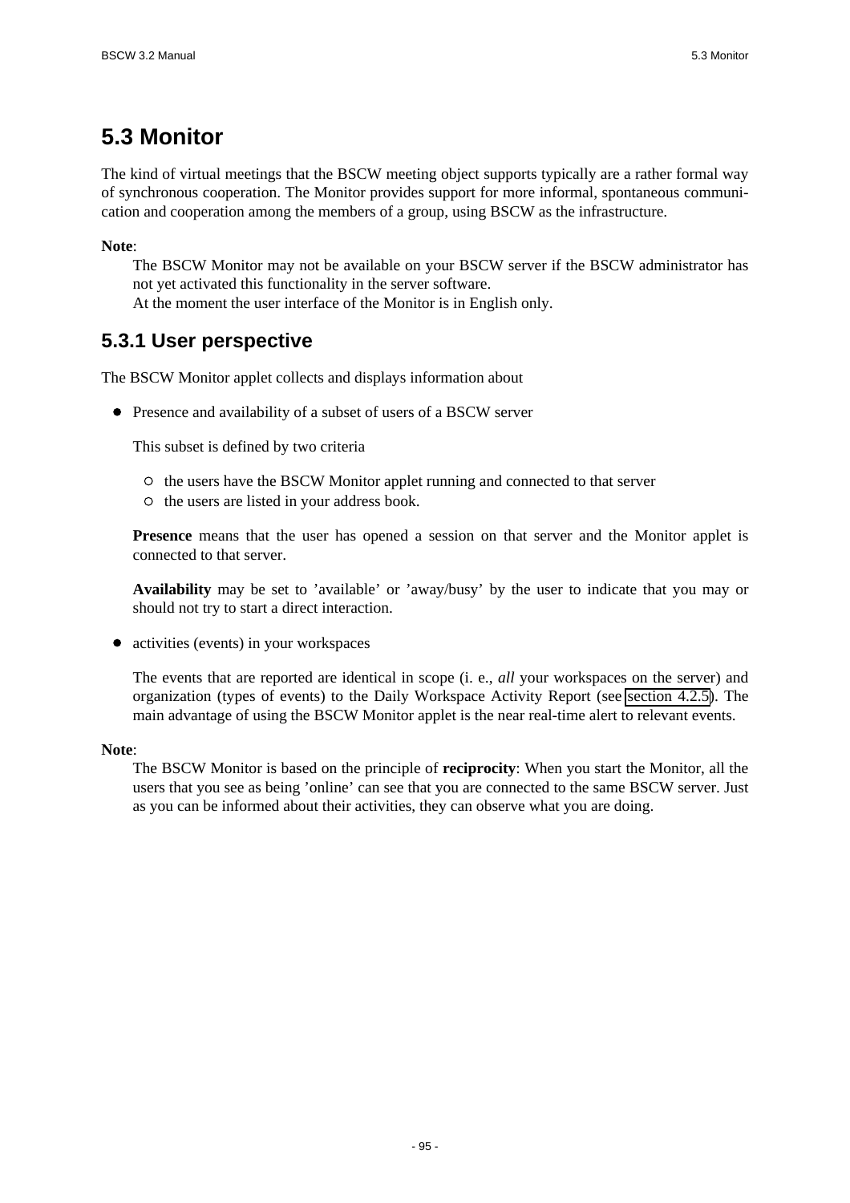## 5.3 Monitor

The kind of virtual meetings that the BSCW meeting object supports typically are a rather formal way of synchronous cooperation. The Monitor provides support for more informal, spontaneous communication and cooperation among the members of a group, using BSCW as the infrastructure.

**Note**:

The BSCW Monitor may not be available on your BSCW server if the BSCW administrator has not yet activated this functionality in the server software.
At the moment the user interface of the Monitor is in English only.

### 5.3.1 User perspective

The BSCW Monitor applet collects and displays information about

- Presence and availability of a subset of users of a BSCW server

  This subset is defined by two criteria

  - the users have the BSCW Monitor applet running and connected to that server
  - the users are listed in your address book.

  **Presence** means that the user has opened a session on that server and the Monitor applet is connected to that server.

  **Availability** may be set to 'available' or 'away/busy' by the user to indicate that you may or should not try to start a direct interaction.

- activities (events) in your workspaces

  The events that are reported are identical in scope (i. e., *all* your workspaces on the server) and organization (types of events) to the Daily Workspace Activity Report (see section 4.2.5). The main advantage of using the BSCW Monitor applet is the near real-time alert to relevant events.

**Note**:

The BSCW Monitor is based on the principle of **reciprocity**: When you start the Monitor, all the users that you see as being 'online' can see that you are connected to the same BSCW server. Just as you can be informed about their activities, they can observe what you are doing.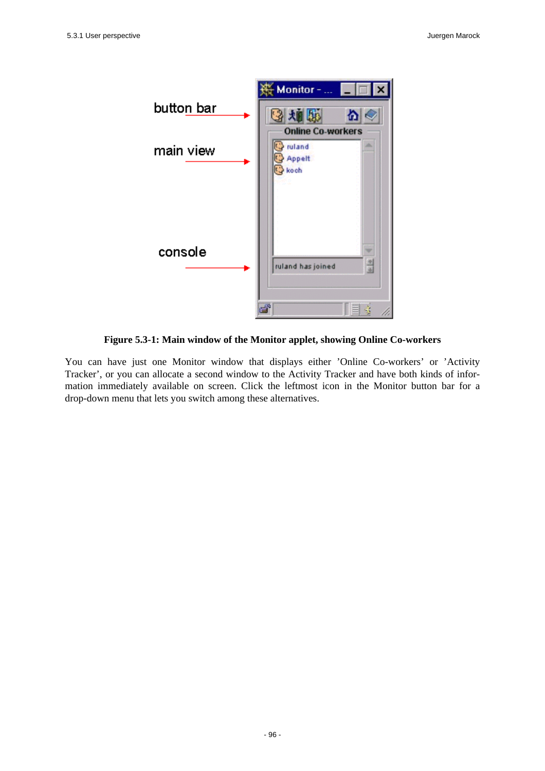**Figure 5.3-1: Main window of the Monitor applet, showing Online Co-workers**

You can have just one Monitor window that displays either 'Online Co-workers' or 'Activity Tracker', or you can allocate a second window to the Activity Tracker and have both kinds of information immediately available on screen. Click the leftmost icon in the Monitor button bar for a drop-down menu that lets you switch among these alternatives.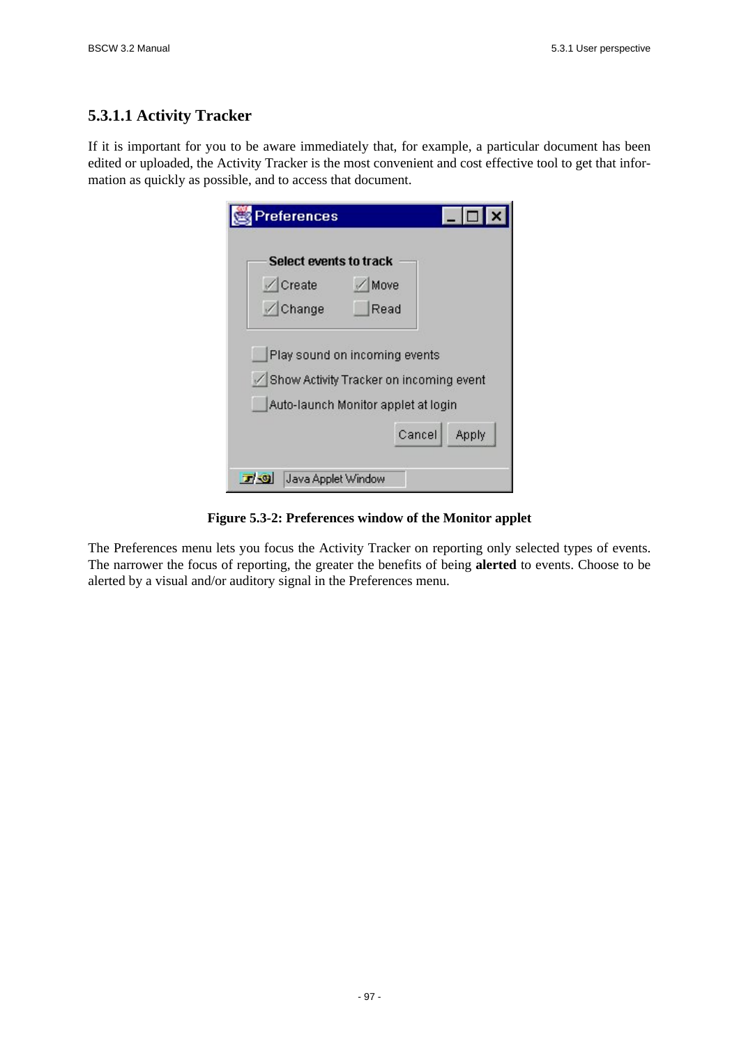### 5.3.1.1 Activity Tracker

If it is important for you to be aware immediately that, for example, a particular document has been edited or uploaded, the Activity Tracker is the most convenient and cost effective tool to get that information as quickly as possible, and to access that document.

**Figure 5.3-2: Preferences window of the Monitor applet**

The Preferences menu lets you focus the Activity Tracker on reporting only selected types of events. The narrower the focus of reporting, the greater the benefits of being **alerted** to events. Choose to be alerted by a visual and/or auditory signal in the Preferences menu.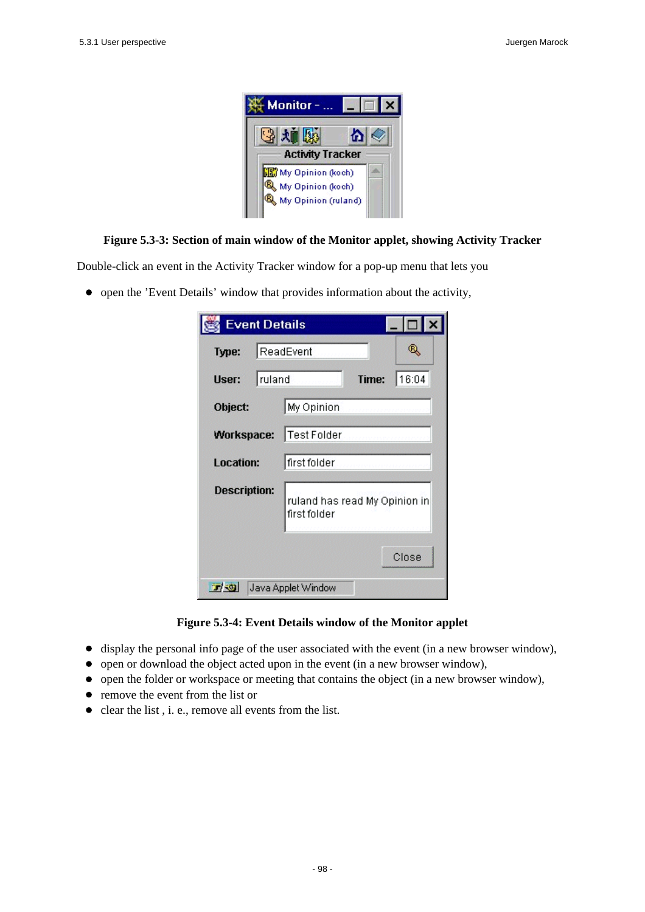**Figure 5.3-3: Section of main window of the Monitor applet, showing Activity Tracker**

Double-click an event in the Activity Tracker window for a pop-up menu that lets you

- open the 'Event Details' window that provides information about the activity,

**Figure 5.3-4: Event Details window of the Monitor applet**

- display the personal info page of the user associated with the event (in a new browser window),
- open or download the object acted upon in the event (in a new browser window),
- open the folder or workspace or meeting that contains the object (in a new browser window),
- remove the event from the list or
- clear the list , i. e., remove all events from the list.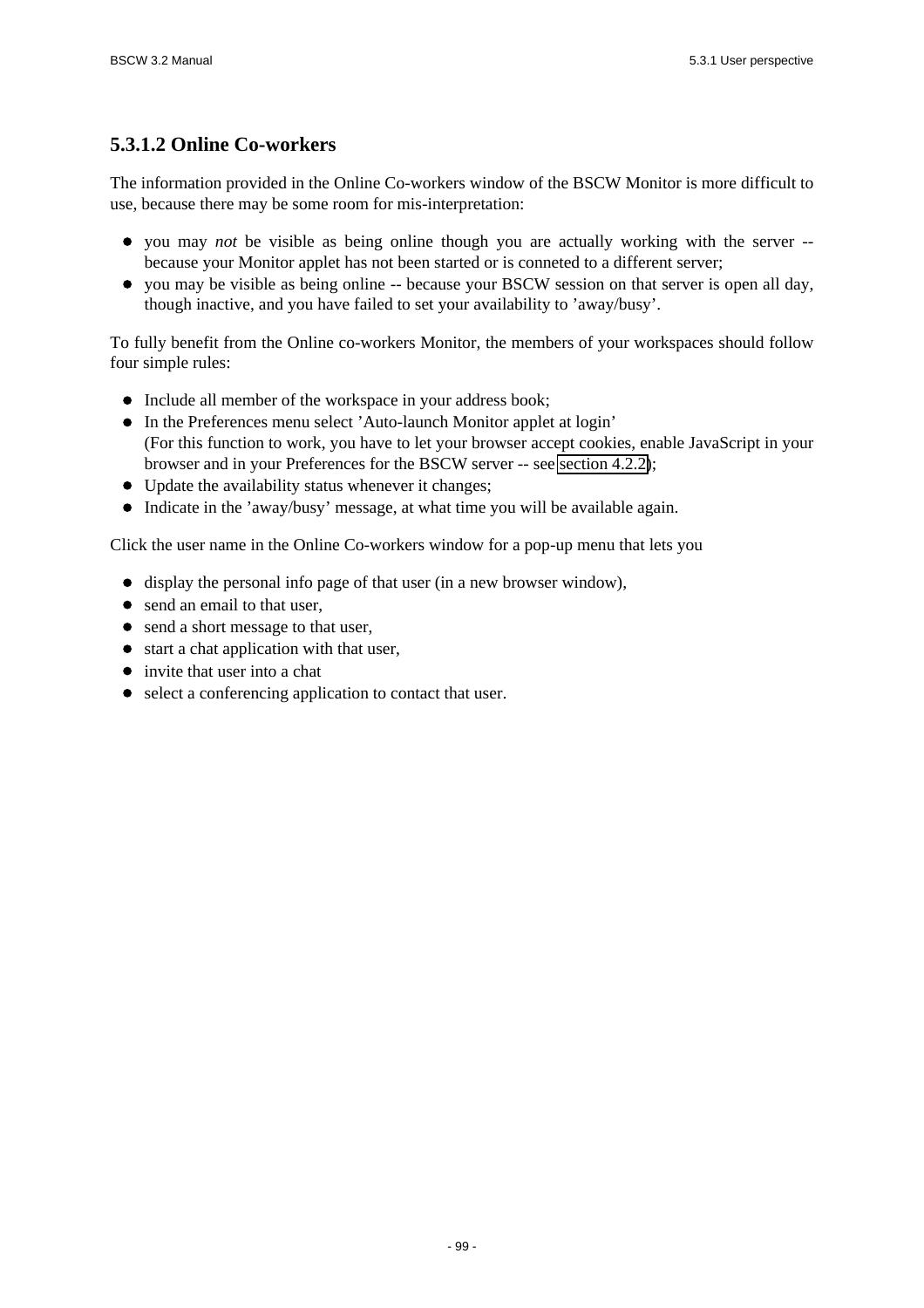#### 5.3.1.2 Online Co-workers

The information provided in the Online Co-workers window of the BSCW Monitor is more difficult to use, because there may be some room for mis-interpretation:

- you may *not* be visible as being online though you are actually working with the server -- because your Monitor applet has not been started or is conneted to a different server;
- you may be visible as being online -- because your BSCW session on that server is open all day, though inactive, and you have failed to set your availability to 'away/busy'.

To fully benefit from the Online co-workers Monitor, the members of your workspaces should follow four simple rules:

- Include all member of the workspace in your address book;
- In the Preferences menu select 'Auto-launch Monitor applet at login'
  (For this function to work, you have to let your browser accept cookies, enable JavaScript in your browser and in your Preferences for the BSCW server -- see section 4.2.2);
- Update the availability status whenever it changes;
- Indicate in the 'away/busy' message, at what time you will be available again.

Click the user name in the Online Co-workers window for a pop-up menu that lets you

- display the personal info page of that user (in a new browser window),
- send an email to that user,
- send a short message to that user,
- start a chat application with that user,
- invite that user into a chat
- select a conferencing application to contact that user.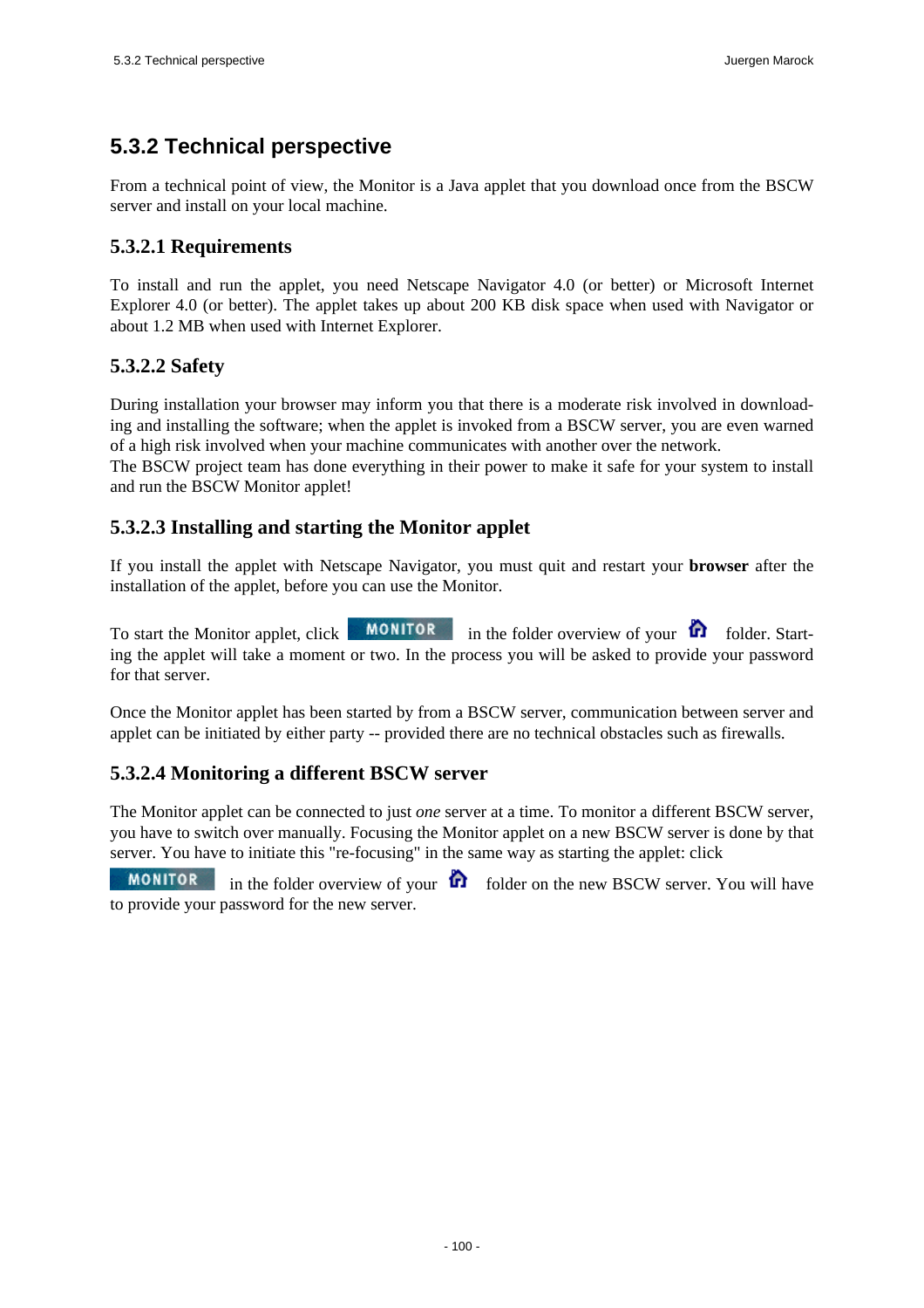## 5.3.2 Technical perspective

From a technical point of view, the Monitor is a Java applet that you download once from the BSCW server and install on your local machine.

### 5.3.2.1 Requirements

To install and run the applet, you need Netscape Navigator 4.0 (or better) or Microsoft Internet Explorer 4.0 (or better). The applet takes up about 200 KB disk space when used with Navigator or about 1.2 MB when used with Internet Explorer.

### 5.3.2.2 Safety

During installation your browser may inform you that there is a moderate risk involved in downloading and installing the software; when the applet is invoked from a BSCW server, you are even warned of a high risk involved when your machine communicates with another over the network.
The BSCW project team has done everything in their power to make it safe for your system to install and run the BSCW Monitor applet!

### 5.3.2.3 Installing and starting the Monitor applet

If you install the applet with Netscape Navigator, you must quit and restart your **browser** after the installation of the applet, before you can use the Monitor.

To start the Monitor applet, click MONITOR in the folder overview of your folder. Starting the applet will take a moment or two. In the process you will be asked to provide your password for that server.

Once the Monitor applet has been started by from a BSCW server, communication between server and applet can be initiated by either party -- provided there are no technical obstacles such as firewalls.

### 5.3.2.4 Monitoring a different BSCW server

The Monitor applet can be connected to just *one* server at a time. To monitor a different BSCW server, you have to switch over manually. Focusing the Monitor applet on a new BSCW server is done by that server. You have to initiate this "re-focusing" in the same way as starting the applet: click MONITOR in the folder overview of your folder on the new BSCW server. You will have to provide your password for the new server.